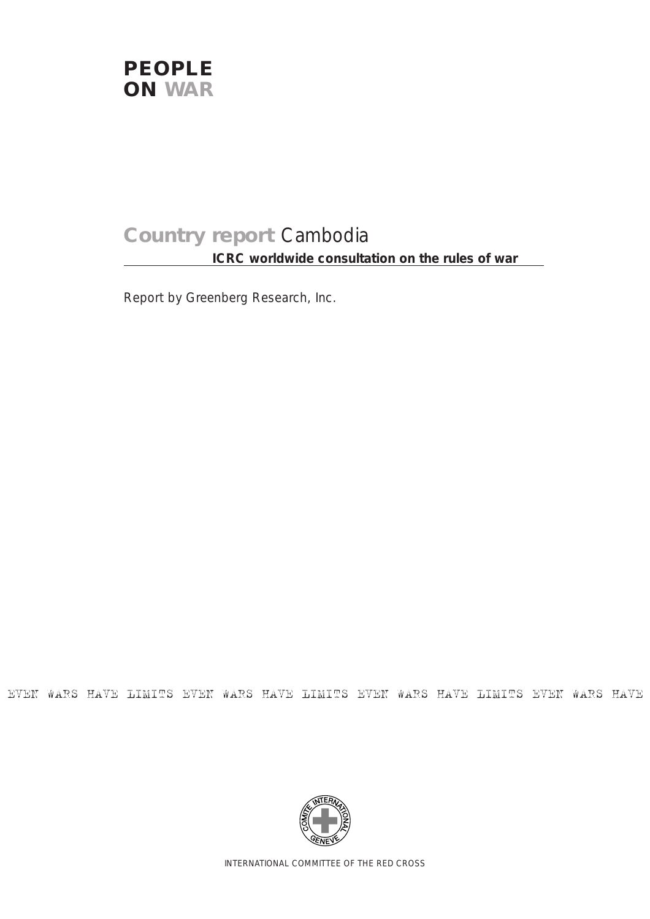# PEOPLE ON WAR

## Country report Cambodia

**ICRC worldwide consultation on the rules of war**

Report by Greenberg Research, Inc.

EVEN WARS HAVE LIMITS EVEN WARS HAVE LIMITS EVEN WARS HAVE LIMITS EVEN WARS HAVE

COMITE INTERNATIONAL GENEVE

INTERNATIONAL COMMITTEE OF THE RED CROSS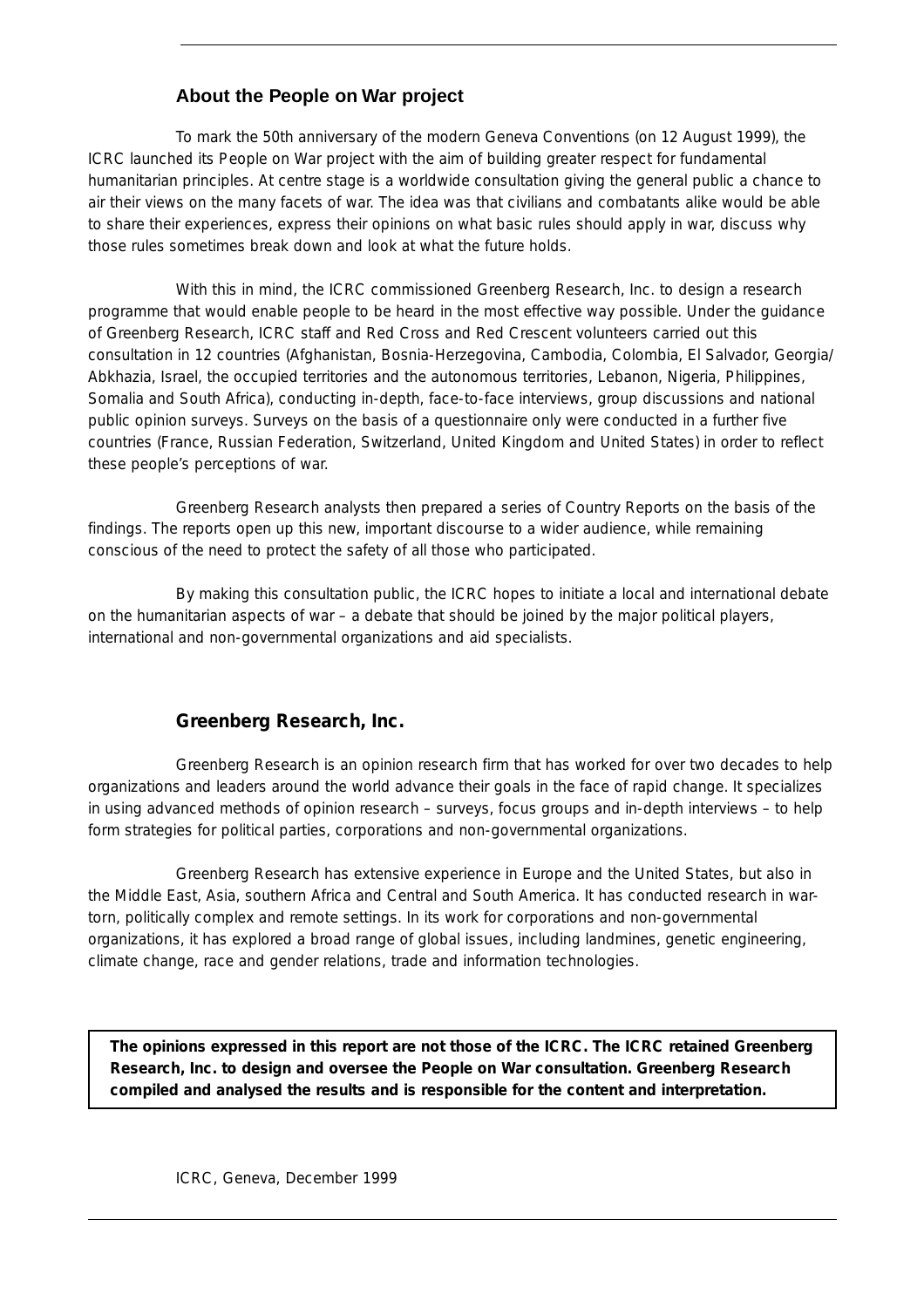## About the People on War project

To mark the 50th anniversary of the modern Geneva Conventions (on 12 August 1999), the ICRC launched its People on War project with the aim of building greater respect for fundamental humanitarian principles. At centre stage is a worldwide consultation giving the general public a chance to air their views on the many facets of war. The idea was that civilians and combatants alike would be able to share their experiences, express their opinions on what basic rules should apply in war, discuss why those rules sometimes break down and look at what the future holds.

With this in mind, the ICRC commissioned Greenberg Research, Inc. to design a research programme that would enable people to be heard in the most effective way possible. Under the guidance of Greenberg Research, ICRC staff and Red Cross and Red Crescent volunteers carried out this consultation in 12 countries (Afghanistan, Bosnia-Herzegovina, Cambodia, Colombia, El Salvador, Georgia/ Abkhazia, Israel, the occupied territories and the autonomous territories, Lebanon, Nigeria, Philippines, Somalia and South Africa), conducting in-depth, face-to-face interviews, group discussions and national public opinion surveys. Surveys on the basis of a questionnaire only were conducted in a further five countries (France, Russian Federation, Switzerland, United Kingdom and United States) in order to reflect these people's perceptions of war.

Greenberg Research analysts then prepared a series of Country Reports on the basis of the findings. The reports open up this new, important discourse to a wider audience, while remaining conscious of the need to protect the safety of all those who participated.

By making this consultation public, the ICRC hopes to initiate a local and international debate on the humanitarian aspects of war – a debate that should be joined by the major political players, international and non-governmental organizations and aid specialists.

## Greenberg Research, Inc.

Greenberg Research is an opinion research firm that has worked for over two decades to help organizations and leaders around the world advance their goals in the face of rapid change. It specializes in using advanced methods of opinion research – surveys, focus groups and in-depth interviews – to help form strategies for political parties, corporations and non-governmental organizations.

Greenberg Research has extensive experience in Europe and the United States, but also in the Middle East, Asia, southern Africa and Central and South America. It has conducted research in war-torn, politically complex and remote settings. In its work for corporations and non-governmental organizations, it has explored a broad range of global issues, including landmines, genetic engineering, climate change, race and gender relations, trade and information technologies.

**The opinions expressed in this report are not those of the ICRC. The ICRC retained Greenberg Research, Inc. to design and oversee the People on War consultation. Greenberg Research compiled and analysed the results and is responsible for the content and interpretation.**

ICRC, Geneva, December 1999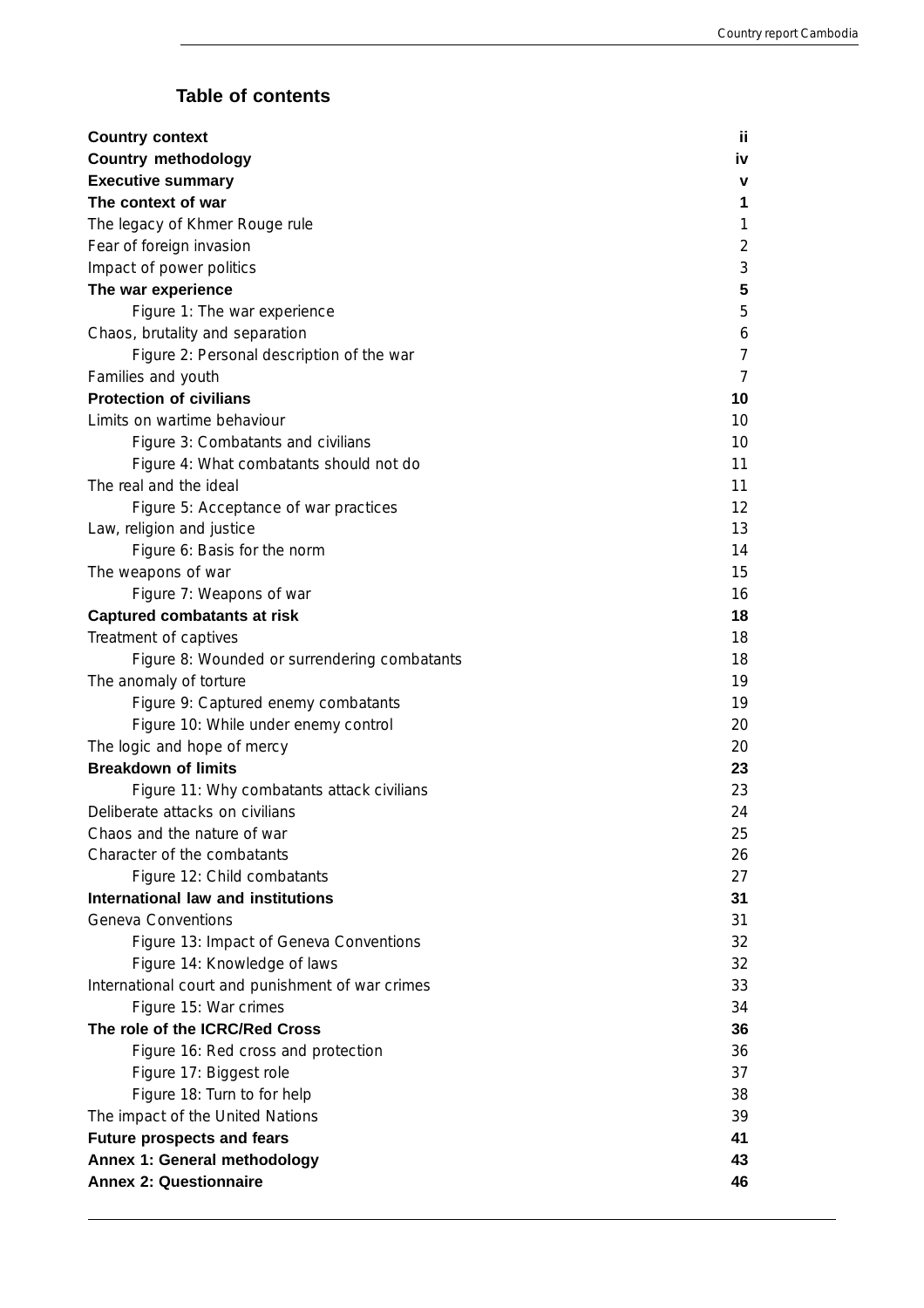## Table of contents

| | |
|---|---|
| **Country context** | **ii** |
| **Country methodology** | **iv** |
| **Executive summary** | **v** |
| **The context of war** | **1** |
| The legacy of Khmer Rouge rule | 1 |
| Fear of foreign invasion | 2 |
| Impact of power politics | 3 |
| **The war experience** | **5** |
| Figure 1: The war experience | 5 |
| Chaos, brutality and separation | 6 |
| Figure 2: Personal description of the war | 7 |
| Families and youth | 7 |
| **Protection of civilians** | **10** |
| Limits on wartime behaviour | 10 |
| Figure 3: Combatants and civilians | 10 |
| Figure 4: What combatants should not do | 11 |
| The real and the ideal | 11 |
| Figure 5: Acceptance of war practices | 12 |
| Law, religion and justice | 13 |
| Figure 6: Basis for the norm | 14 |
| The weapons of war | 15 |
| Figure 7: Weapons of war | 16 |
| **Captured combatants at risk** | **18** |
| Treatment of captives | 18 |
| Figure 8: Wounded or surrendering combatants | 18 |
| The anomaly of torture | 19 |
| Figure 9: Captured enemy combatants | 19 |
| Figure 10: While under enemy control | 20 |
| The logic and hope of mercy | 20 |
| **Breakdown of limits** | **23** |
| Figure 11: Why combatants attack civilians | 23 |
| Deliberate attacks on civilians | 24 |
| Chaos and the nature of war | 25 |
| Character of the combatants | 26 |
| Figure 12: Child combatants | 27 |
| **International law and institutions** | **31** |
| Geneva Conventions | 31 |
| Figure 13: Impact of Geneva Conventions | 32 |
| Figure 14: Knowledge of laws | 32 |
| International court and punishment of war crimes | 33 |
| Figure 15: War crimes | 34 |
| **The role of the ICRC/Red Cross** | **36** |
| Figure 16: Red cross and protection | 36 |
| Figure 17: Biggest role | 37 |
| Figure 18: Turn to for help | 38 |
| The impact of the United Nations | 39 |
| **Future prospects and fears** | **41** |
| **Annex 1: General methodology** | **43** |
| **Annex 2: Questionnaire** | **46** |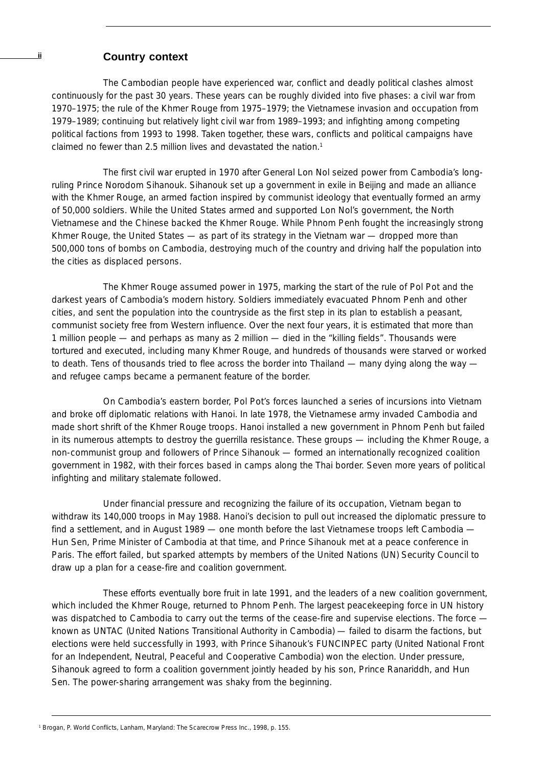## Country context

The Cambodian people have experienced war, conflict and deadly political clashes almost continuously for the past 30 years. These years can be roughly divided into five phases: a civil war from 1970–1975; the rule of the Khmer Rouge from 1975–1979; the Vietnamese invasion and occupation from 1979–1989; continuing but relatively light civil war from 1989–1993; and infighting among competing political factions from 1993 to 1998. Taken together, these wars, conflicts and political campaigns have claimed no fewer than 2.5 million lives and devastated the nation.[1]

The first civil war erupted in 1970 after General Lon Nol seized power from Cambodia's long-ruling Prince Norodom Sihanouk. Sihanouk set up a government in exile in Beijing and made an alliance with the Khmer Rouge, an armed faction inspired by communist ideology that eventually formed an army of 50,000 soldiers. While the United States armed and supported Lon Nol's government, the North Vietnamese and the Chinese backed the Khmer Rouge. While Phnom Penh fought the increasingly strong Khmer Rouge, the United States — as part of its strategy in the Vietnam war — dropped more than 500,000 tons of bombs on Cambodia, destroying much of the country and driving half the population into the cities as displaced persons.

The Khmer Rouge assumed power in 1975, marking the start of the rule of Pol Pot and the darkest years of Cambodia's modern history. Soldiers immediately evacuated Phnom Penh and other cities, and sent the population into the countryside as the first step in its plan to establish a peasant, communist society free from Western influence. Over the next four years, it is estimated that more than 1 million people — and perhaps as many as 2 million — died in the "killing fields". Thousands were tortured and executed, including many Khmer Rouge, and hundreds of thousands were starved or worked to death. Tens of thousands tried to flee across the border into Thailand — many dying along the way — and refugee camps became a permanent feature of the border.

On Cambodia's eastern border, Pol Pot's forces launched a series of incursions into Vietnam and broke off diplomatic relations with Hanoi. In late 1978, the Vietnamese army invaded Cambodia and made short shrift of the Khmer Rouge troops. Hanoi installed a new government in Phnom Penh but failed in its numerous attempts to destroy the guerrilla resistance. These groups — including the Khmer Rouge, a non-communist group and followers of Prince Sihanouk — formed an internationally recognized coalition government in 1982, with their forces based in camps along the Thai border. Seven more years of political infighting and military stalemate followed.

Under financial pressure and recognizing the failure of its occupation, Vietnam began to withdraw its 140,000 troops in May 1988. Hanoi's decision to pull out increased the diplomatic pressure to find a settlement, and in August 1989 — one month before the last Vietnamese troops left Cambodia — Hun Sen, Prime Minister of Cambodia at that time, and Prince Sihanouk met at a peace conference in Paris. The effort failed, but sparked attempts by members of the United Nations (UN) Security Council to draw up a plan for a cease-fire and coalition government.

These efforts eventually bore fruit in late 1991, and the leaders of a new coalition government, which included the Khmer Rouge, returned to Phnom Penh. The largest peacekeeping force in UN history was dispatched to Cambodia to carry out the terms of the cease-fire and supervise elections. The force — known as UNTAC (United Nations Transitional Authority in Cambodia) — failed to disarm the factions, but elections were held successfully in 1993, with Prince Sihanouk's FUNCINPEC party (United National Front for an Independent, Neutral, Peaceful and Cooperative Cambodia) won the election. Under pressure, Sihanouk agreed to form a coalition government jointly headed by his son, Prince Ranariddh, and Hun Sen. The power-sharing arrangement was shaky from the beginning.

---

[1] Brogan, P. World Conflicts, Lanham, Maryland: The Scarecrow Press Inc., 1998, p. 155.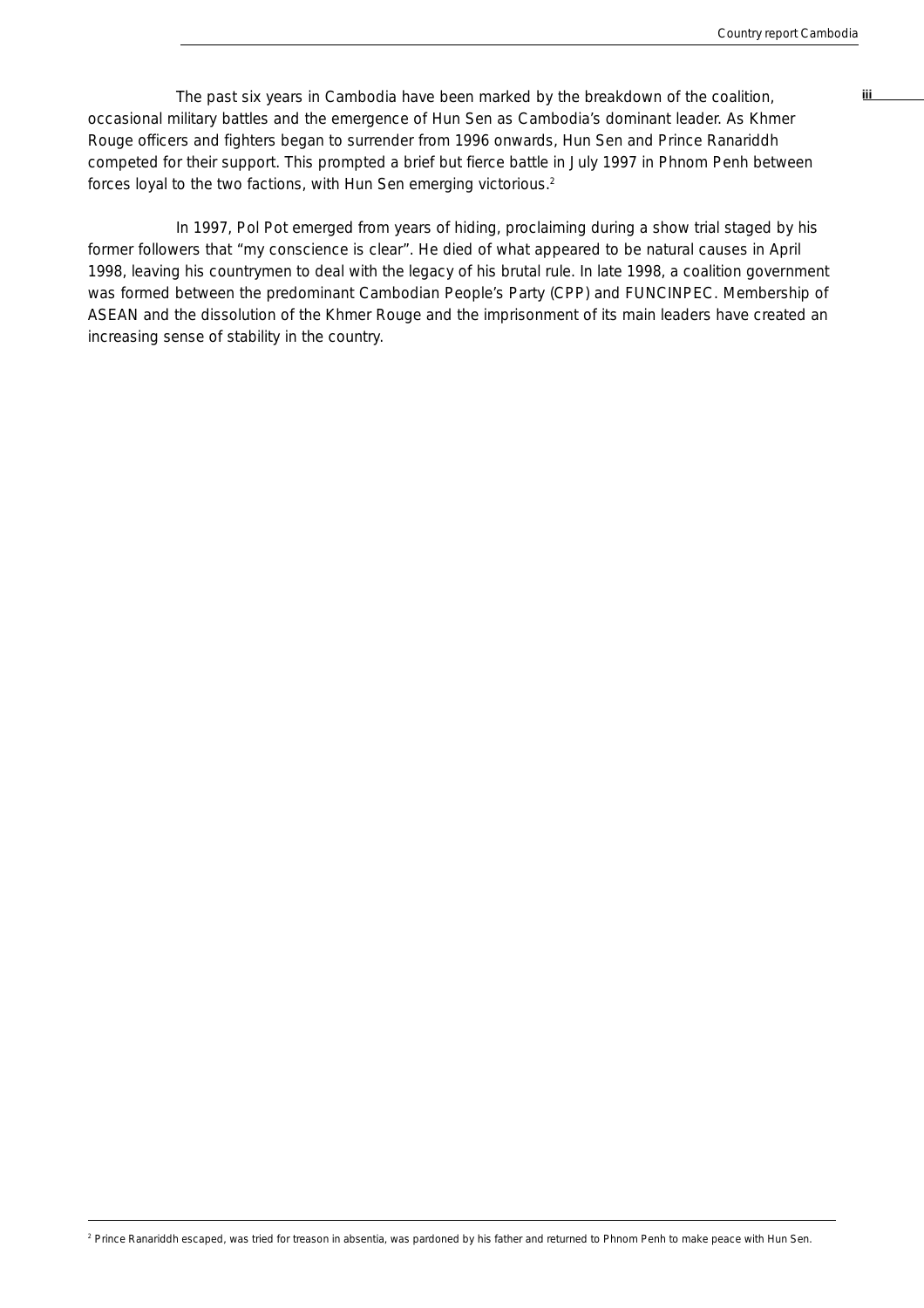The past six years in Cambodia have been marked by the breakdown of the coalition, occasional military battles and the emergence of Hun Sen as Cambodia's dominant leader. As Khmer Rouge officers and fighters began to surrender from 1996 onwards, Hun Sen and Prince Ranariddh competed for their support. This prompted a brief but fierce battle in July 1997 in Phnom Penh between forces loyal to the two factions, with Hun Sen emerging victorious.[2]

In 1997, Pol Pot emerged from years of hiding, proclaiming during a show trial staged by his former followers that "my conscience is clear". He died of what appeared to be natural causes in April 1998, leaving his countrymen to deal with the legacy of his brutal rule. In late 1998, a coalition government was formed between the predominant Cambodian People's Party (CPP) and FUNCINPEC. Membership of ASEAN and the dissolution of the Khmer Rouge and the imprisonment of its main leaders have created an increasing sense of stability in the country.

[2] Prince Ranariddh escaped, was tried for treason in absentia, was pardoned by his father and returned to Phnom Penh to make peace with Hun Sen.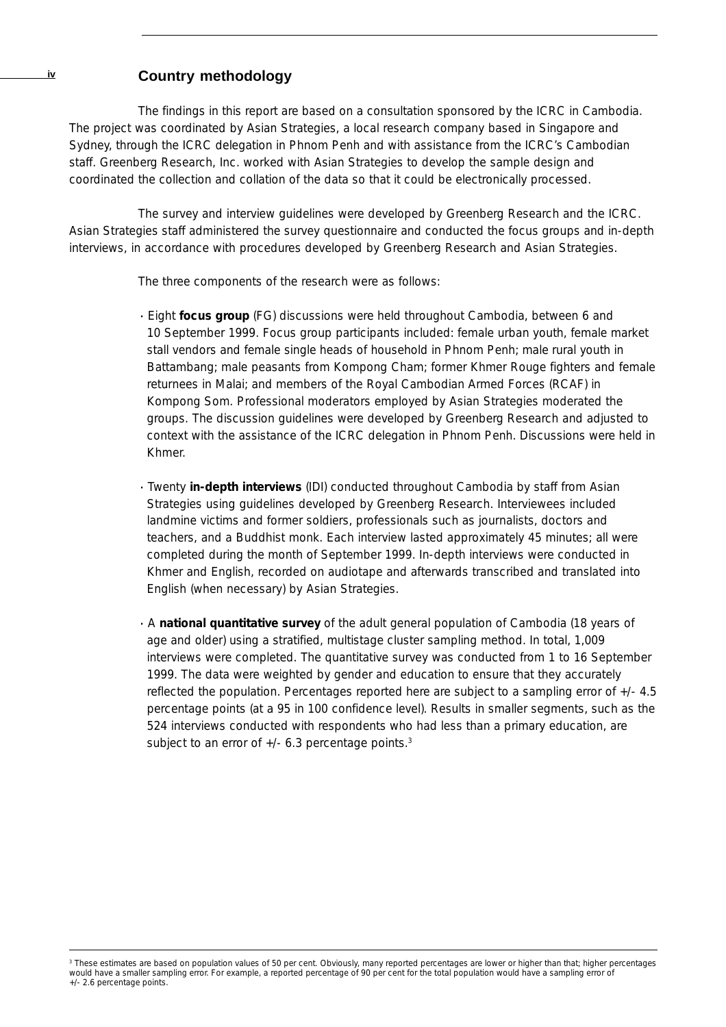## Country methodology

The findings in this report are based on a consultation sponsored by the ICRC in Cambodia. The project was coordinated by Asian Strategies, a local research company based in Singapore and Sydney, through the ICRC delegation in Phnom Penh and with assistance from the ICRC's Cambodian staff. Greenberg Research, Inc. worked with Asian Strategies to develop the sample design and coordinated the collection and collation of the data so that it could be electronically processed.

The survey and interview guidelines were developed by Greenberg Research and the ICRC. Asian Strategies staff administered the survey questionnaire and conducted the focus groups and in-depth interviews, in accordance with procedures developed by Greenberg Research and Asian Strategies.

The three components of the research were as follows:

- Eight **focus group** (FG) discussions were held throughout Cambodia, between 6 and 10 September 1999. Focus group participants included: female urban youth, female market stall vendors and female single heads of household in Phnom Penh; male rural youth in Battambang; male peasants from Kompong Cham; former Khmer Rouge fighters and female returnees in Malai; and members of the Royal Cambodian Armed Forces (RCAF) in Kompong Som. Professional moderators employed by Asian Strategies moderated the groups. The discussion guidelines were developed by Greenberg Research and adjusted to context with the assistance of the ICRC delegation in Phnom Penh. Discussions were held in Khmer.

- Twenty **in-depth interviews** (IDI) conducted throughout Cambodia by staff from Asian Strategies using guidelines developed by Greenberg Research. Interviewees included landmine victims and former soldiers, professionals such as journalists, doctors and teachers, and a Buddhist monk. Each interview lasted approximately 45 minutes; all were completed during the month of September 1999. In-depth interviews were conducted in Khmer and English, recorded on audiotape and afterwards transcribed and translated into English (when necessary) by Asian Strategies.

- A **national quantitative survey** of the adult general population of Cambodia (18 years of age and older) using a stratified, multistage cluster sampling method. In total, 1,009 interviews were completed. The quantitative survey was conducted from 1 to 16 September 1999. The data were weighted by gender and education to ensure that they accurately reflected the population. Percentages reported here are subject to a sampling error of +/- 4.5 percentage points (at a 95 in 100 confidence level). Results in smaller segments, such as the 524 interviews conducted with respondents who had less than a primary education, are subject to an error of +/- 6.3 percentage points.[3]

[3] These estimates are based on population values of 50 per cent. Obviously, many reported percentages are lower or higher than that; higher percentages would have a smaller sampling error. For example, a reported percentage of 90 per cent for the total population would have a sampling error of +/- 2.6 percentage points.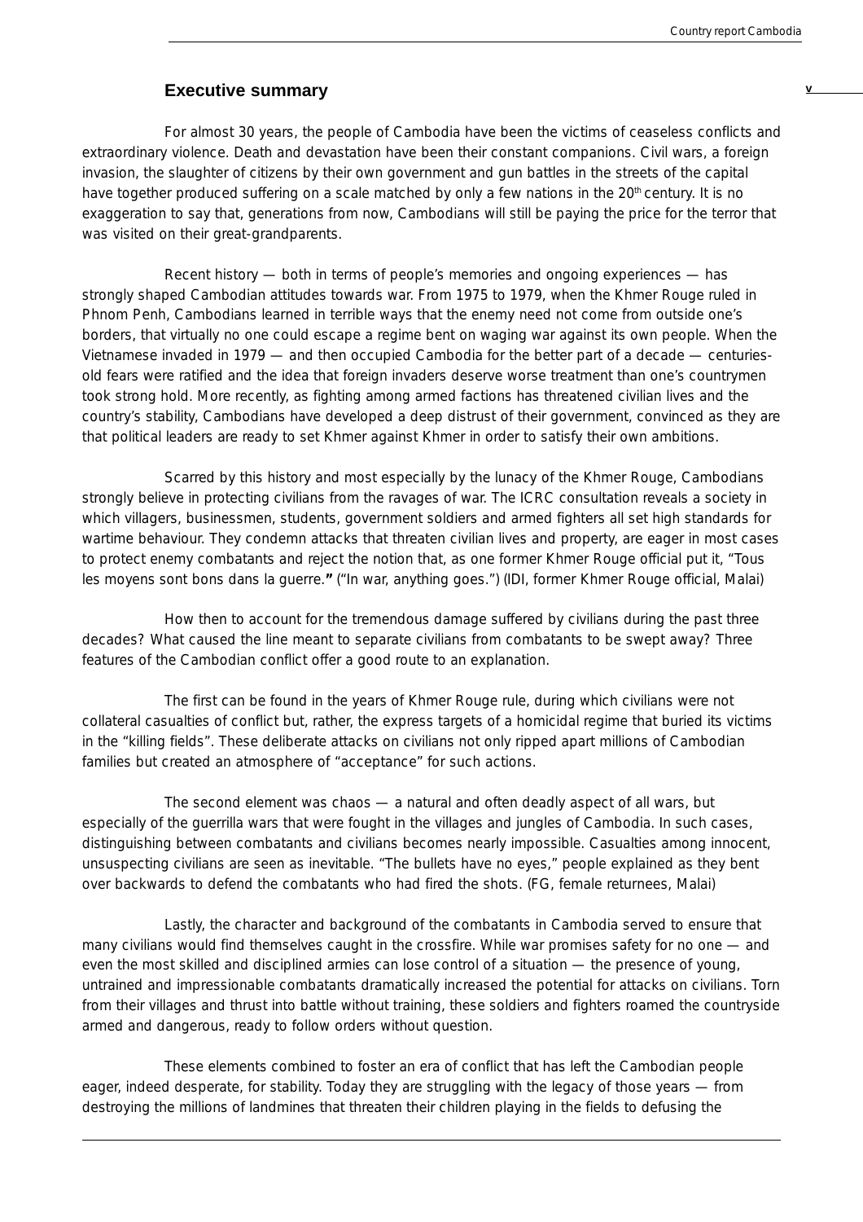## Executive summary

For almost 30 years, the people of Cambodia have been the victims of ceaseless conflicts and extraordinary violence. Death and devastation have been their constant companions. Civil wars, a foreign invasion, the slaughter of citizens by their own government and gun battles in the streets of the capital have together produced suffering on a scale matched by only a few nations in the 20th century. It is no exaggeration to say that, generations from now, Cambodians will still be paying the price for the terror that was visited on their great-grandparents.

Recent history — both in terms of people's memories and ongoing experiences — has strongly shaped Cambodian attitudes towards war. From 1975 to 1979, when the Khmer Rouge ruled in Phnom Penh, Cambodians learned in terrible ways that the enemy need not come from outside one's borders, that virtually no one could escape a regime bent on waging war against its own people. When the Vietnamese invaded in 1979 — and then occupied Cambodia for the better part of a decade — centuries-old fears were ratified and the idea that foreign invaders deserve worse treatment than one's countrymen took strong hold. More recently, as fighting among armed factions has threatened civilian lives and the country's stability, Cambodians have developed a deep distrust of their government, convinced as they are that political leaders are ready to set Khmer against Khmer in order to satisfy their own ambitions.

Scarred by this history and most especially by the lunacy of the Khmer Rouge, Cambodians strongly believe in protecting civilians from the ravages of war. The ICRC consultation reveals a society in which villagers, businessmen, students, government soldiers and armed fighters all set high standards for wartime behaviour. They condemn attacks that threaten civilian lives and property, are eager in most cases to protect enemy combatants and reject the notion that, as one former Khmer Rouge official put it, "Tous les moyens sont bons dans la guerre." ("In war, anything goes.") (IDI, former Khmer Rouge official, Malai)

How then to account for the tremendous damage suffered by civilians during the past three decades? What caused the line meant to separate civilians from combatants to be swept away? Three features of the Cambodian conflict offer a good route to an explanation.

The first can be found in the years of Khmer Rouge rule, during which civilians were not collateral casualties of conflict but, rather, the express targets of a homicidal regime that buried its victims in the "killing fields". These deliberate attacks on civilians not only ripped apart millions of Cambodian families but created an atmosphere of "acceptance" for such actions.

The second element was chaos — a natural and often deadly aspect of all wars, but especially of the guerrilla wars that were fought in the villages and jungles of Cambodia. In such cases, distinguishing between combatants and civilians becomes nearly impossible. Casualties among innocent, unsuspecting civilians are seen as inevitable. "The bullets have no eyes," people explained as they bent over backwards to defend the combatants who had fired the shots. (FG, female returnees, Malai)

Lastly, the character and background of the combatants in Cambodia served to ensure that many civilians would find themselves caught in the crossfire. While war promises safety for no one — and even the most skilled and disciplined armies can lose control of a situation — the presence of young, untrained and impressionable combatants dramatically increased the potential for attacks on civilians. Torn from their villages and thrust into battle without training, these soldiers and fighters roamed the countryside armed and dangerous, ready to follow orders without question.

These elements combined to foster an era of conflict that has left the Cambodian people eager, indeed desperate, for stability. Today they are struggling with the legacy of those years — from destroying the millions of landmines that threaten their children playing in the fields to defusing the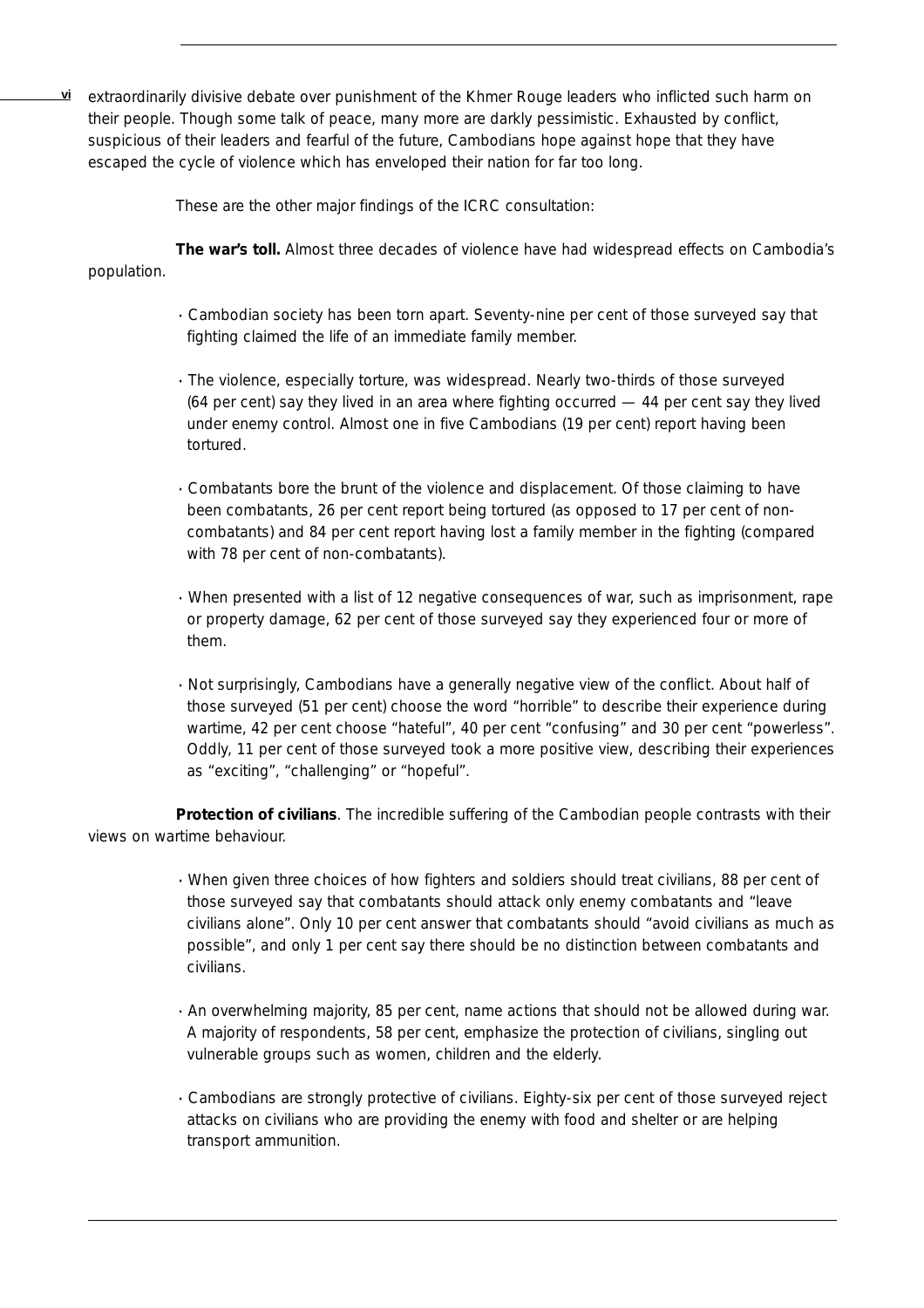extraordinarily divisive debate over punishment of the Khmer Rouge leaders who inflicted such harm on their people. Though some talk of peace, many more are darkly pessimistic. Exhausted by conflict, suspicious of their leaders and fearful of the future, Cambodians hope against hope that they have escaped the cycle of violence which has enveloped their nation for far too long.

These are the other major findings of the ICRC consultation:

**The war's toll.** Almost three decades of violence have had widespread effects on Cambodia's population.

- Cambodian society has been torn apart. Seventy-nine per cent of those surveyed say that fighting claimed the life of an immediate family member.
- The violence, especially torture, was widespread. Nearly two-thirds of those surveyed (64 per cent) say they lived in an area where fighting occurred — 44 per cent say they lived under enemy control. Almost one in five Cambodians (19 per cent) report having been tortured.
- Combatants bore the brunt of the violence and displacement. Of those claiming to have been combatants, 26 per cent report being tortured (as opposed to 17 per cent of non-combatants) and 84 per cent report having lost a family member in the fighting (compared with 78 per cent of non-combatants).
- When presented with a list of 12 negative consequences of war, such as imprisonment, rape or property damage, 62 per cent of those surveyed say they experienced four or more of them.
- Not surprisingly, Cambodians have a generally negative view of the conflict. About half of those surveyed (51 per cent) choose the word "horrible" to describe their experience during wartime, 42 per cent choose "hateful", 40 per cent "confusing" and 30 per cent "powerless". Oddly, 11 per cent of those surveyed took a more positive view, describing their experiences as "exciting", "challenging" or "hopeful".

**Protection of civilians**. The incredible suffering of the Cambodian people contrasts with their views on wartime behaviour.

- When given three choices of how fighters and soldiers should treat civilians, 88 per cent of those surveyed say that combatants should attack only enemy combatants and "leave civilians alone". Only 10 per cent answer that combatants should "avoid civilians as much as possible", and only 1 per cent say there should be no distinction between combatants and civilians.
- An overwhelming majority, 85 per cent, name actions that should not be allowed during war. A majority of respondents, 58 per cent, emphasize the protection of civilians, singling out vulnerable groups such as women, children and the elderly.
- Cambodians are strongly protective of civilians. Eighty-six per cent of those surveyed reject attacks on civilians who are providing the enemy with food and shelter or are helping transport ammunition.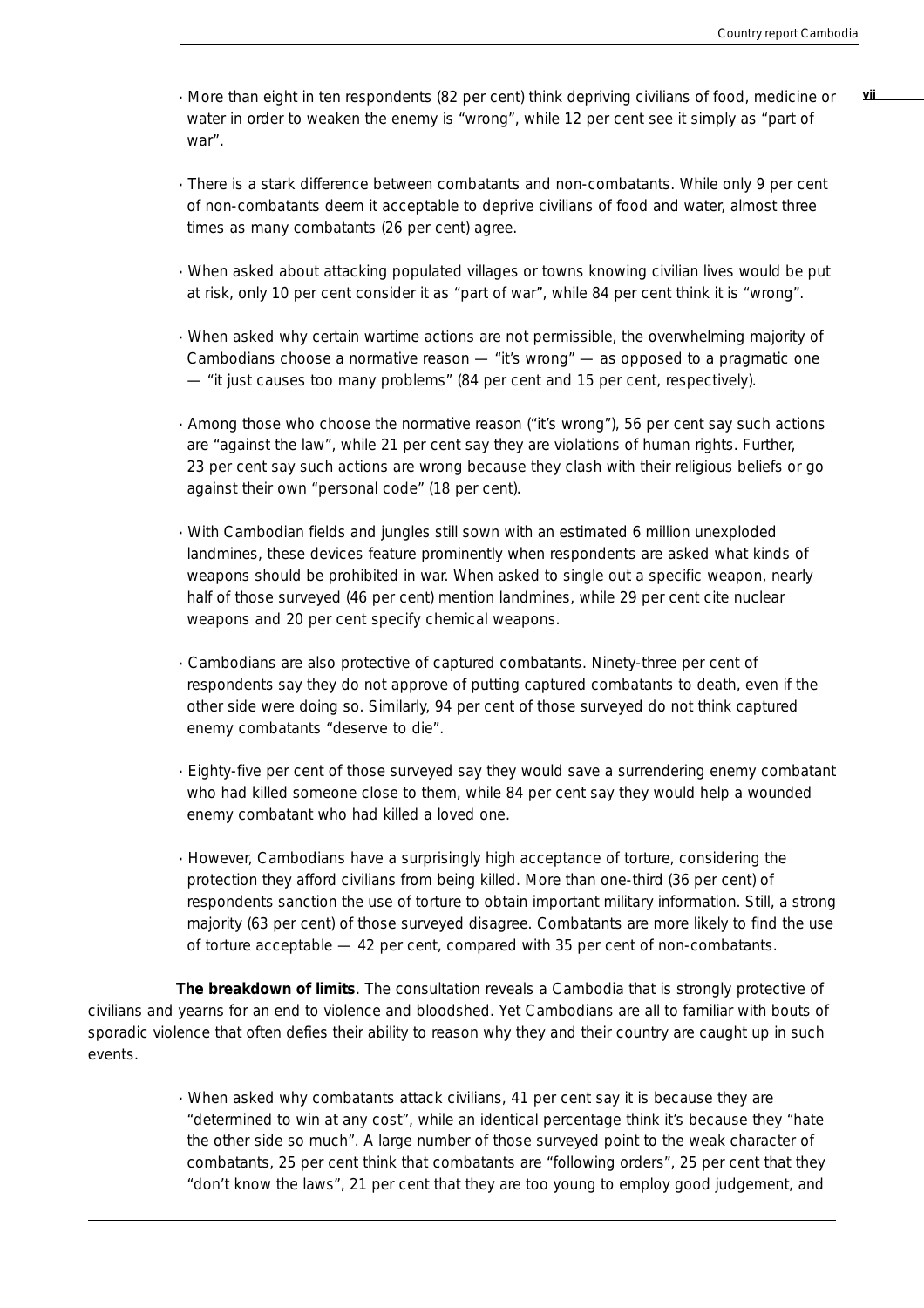- More than eight in ten respondents (82 per cent) think depriving civilians of food, medicine or water in order to weaken the enemy is "wrong", while 12 per cent see it simply as "part of war".

- There is a stark difference between combatants and non-combatants. While only 9 per cent of non-combatants deem it acceptable to deprive civilians of food and water, almost three times as many combatants (26 per cent) agree.

- When asked about attacking populated villages or towns knowing civilian lives would be put at risk, only 10 per cent consider it as "part of war", while 84 per cent think it is "wrong".

- When asked why certain wartime actions are not permissible, the overwhelming majority of Cambodians choose a normative reason — "it's wrong" — as opposed to a pragmatic one — "it just causes too many problems" (84 per cent and 15 per cent, respectively).

- Among those who choose the normative reason ("it's wrong"), 56 per cent say such actions are "against the law", while 21 per cent say they are violations of human rights. Further, 23 per cent say such actions are wrong because they clash with their religious beliefs or go against their own "personal code" (18 per cent).

- With Cambodian fields and jungles still sown with an estimated 6 million unexploded landmines, these devices feature prominently when respondents are asked what kinds of weapons should be prohibited in war. When asked to single out a specific weapon, nearly half of those surveyed (46 per cent) mention landmines, while 29 per cent cite nuclear weapons and 20 per cent specify chemical weapons.

- Cambodians are also protective of captured combatants. Ninety-three per cent of respondents say they do not approve of putting captured combatants to death, even if the other side were doing so. Similarly, 94 per cent of those surveyed do not think captured enemy combatants "deserve to die".

- Eighty-five per cent of those surveyed say they would save a surrendering enemy combatant who had killed someone close to them, while 84 per cent say they would help a wounded enemy combatant who had killed a loved one.

- However, Cambodians have a surprisingly high acceptance of torture, considering the protection they afford civilians from being killed. More than one-third (36 per cent) of respondents sanction the use of torture to obtain important military information. Still, a strong majority (63 per cent) of those surveyed disagree. Combatants are more likely to find the use of torture acceptable — 42 per cent, compared with 35 per cent of non-combatants.

**The breakdown of limits**. The consultation reveals a Cambodia that is strongly protective of civilians and yearns for an end to violence and bloodshed. Yet Cambodians are all to familiar with bouts of sporadic violence that often defies their ability to reason why they and their country are caught up in such events.

- When asked why combatants attack civilians, 41 per cent say it is because they are "determined to win at any cost", while an identical percentage think it's because they "hate the other side so much". A large number of those surveyed point to the weak character of combatants, 25 per cent think that combatants are "following orders", 25 per cent that they "don't know the laws", 21 per cent that they are too young to employ good judgement, and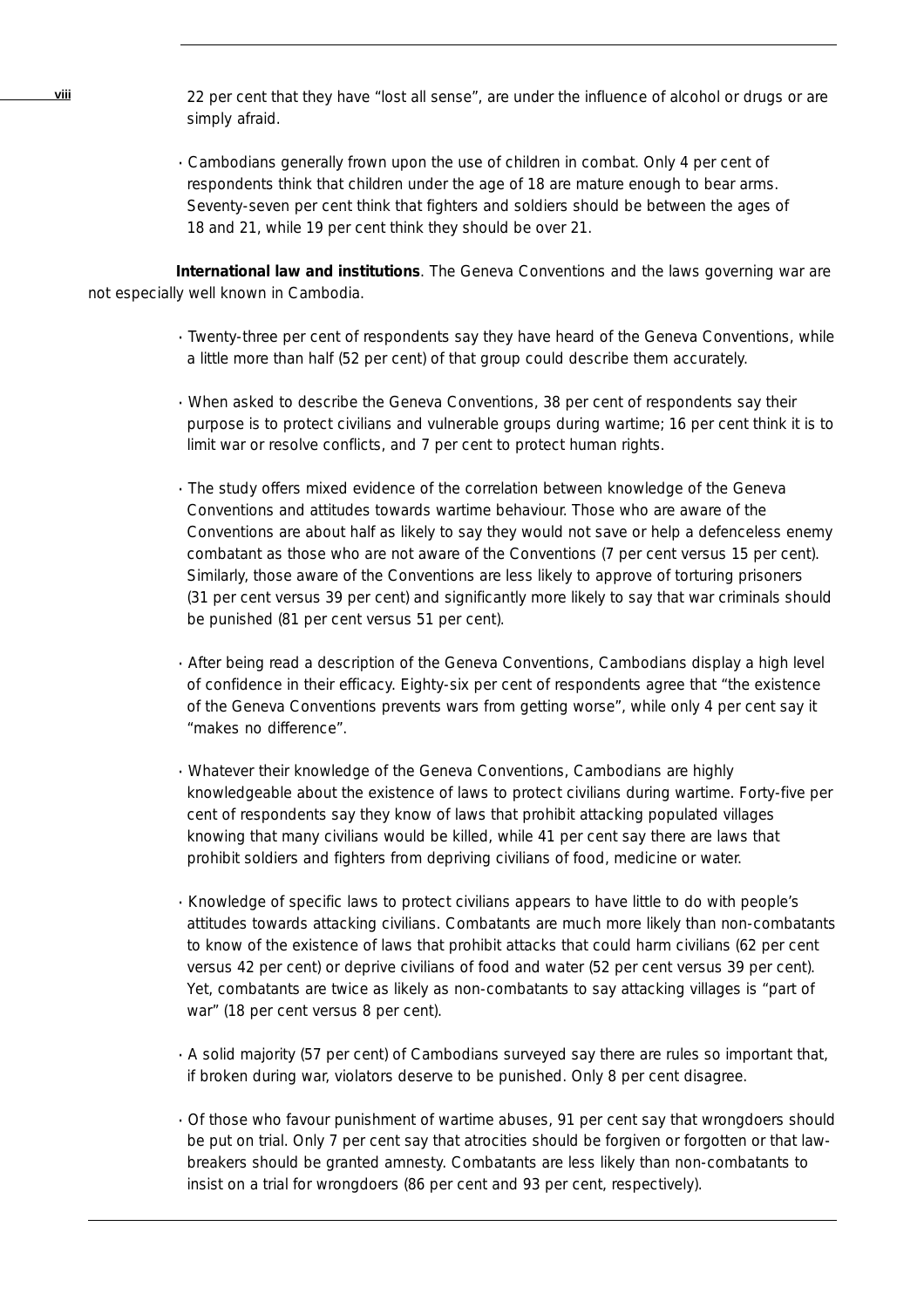22 per cent that they have "lost all sense", are under the influence of alcohol or drugs or are simply afraid.

- Cambodians generally frown upon the use of children in combat. Only 4 per cent of respondents think that children under the age of 18 are mature enough to bear arms. Seventy-seven per cent think that fighters and soldiers should be between the ages of 18 and 21, while 19 per cent think they should be over 21.

**International law and institutions**. The Geneva Conventions and the laws governing war are not especially well known in Cambodia.

- Twenty-three per cent of respondents say they have heard of the Geneva Conventions, while a little more than half (52 per cent) of that group could describe them accurately.

- When asked to describe the Geneva Conventions, 38 per cent of respondents say their purpose is to protect civilians and vulnerable groups during wartime; 16 per cent think it is to limit war or resolve conflicts, and 7 per cent to protect human rights.

- The study offers mixed evidence of the correlation between knowledge of the Geneva Conventions and attitudes towards wartime behaviour. Those who are aware of the Conventions are about half as likely to say they would not save or help a defenceless enemy combatant as those who are not aware of the Conventions (7 per cent versus 15 per cent). Similarly, those aware of the Conventions are less likely to approve of torturing prisoners (31 per cent versus 39 per cent) and significantly more likely to say that war criminals should be punished (81 per cent versus 51 per cent).

- After being read a description of the Geneva Conventions, Cambodians display a high level of confidence in their efficacy. Eighty-six per cent of respondents agree that "the existence of the Geneva Conventions prevents wars from getting worse", while only 4 per cent say it "makes no difference".

- Whatever their knowledge of the Geneva Conventions, Cambodians are highly knowledgeable about the existence of laws to protect civilians during wartime. Forty-five per cent of respondents say they know of laws that prohibit attacking populated villages knowing that many civilians would be killed, while 41 per cent say there are laws that prohibit soldiers and fighters from depriving civilians of food, medicine or water.

- Knowledge of specific laws to protect civilians appears to have little to do with people's attitudes towards attacking civilians. Combatants are much more likely than non-combatants to know of the existence of laws that prohibit attacks that could harm civilians (62 per cent versus 42 per cent) or deprive civilians of food and water (52 per cent versus 39 per cent). Yet, combatants are twice as likely as non-combatants to say attacking villages is "part of war" (18 per cent versus 8 per cent).

- A solid majority (57 per cent) of Cambodians surveyed say there are rules so important that, if broken during war, violators deserve to be punished. Only 8 per cent disagree.

- Of those who favour punishment of wartime abuses, 91 per cent say that wrongdoers should be put on trial. Only 7 per cent say that atrocities should be forgiven or forgotten or that law-breakers should be granted amnesty. Combatants are less likely than non-combatants to insist on a trial for wrongdoers (86 per cent and 93 per cent, respectively).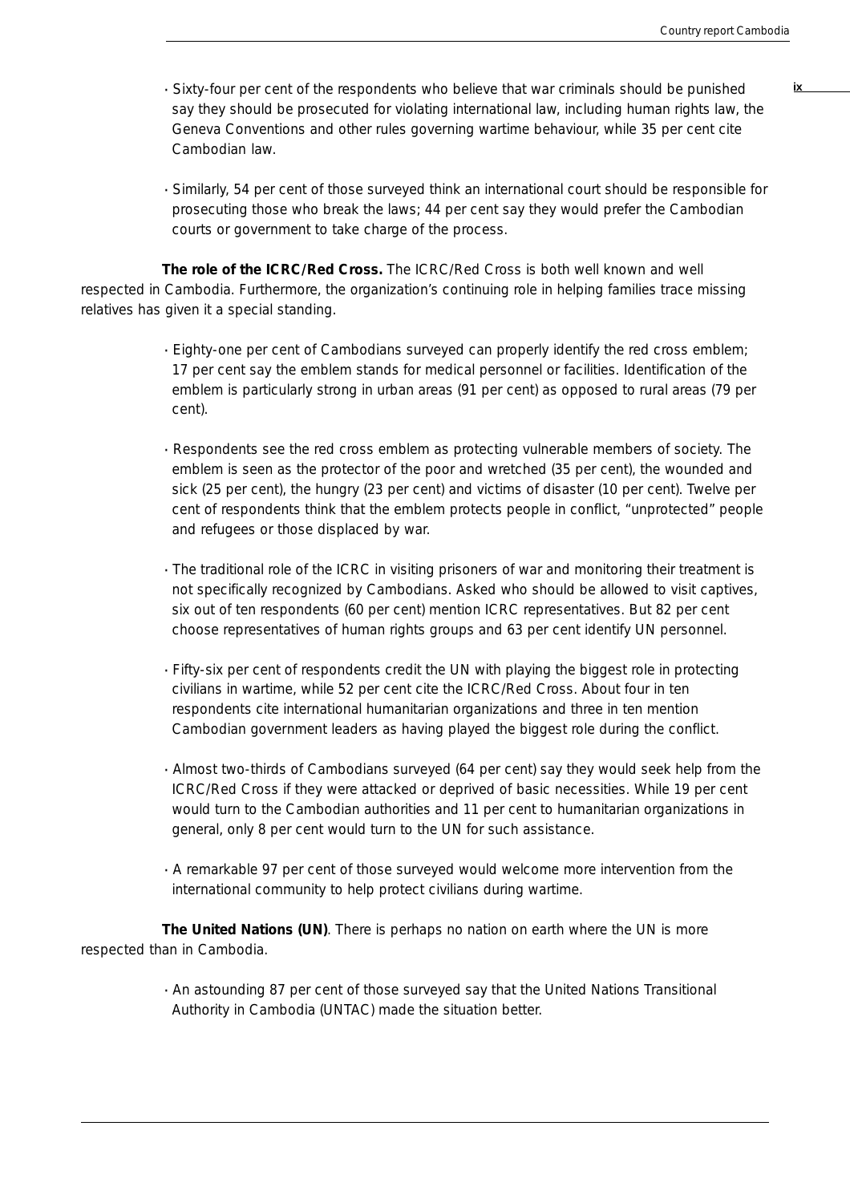- Sixty-four per cent of the respondents who believe that war criminals should be punished say they should be prosecuted for violating international law, including human rights law, the Geneva Conventions and other rules governing wartime behaviour, while 35 per cent cite Cambodian law.

- Similarly, 54 per cent of those surveyed think an international court should be responsible for prosecuting those who break the laws; 44 per cent say they would prefer the Cambodian courts or government to take charge of the process.

**The role of the ICRC/Red Cross.** The ICRC/Red Cross is both well known and well respected in Cambodia. Furthermore, the organization's continuing role in helping families trace missing relatives has given it a special standing.

- Eighty-one per cent of Cambodians surveyed can properly identify the red cross emblem; 17 per cent say the emblem stands for medical personnel or facilities. Identification of the emblem is particularly strong in urban areas (91 per cent) as opposed to rural areas (79 per cent).

- Respondents see the red cross emblem as protecting vulnerable members of society. The emblem is seen as the protector of the poor and wretched (35 per cent), the wounded and sick (25 per cent), the hungry (23 per cent) and victims of disaster (10 per cent). Twelve per cent of respondents think that the emblem protects people in conflict, "unprotected" people and refugees or those displaced by war.

- The traditional role of the ICRC in visiting prisoners of war and monitoring their treatment is not specifically recognized by Cambodians. Asked who should be allowed to visit captives, six out of ten respondents (60 per cent) mention ICRC representatives. But 82 per cent choose representatives of human rights groups and 63 per cent identify UN personnel.

- Fifty-six per cent of respondents credit the UN with playing the biggest role in protecting civilians in wartime, while 52 per cent cite the ICRC/Red Cross. About four in ten respondents cite international humanitarian organizations and three in ten mention Cambodian government leaders as having played the biggest role during the conflict.

- Almost two-thirds of Cambodians surveyed (64 per cent) say they would seek help from the ICRC/Red Cross if they were attacked or deprived of basic necessities. While 19 per cent would turn to the Cambodian authorities and 11 per cent to humanitarian organizations in general, only 8 per cent would turn to the UN for such assistance.

- A remarkable 97 per cent of those surveyed would welcome more intervention from the international community to help protect civilians during wartime.

**The United Nations (UN)**. There is perhaps no nation on earth where the UN is more respected than in Cambodia.

- An astounding 87 per cent of those surveyed say that the United Nations Transitional Authority in Cambodia (UNTAC) made the situation better.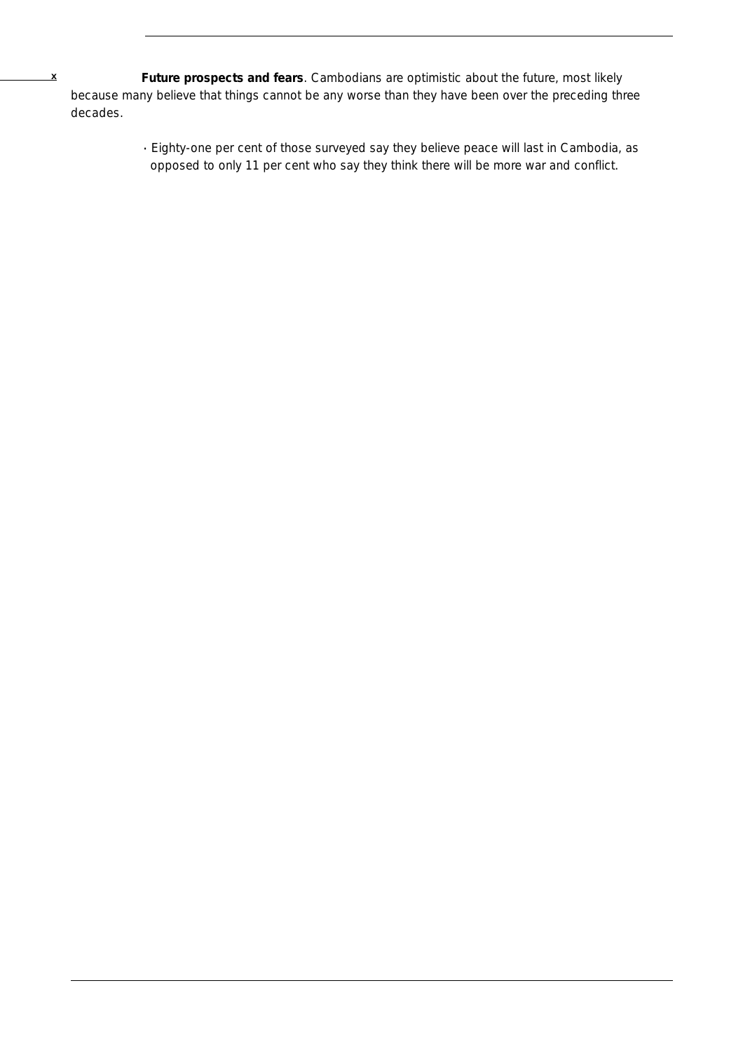- **Future prospects and fears**. Cambodians are optimistic about the future, most likely because many believe that things cannot be any worse than they have been over the preceding three decades.

  - Eighty-one per cent of those surveyed say they believe peace will last in Cambodia, as opposed to only 11 per cent who say they think there will be more war and conflict.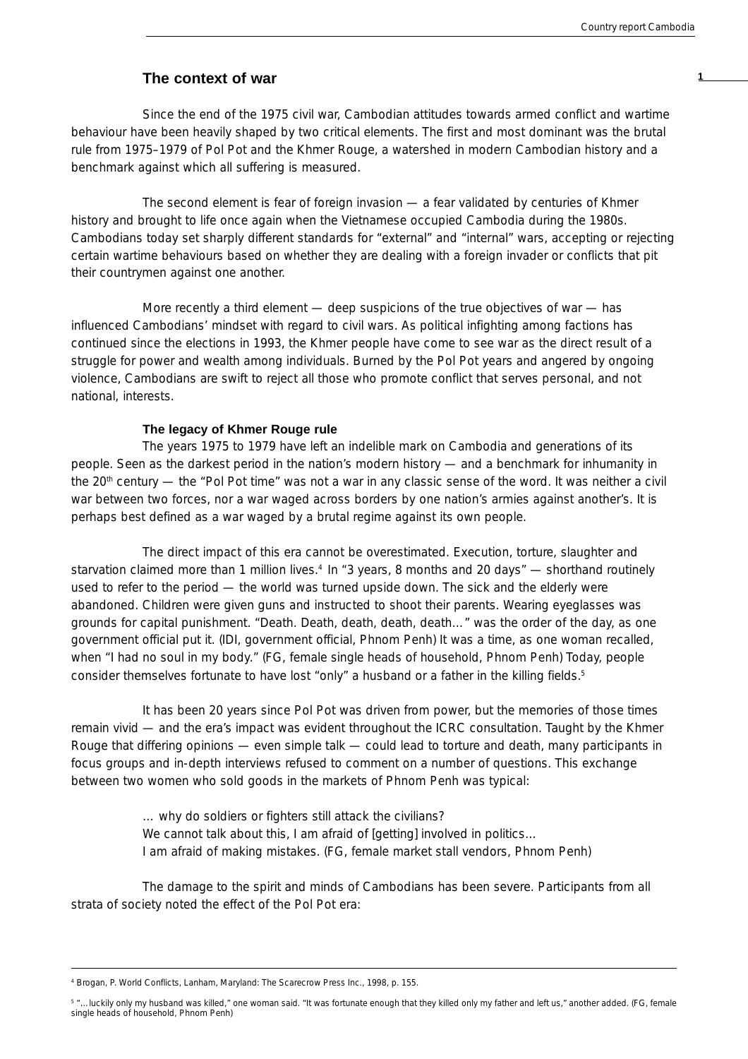## The context of war

Since the end of the 1975 civil war, Cambodian attitudes towards armed conflict and wartime behaviour have been heavily shaped by two critical elements. The first and most dominant was the brutal rule from 1975–1979 of Pol Pot and the Khmer Rouge, a watershed in modern Cambodian history and a benchmark against which all suffering is measured.

The second element is fear of foreign invasion — a fear validated by centuries of Khmer history and brought to life once again when the Vietnamese occupied Cambodia during the 1980s. Cambodians today set sharply different standards for "external" and "internal" wars, accepting or rejecting certain wartime behaviours based on whether they are dealing with a foreign invader or conflicts that pit their countrymen against one another.

More recently a third element — deep suspicions of the true objectives of war — has influenced Cambodians' mindset with regard to civil wars. As political infighting among factions has continued since the elections in 1993, the Khmer people have come to see war as the direct result of a struggle for power and wealth among individuals. Burned by the Pol Pot years and angered by ongoing violence, Cambodians are swift to reject all those who promote conflict that serves personal, and not national, interests.

### The legacy of Khmer Rouge rule

The years 1975 to 1979 have left an indelible mark on Cambodia and generations of its people. Seen as the darkest period in the nation's modern history — and a benchmark for inhumanity in the 20th century — the "Pol Pot time" was not a war in any classic sense of the word. It was neither a civil war between two forces, nor a war waged across borders by one nation's armies against another's. It is perhaps best defined as a war waged by a brutal regime against its own people.

The direct impact of this era cannot be overestimated. Execution, torture, slaughter and starvation claimed more than 1 million lives.[4] In "3 years, 8 months and 20 days" — shorthand routinely used to refer to the period — the world was turned upside down. The sick and the elderly were abandoned. Children were given guns and instructed to shoot their parents. Wearing eyeglasses was grounds for capital punishment. "Death. Death, death, death, death…" was the order of the day, as one government official put it. (IDI, government official, Phnom Penh) It was a time, as one woman recalled, when "I had no soul in my body." (FG, female single heads of household, Phnom Penh) Today, people consider themselves fortunate to have lost "only" a husband or a father in the killing fields.[5]

It has been 20 years since Pol Pot was driven from power, but the memories of those times remain vivid — and the era's impact was evident throughout the ICRC consultation. Taught by the Khmer Rouge that differing opinions — even simple talk — could lead to torture and death, many participants in focus groups and in-depth interviews refused to comment on a number of questions. This exchange between two women who sold goods in the markets of Phnom Penh was typical:

> … why do soldiers or fighters still attack the civilians?
> We cannot talk about this, I am afraid of [getting] involved in politics…
> I am afraid of making mistakes. (FG, female market stall vendors, Phnom Penh)

The damage to the spirit and minds of Cambodians has been severe. Participants from all strata of society noted the effect of the Pol Pot era:

---

[4] Brogan, P. World Conflicts, Lanham, Maryland: The Scarecrow Press Inc., 1998, p. 155.

[5] "…luckily only my husband was killed," one woman said. "It was fortunate enough that they killed only my father and left us," another added. (FG, female single heads of household, Phnom Penh)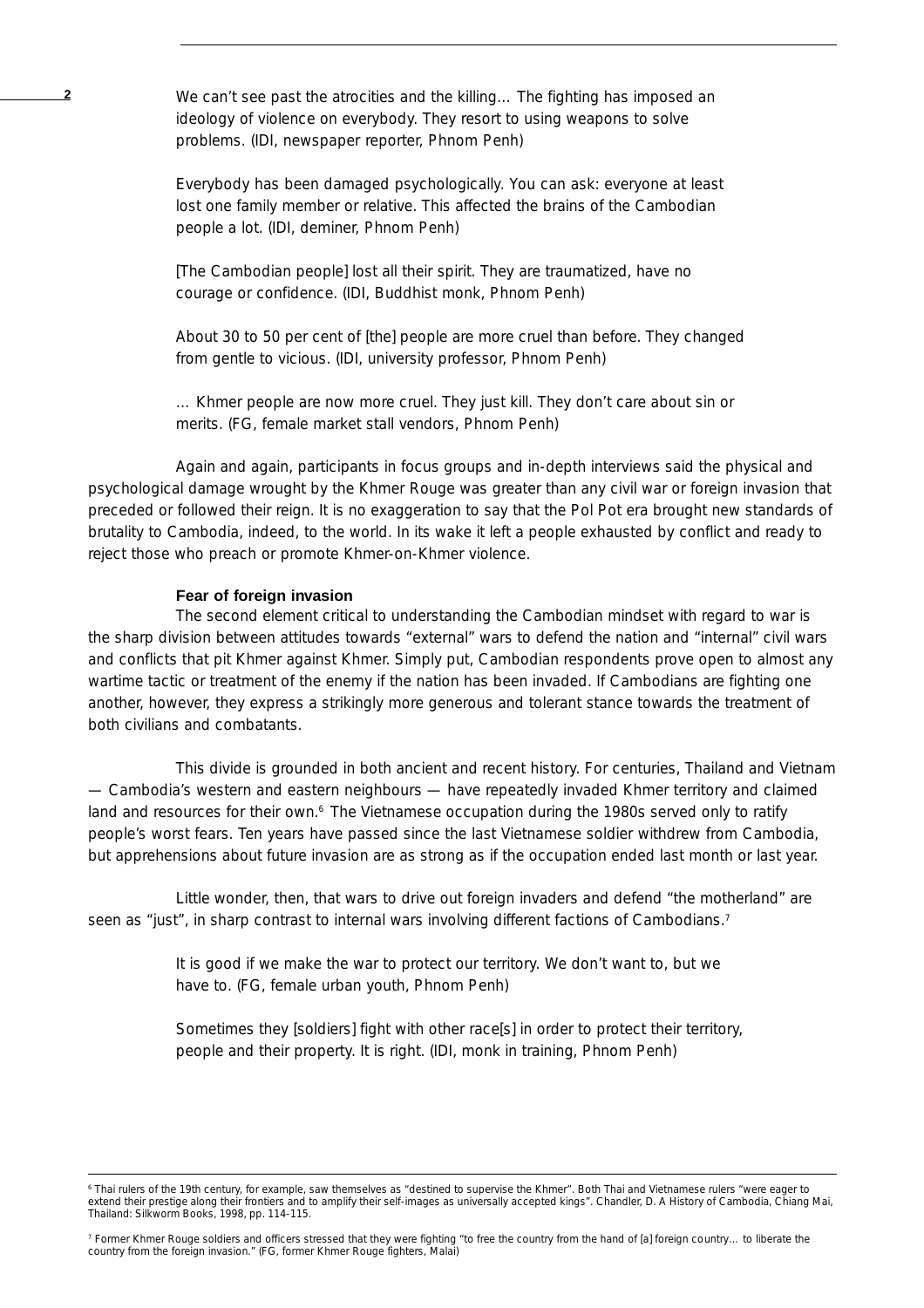We can't see past the atrocities and the killing… The fighting has imposed an ideology of violence on everybody. They resort to using weapons to solve problems. (IDI, newspaper reporter, Phnom Penh)

Everybody has been damaged psychologically. You can ask: everyone at least lost one family member or relative. This affected the brains of the Cambodian people a lot. (IDI, deminer, Phnom Penh)

[The Cambodian people] lost all their spirit. They are traumatized, have no courage or confidence. (IDI, Buddhist monk, Phnom Penh)

About 30 to 50 per cent of [the] people are more cruel than before. They changed from gentle to vicious. (IDI, university professor, Phnom Penh)

… Khmer people are now more cruel. They just kill. They don't care about sin or merits. (FG, female market stall vendors, Phnom Penh)

Again and again, participants in focus groups and in-depth interviews said the physical and psychological damage wrought by the Khmer Rouge was greater than any civil war or foreign invasion that preceded or followed their reign. It is no exaggeration to say that the Pol Pot era brought new standards of brutality to Cambodia, indeed, to the world. In its wake it left a people exhausted by conflict and ready to reject those who preach or promote Khmer-on-Khmer violence.

**Fear of foreign invasion**

The second element critical to understanding the Cambodian mindset with regard to war is the sharp division between attitudes towards "external" wars to defend the nation and "internal" civil wars and conflicts that pit Khmer against Khmer. Simply put, Cambodian respondents prove open to almost any wartime tactic or treatment of the enemy if the nation has been invaded. If Cambodians are fighting one another, however, they express a strikingly more generous and tolerant stance towards the treatment of both civilians and combatants.

This divide is grounded in both ancient and recent history. For centuries, Thailand and Vietnam — Cambodia's western and eastern neighbours — have repeatedly invaded Khmer territory and claimed land and resources for their own.[6] The Vietnamese occupation during the 1980s served only to ratify people's worst fears. Ten years have passed since the last Vietnamese soldier withdrew from Cambodia, but apprehensions about future invasion are as strong as if the occupation ended last month or last year.

Little wonder, then, that wars to drive out foreign invaders and defend "the motherland" are seen as "just", in sharp contrast to internal wars involving different factions of Cambodians.[7]

It is good if we make the war to protect our territory. We don't want to, but we have to. (FG, female urban youth, Phnom Penh)

Sometimes they [soldiers] fight with other race[s] in order to protect their territory, people and their property. It is right. (IDI, monk in training, Phnom Penh)

---

[6] Thai rulers of the 19th century, for example, saw themselves as "destined to supervise the Khmer". Both Thai and Vietnamese rulers "were eager to extend their prestige along their frontiers and to amplify their self-images as universally accepted kings". Chandler, D. A History of Cambodia, Chiang Mai, Thailand: Silkworm Books, 1998, pp. 114-115.

[7] Former Khmer Rouge soldiers and officers stressed that they were fighting "to free the country from the hand of [a] foreign country… to liberate the country from the foreign invasion." (FG, former Khmer Rouge fighters, Malai)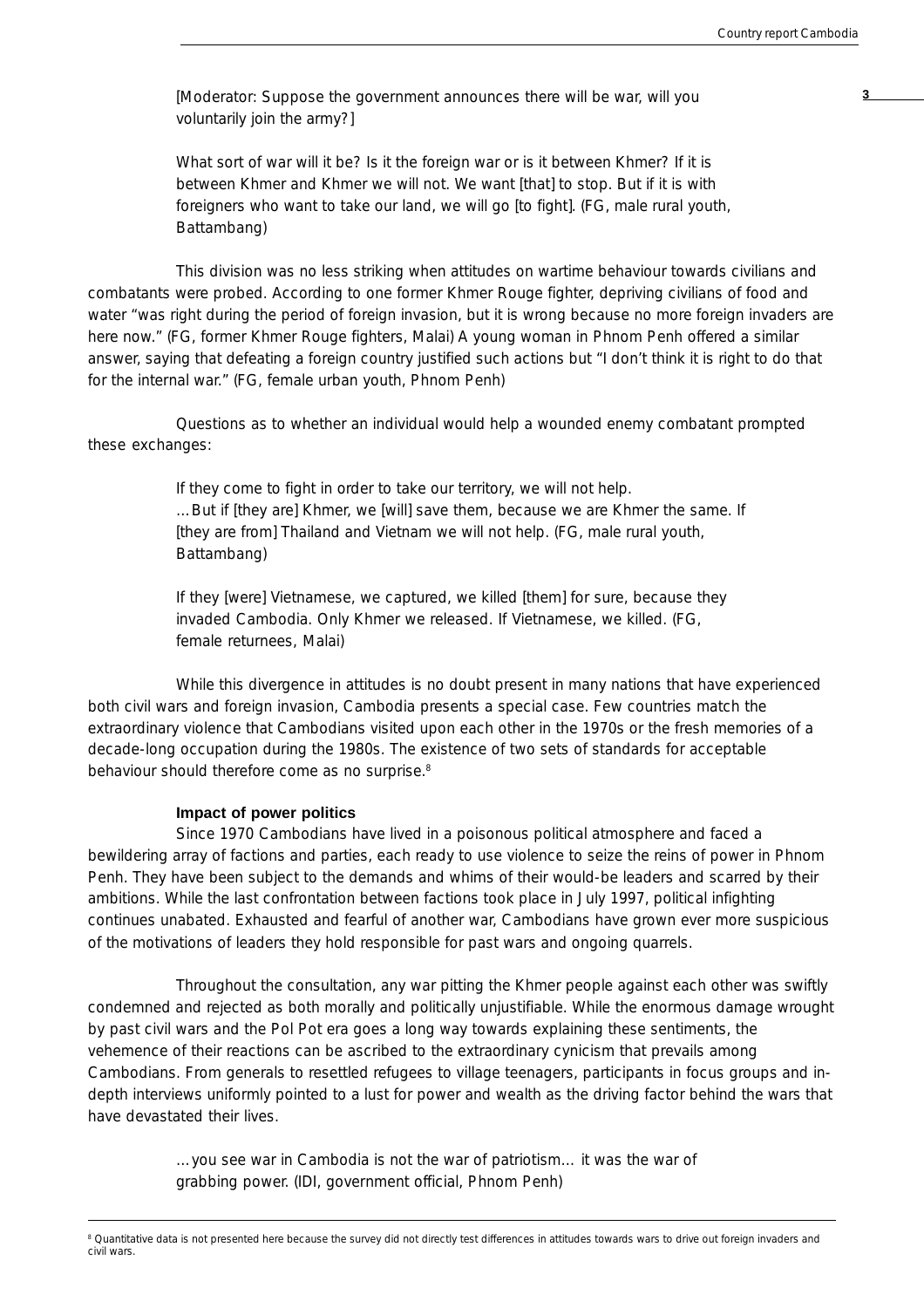> [Moderator: Suppose the government announces there will be war, will you voluntarily join the army?]
>
> What sort of war will it be? Is it the foreign war or is it between Khmer? If it is between Khmer and Khmer we will not. We want [that] to stop. But if it is with foreigners who want to take our land, we will go [to fight]. (FG, male rural youth, Battambang)

This division was no less striking when attitudes on wartime behaviour towards civilians and combatants were probed. According to one former Khmer Rouge fighter, depriving civilians of food and water "was right during the period of foreign invasion, but it is wrong because no more foreign invaders are here now." (FG, former Khmer Rouge fighters, Malai) A young woman in Phnom Penh offered a similar answer, saying that defeating a foreign country justified such actions but "I don't think it is right to do that for the internal war." (FG, female urban youth, Phnom Penh)

Questions as to whether an individual would help a wounded enemy combatant prompted these exchanges:

> If they come to fight in order to take our territory, we will not help. …But if [they are] Khmer, we [will] save them, because we are Khmer the same. If [they are from] Thailand and Vietnam we will not help. (FG, male rural youth, Battambang)
>
> If they [were] Vietnamese, we captured, we killed [them] for sure, because they invaded Cambodia. Only Khmer we released. If Vietnamese, we killed. (FG, female returnees, Malai)

While this divergence in attitudes is no doubt present in many nations that have experienced both civil wars and foreign invasion, Cambodia presents a special case. Few countries match the extraordinary violence that Cambodians visited upon each other in the 1970s or the fresh memories of a decade-long occupation during the 1980s. The existence of two sets of standards for acceptable behaviour should therefore come as no surprise.[8]

#### Impact of power politics

Since 1970 Cambodians have lived in a poisonous political atmosphere and faced a bewildering array of factions and parties, each ready to use violence to seize the reins of power in Phnom Penh. They have been subject to the demands and whims of their would-be leaders and scarred by their ambitions. While the last confrontation between factions took place in July 1997, political infighting continues unabated. Exhausted and fearful of another war, Cambodians have grown ever more suspicious of the motivations of leaders they hold responsible for past wars and ongoing quarrels.

Throughout the consultation, any war pitting the Khmer people against each other was swiftly condemned and rejected as both morally and politically unjustifiable. While the enormous damage wrought by past civil wars and the Pol Pot era goes a long way towards explaining these sentiments, the vehemence of their reactions can be ascribed to the extraordinary cynicism that prevails among Cambodians. From generals to resettled refugees to village teenagers, participants in focus groups and in-depth interviews uniformly pointed to a lust for power and wealth as the driving factor behind the wars that have devastated their lives.

> …you see war in Cambodia is not the war of patriotism… it was the war of grabbing power. (IDI, government official, Phnom Penh)

---

[8] Quantitative data is not presented here because the survey did not directly test differences in attitudes towards wars to drive out foreign invaders and civil wars.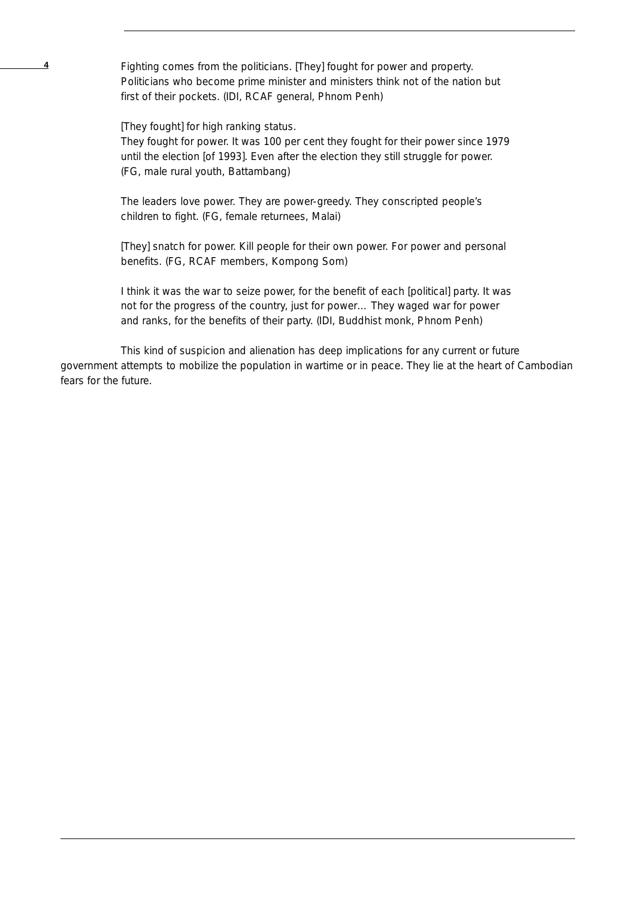> Fighting comes from the politicians. [They] fought for power and property. Politicians who become prime minister and ministers think not of the nation but first of their pockets. (IDI, RCAF general, Phnom Penh)

> [They fought] for high ranking status.
> They fought for power. It was 100 per cent they fought for their power since 1979 until the election [of 1993]. Even after the election they still struggle for power. (FG, male rural youth, Battambang)

> The leaders love power. They are power-greedy. They conscripted people's children to fight. (FG, female returnees, Malai)

> [They] snatch for power. Kill people for their own power. For power and personal benefits. (FG, RCAF members, Kompong Som)

> I think it was the war to seize power, for the benefit of each [political] party. It was not for the progress of the country, just for power… They waged war for power and ranks, for the benefits of their party. (IDI, Buddhist monk, Phnom Penh)

This kind of suspicion and alienation has deep implications for any current or future government attempts to mobilize the population in wartime or in peace. They lie at the heart of Cambodian fears for the future.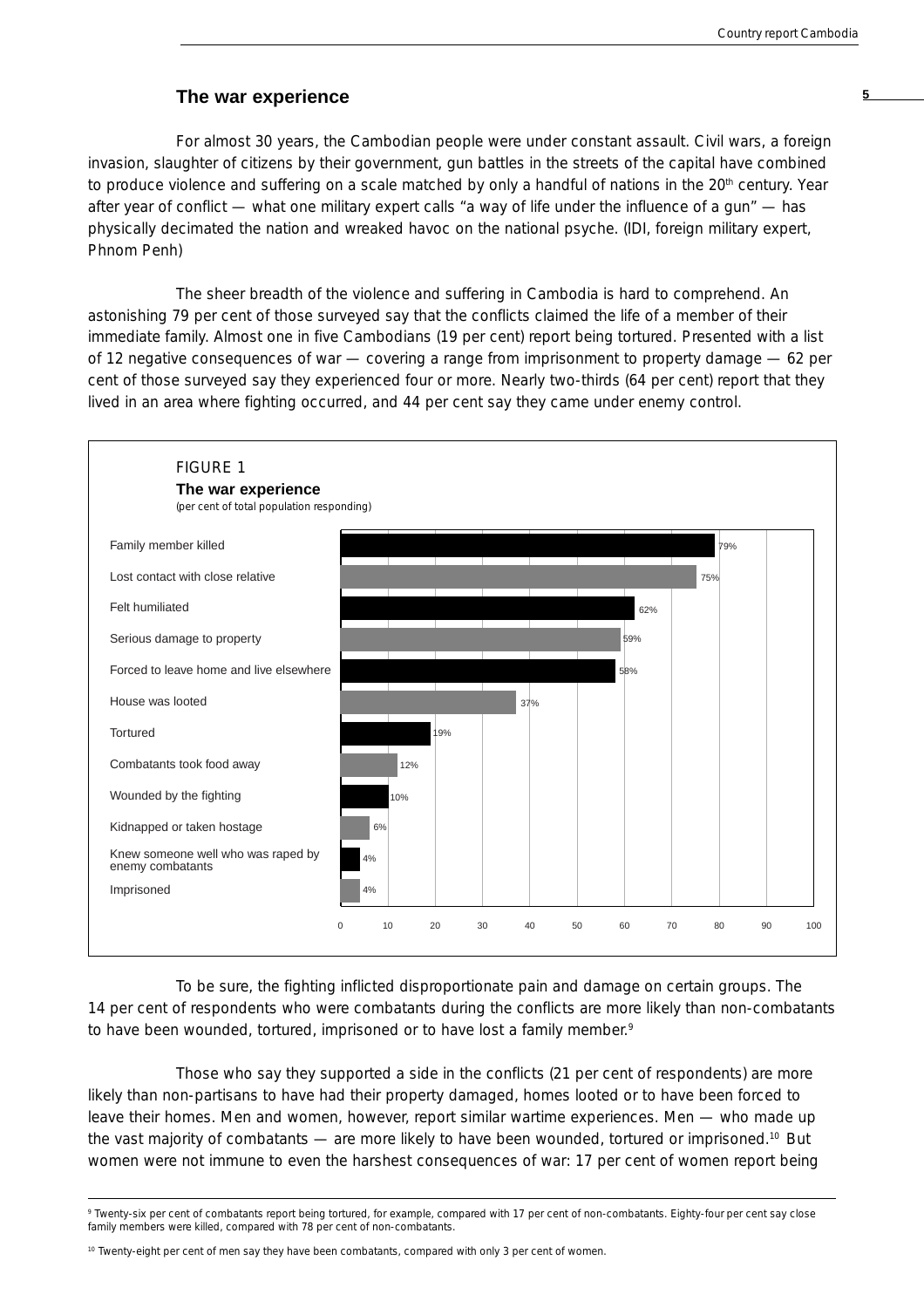## The war experience

For almost 30 years, the Cambodian people were under constant assault. Civil wars, a foreign invasion, slaughter of citizens by their government, gun battles in the streets of the capital have combined to produce violence and suffering on a scale matched by only a handful of nations in the 20th century. Year after year of conflict — what one military expert calls "a way of life under the influence of a gun" — has physically decimated the nation and wreaked havoc on the national psyche. (IDI, foreign military expert, Phnom Penh)

The sheer breadth of the violence and suffering in Cambodia is hard to comprehend. An astonishing 79 per cent of those surveyed say that the conflicts claimed the life of a member of their immediate family. Almost one in five Cambodians (19 per cent) report being tortured. Presented with a list of 12 negative consequences of war — covering a range from imprisonment to property damage — 62 per cent of those surveyed say they experienced four or more. Nearly two-thirds (64 per cent) report that they lived in an area where fighting occurred, and 44 per cent say they came under enemy control.

FIGURE 1
**The war experience**
(per cent of total population responding)

| Experience | Per cent |
|---|---|
| Family member killed | 79% |
| Lost contact with close relative | 75% |
| Felt humiliated | 62% |
| Serious damage to property | 59% |
| Forced to leave home and live elsewhere | 58% |
| House was looted | 37% |
| Tortured | 19% |
| Combatants took food away | 12% |
| Wounded by the fighting | 10% |
| Kidnapped or taken hostage | 6% |
| Knew someone well who was raped by enemy combatants | 4% |
| Imprisoned | 4% |

To be sure, the fighting inflicted disproportionate pain and damage on certain groups. The 14 per cent of respondents who were combatants during the conflicts are more likely than non-combatants to have been wounded, tortured, imprisoned or to have lost a family member.[9]

Those who say they supported a side in the conflicts (21 per cent of respondents) are more likely than non-partisans to have had their property damaged, homes looted or to have been forced to leave their homes. Men and women, however, report similar wartime experiences. Men — who made up the vast majority of combatants — are more likely to have been wounded, tortured or imprisoned.[10] But women were not immune to even the harshest consequences of war: 17 per cent of women report being

---

[9] Twenty-six per cent of combatants report being tortured, for example, compared with 17 per cent of non-combatants. Eighty-four per cent say close family members were killed, compared with 78 per cent of non-combatants.

[10] Twenty-eight per cent of men say they have been combatants, compared with only 3 per cent of women.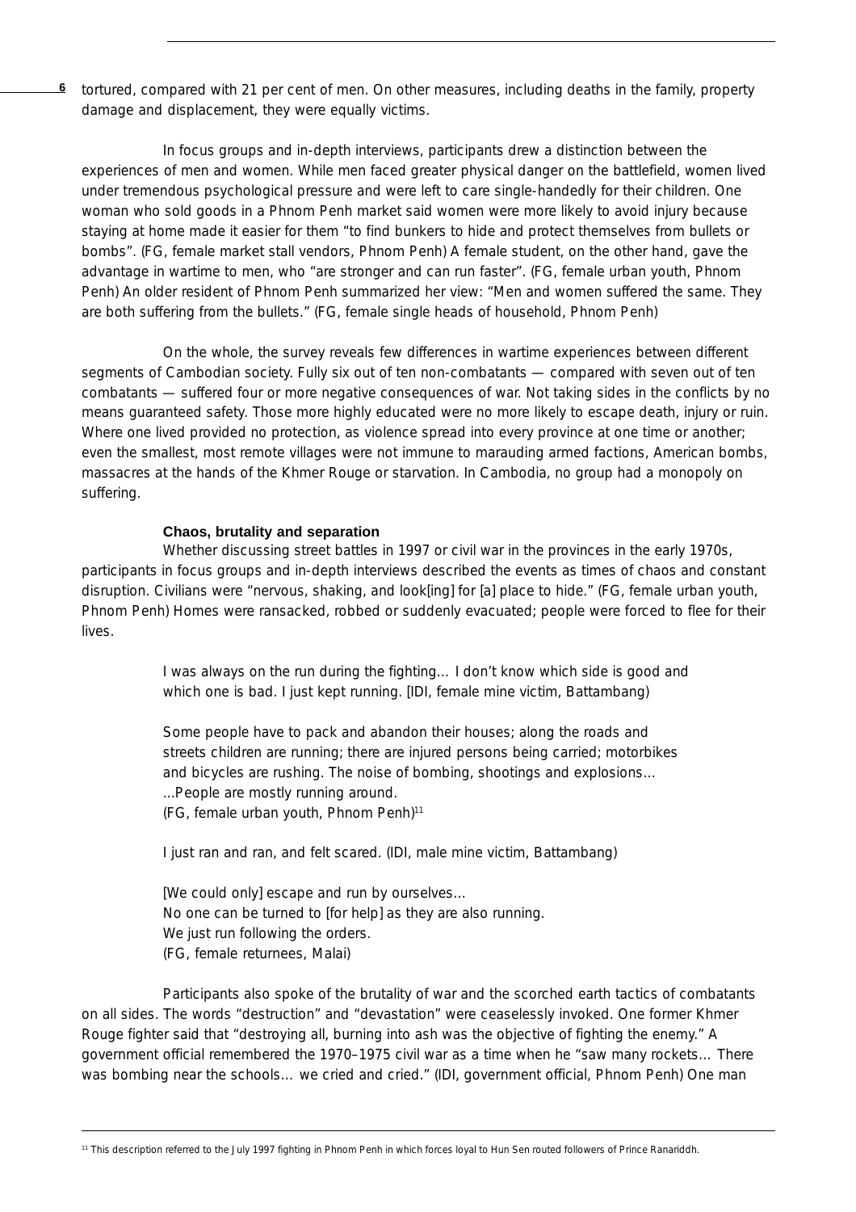tortured, compared with 21 per cent of men. On other measures, including deaths in the family, property damage and displacement, they were equally victims.

In focus groups and in-depth interviews, participants drew a distinction between the experiences of men and women. While men faced greater physical danger on the battlefield, women lived under tremendous psychological pressure and were left to care single-handedly for their children. One woman who sold goods in a Phnom Penh market said women were more likely to avoid injury because staying at home made it easier for them "to find bunkers to hide and protect themselves from bullets or bombs". (FG, female market stall vendors, Phnom Penh) A female student, on the other hand, gave the advantage in wartime to men, who "are stronger and can run faster". (FG, female urban youth, Phnom Penh) An older resident of Phnom Penh summarized her view: "Men and women suffered the same. They are both suffering from the bullets." (FG, female single heads of household, Phnom Penh)

On the whole, the survey reveals few differences in wartime experiences between different segments of Cambodian society. Fully six out of ten non-combatants — compared with seven out of ten combatants — suffered four or more negative consequences of war. Not taking sides in the conflicts by no means guaranteed safety. Those more highly educated were no more likely to escape death, injury or ruin. Where one lived provided no protection, as violence spread into every province at one time or another; even the smallest, most remote villages were not immune to marauding armed factions, American bombs, massacres at the hands of the Khmer Rouge or starvation. In Cambodia, no group had a monopoly on suffering.

#### Chaos, brutality and separation

Whether discussing street battles in 1997 or civil war in the provinces in the early 1970s, participants in focus groups and in-depth interviews described the events as times of chaos and constant disruption. Civilians were "nervous, shaking, and look[ing] for [a] place to hide." (FG, female urban youth, Phnom Penh) Homes were ransacked, robbed or suddenly evacuated; people were forced to flee for their lives.

> I was always on the run during the fighting… I don't know which side is good and which one is bad. I just kept running. [IDI, female mine victim, Battambang)

> Some people have to pack and abandon their houses; along the roads and streets children are running; there are injured persons being carried; motorbikes and bicycles are rushing. The noise of bombing, shootings and explosions…
> …People are mostly running around.
> (FG, female urban youth, Phnom Penh)[11]

> I just ran and ran, and felt scared. (IDI, male mine victim, Battambang)

> [We could only] escape and run by ourselves…
> No one can be turned to [for help] as they are also running.
> We just run following the orders.
> (FG, female returnees, Malai)

Participants also spoke of the brutality of war and the scorched earth tactics of combatants on all sides. The words "destruction" and "devastation" were ceaselessly invoked. One former Khmer Rouge fighter said that "destroying all, burning into ash was the objective of fighting the enemy." A government official remembered the 1970–1975 civil war as a time when he "saw many rockets… There was bombing near the schools… we cried and cried." (IDI, government official, Phnom Penh) One man

[11] This description referred to the July 1997 fighting in Phnom Penh in which forces loyal to Hun Sen routed followers of Prince Ranariddh.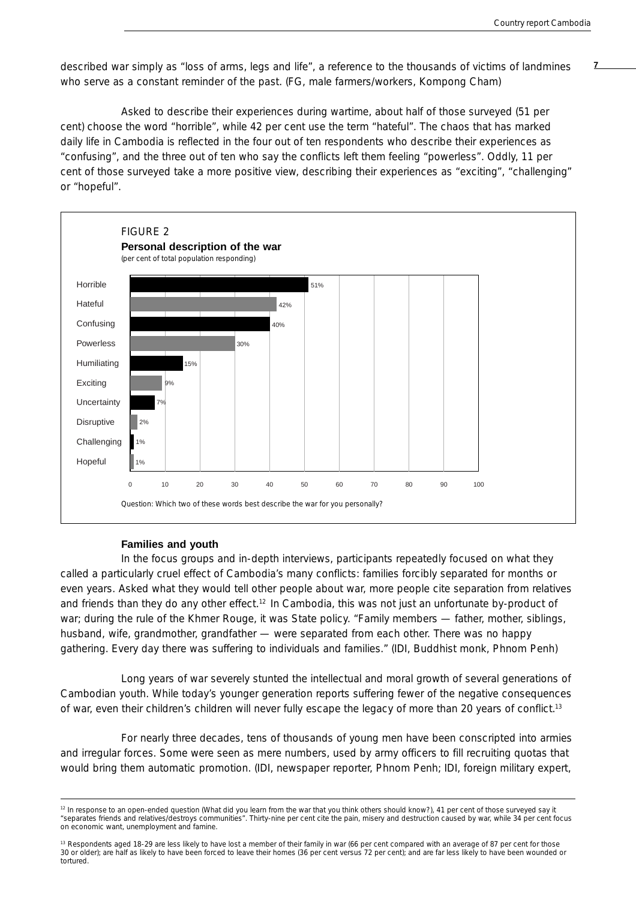described war simply as “loss of arms, legs and life”, a reference to the thousands of victims of landmines who serve as a constant reminder of the past. (FG, male farmers/workers, Kompong Cham)

Asked to describe their experiences during wartime, about half of those surveyed (51 per cent) choose the word “horrible”, while 42 per cent use the term “hateful”. The chaos that has marked daily life in Cambodia is reflected in the four out of ten respondents who describe their experiences as “confusing”, and the three out of ten who say the conflicts left them feeling “powerless”. Oddly, 11 per cent of those surveyed take a more positive view, describing their experiences as “exciting”, “challenging” or “hopeful”.

FIGURE 2

**Personal description of the war**

(per cent of total population responding)

| Word | Per cent |
| --- | --- |
| Horrible | 51% |
| Hateful | 42% |
| Confusing | 40% |
| Powerless | 30% |
| Humiliating | 15% |
| Exciting | 9% |
| Uncertainty | 7% |
| Disruptive | 2% |
| Challenging | 1% |
| Hopeful | 1% |

Question: Which two of these words best describe the war for you personally?

### Families and youth

In the focus groups and in-depth interviews, participants repeatedly focused on what they called a particularly cruel effect of Cambodia’s many conflicts: families forcibly separated for months or even years. Asked what they would tell other people about war, more people cite separation from relatives and friends than they do any other effect.[12] In Cambodia, this was not just an unfortunate by-product of war; during the rule of the Khmer Rouge, it was State policy. “Family members — father, mother, siblings, husband, wife, grandmother, grandfather — were separated from each other. There was no happy gathering. Every day there was suffering to individuals and families.” (IDI, Buddhist monk, Phnom Penh)

Long years of war severely stunted the intellectual and moral growth of several generations of Cambodian youth. While today’s younger generation reports suffering fewer of the negative consequences of war, even their children’s children will never fully escape the legacy of more than 20 years of conflict.[13]

For nearly three decades, tens of thousands of young men have been conscripted into armies and irregular forces. Some were seen as mere numbers, used by army officers to fill recruiting quotas that would bring them automatic promotion. (IDI, newspaper reporter, Phnom Penh; IDI, foreign military expert,

---

[12] In response to an open-ended question (What did you learn from the war that you think others should know?), 41 per cent of those surveyed say it “separates friends and relatives/destroys communities”. Thirty-nine per cent cite the pain, misery and destruction caused by war, while 34 per cent focus on economic want, unemployment and famine.

[13] Respondents aged 18-29 are less likely to have lost a member of their family in war (66 per cent compared with an average of 87 per cent for those 30 or older); are half as likely to have been forced to leave their homes (36 per cent versus 72 per cent); and are far less likely to have been wounded or tortured.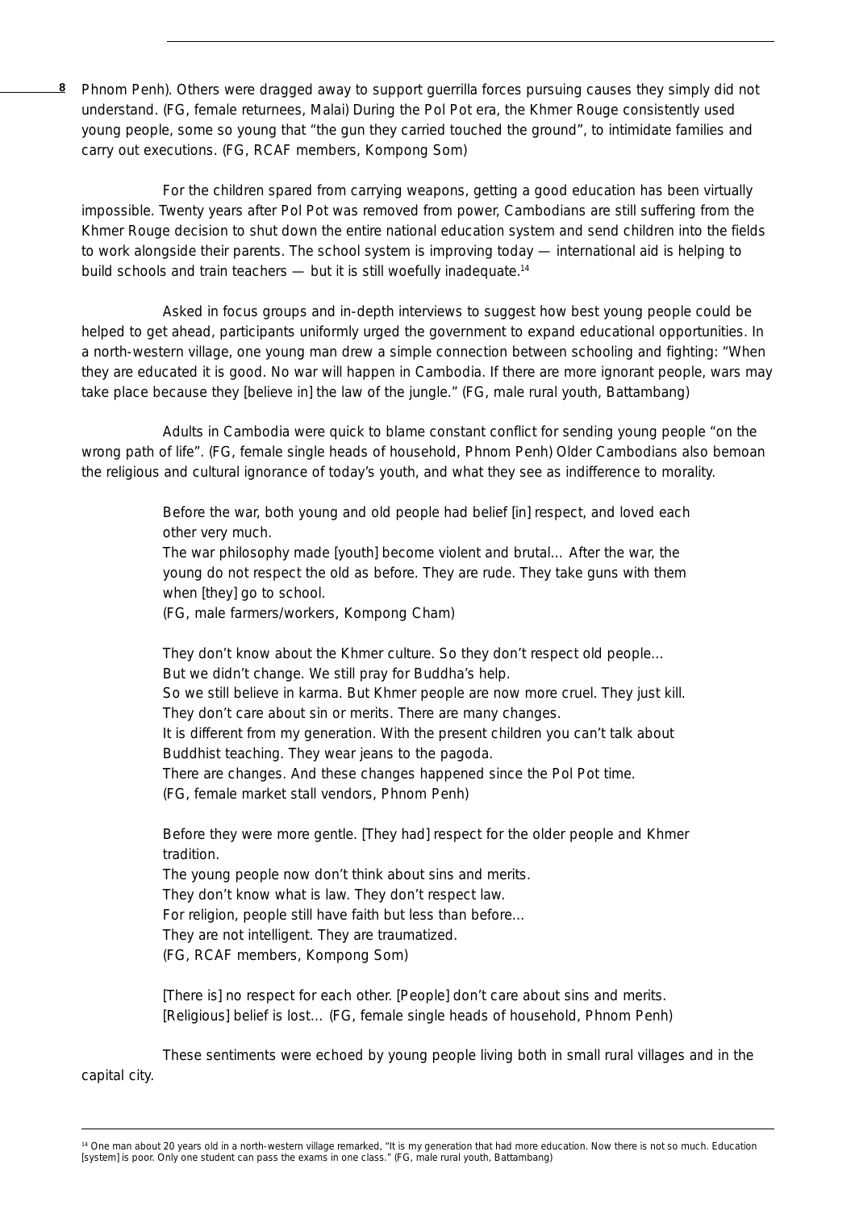Phnom Penh). Others were dragged away to support guerrilla forces pursuing causes they simply did not understand. (FG, female returnees, Malai) During the Pol Pot era, the Khmer Rouge consistently used young people, some so young that "the gun they carried touched the ground", to intimidate families and carry out executions. (FG, RCAF members, Kompong Som)

For the children spared from carrying weapons, getting a good education has been virtually impossible. Twenty years after Pol Pot was removed from power, Cambodians are still suffering from the Khmer Rouge decision to shut down the entire national education system and send children into the fields to work alongside their parents. The school system is improving today — international aid is helping to build schools and train teachers — but it is still woefully inadequate.[14]

Asked in focus groups and in-depth interviews to suggest how best young people could be helped to get ahead, participants uniformly urged the government to expand educational opportunities. In a north-western village, one young man drew a simple connection between schooling and fighting: "When they are educated it is good. No war will happen in Cambodia. If there are more ignorant people, wars may take place because they [believe in] the law of the jungle." (FG, male rural youth, Battambang)

Adults in Cambodia were quick to blame constant conflict for sending young people "on the wrong path of life". (FG, female single heads of household, Phnom Penh) Older Cambodians also bemoan the religious and cultural ignorance of today's youth, and what they see as indifference to morality.

> Before the war, both young and old people had belief [in] respect, and loved each other very much.
> The war philosophy made [youth] become violent and brutal... After the war, the young do not respect the old as before. They are rude. They take guns with them when [they] go to school.
> (FG, male farmers/workers, Kompong Cham)

> They don't know about the Khmer culture. So they don't respect old people...
> But we didn't change. We still pray for Buddha's help.
> So we still believe in karma. But Khmer people are now more cruel. They just kill.
> They don't care about sin or merits. There are many changes.
> It is different from my generation. With the present children you can't talk about Buddhist teaching. They wear jeans to the pagoda.
> There are changes. And these changes happened since the Pol Pot time.
> (FG, female market stall vendors, Phnom Penh)

> Before they were more gentle. [They had] respect for the older people and Khmer tradition.
> The young people now don't think about sins and merits.
> They don't know what is law. They don't respect law.
> For religion, people still have faith but less than before...
> They are not intelligent. They are traumatized.
> (FG, RCAF members, Kompong Som)

> [There is] no respect for each other. [People] don't care about sins and merits.
> [Religious] belief is lost... (FG, female single heads of household, Phnom Penh)

These sentiments were echoed by young people living both in small rural villages and in the capital city.

---

[14] One man about 20 years old in a north-western village remarked, "It is my generation that had more education. Now there is not so much. Education [system] is poor. Only one student can pass the exams in one class." (FG, male rural youth, Battambang)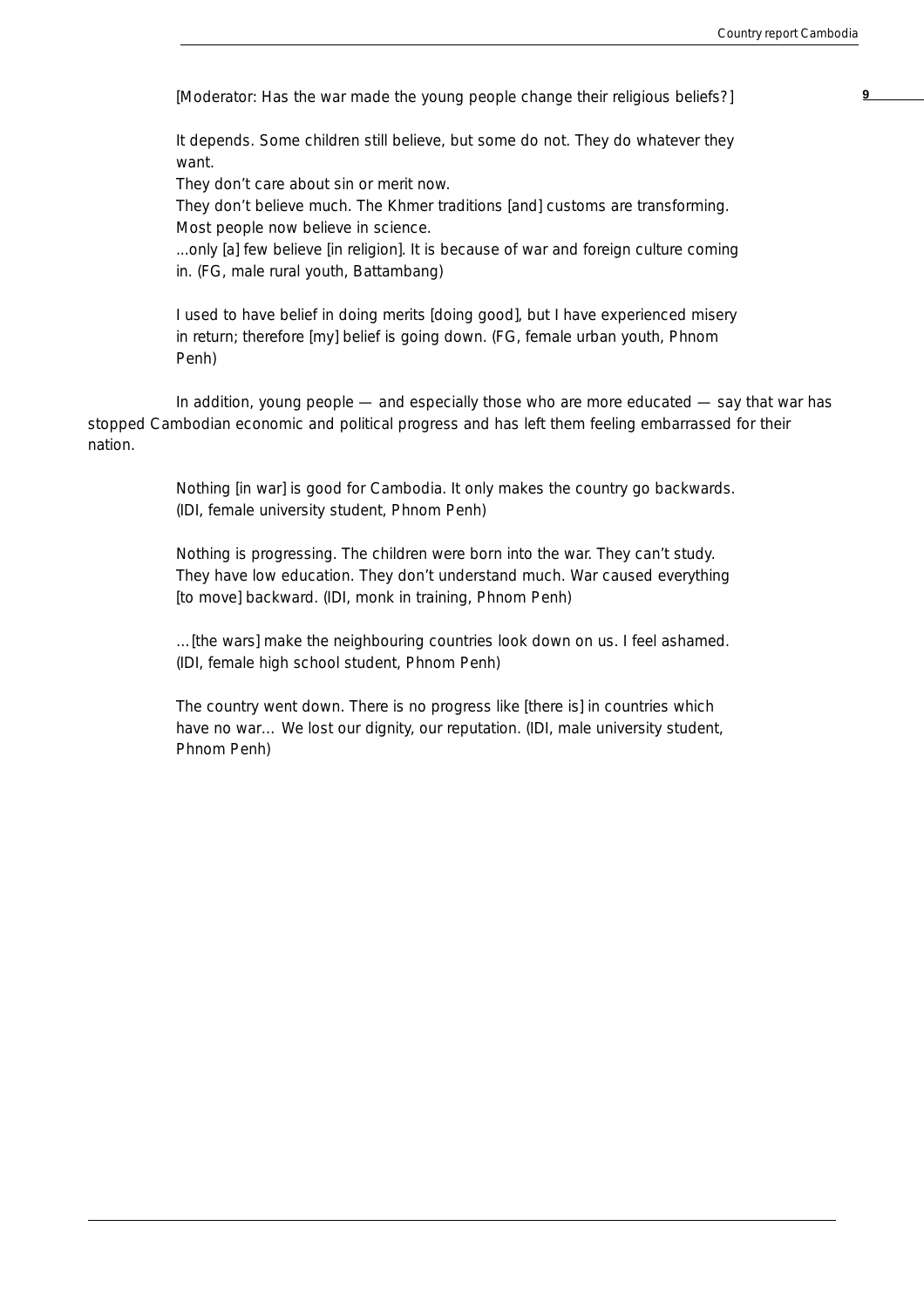> [Moderator: Has the war made the young people change their religious beliefs?]
>
> It depends. Some children still believe, but some do not. They do whatever they want.
> They don't care about sin or merit now.
> They don't believe much. The Khmer traditions [and] customs are transforming. Most people now believe in science.
> ...only [a] few believe [in religion]. It is because of war and foreign culture coming in. (FG, male rural youth, Battambang)

> I used to have belief in doing merits [doing good], but I have experienced misery in return; therefore [my] belief is going down. (FG, female urban youth, Phnom Penh)

In addition, young people — and especially those who are more educated — say that war has stopped Cambodian economic and political progress and has left them feeling embarrassed for their nation.

> Nothing [in war] is good for Cambodia. It only makes the country go backwards. (IDI, female university student, Phnom Penh)

> Nothing is progressing. The children were born into the war. They can't study. They have low education. They don't understand much. War caused everything [to move] backward. (IDI, monk in training, Phnom Penh)

> ...[the wars] make the neighbouring countries look down on us. I feel ashamed. (IDI, female high school student, Phnom Penh)

> The country went down. There is no progress like [there is] in countries which have no war... We lost our dignity, our reputation. (IDI, male university student, Phnom Penh)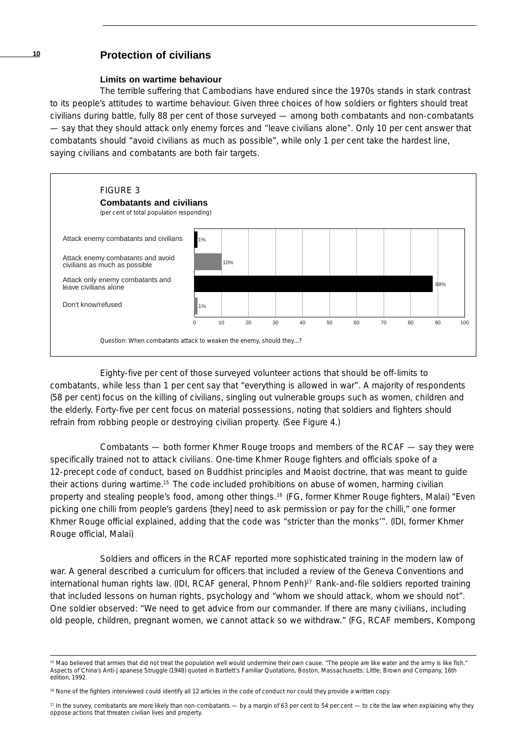## Protection of civilians

### Limits on wartime behaviour

The terrible suffering that Cambodians have endured since the 1970s stands in stark contrast to its people's attitudes to wartime behaviour. Given three choices of how soldiers or fighters should treat civilians during battle, fully 88 per cent of those surveyed — among both combatants and non-combatants — say that they should attack only enemy forces and "leave civilians alone". Only 10 per cent answer that combatants should "avoid civilians as much as possible", while only 1 per cent take the hardest line, saying civilians and combatants are both fair targets.

FIGURE 3

**Combatants and civilians**

(per cent of total population responding)

| Response | Per cent |
|---|---|
| Attack enemy combatants and civilians | 1% |
| Attack enemy combatants and avoid civilians as much as possible | 10% |
| Attack only enemy combatants and leave civilians alone | 88% |
| Don't know/refused | 1% |

Question: When combatants attack to weaken the enemy, should they...?

Eighty-five per cent of those surveyed volunteer actions that should be off-limits to combatants, while less than 1 per cent say that "everything is allowed in war". A majority of respondents (58 per cent) focus on the killing of civilians, singling out vulnerable groups such as women, children and the elderly. Forty-five per cent focus on material possessions, noting that soldiers and fighters should refrain from robbing people or destroying civilian property. (See Figure 4.)

Combatants — both former Khmer Rouge troops and members of the RCAF — say they were specifically trained not to attack civilians. One-time Khmer Rouge fighters and officials spoke of a 12-precept code of conduct, based on Buddhist principles and Maoist doctrine, that was meant to guide their actions during wartime.[15] The code included prohibitions on abuse of women, harming civilian property and stealing people's food, among other things.[16] (FG, former Khmer Rouge fighters, Malai) "Even picking one chilli from people's gardens [they] need to ask permission or pay for the chilli," one former Khmer Rouge official explained, adding that the code was "stricter than the monks'". (IDI, former Khmer Rouge official, Malai)

Soldiers and officers in the RCAF reported more sophisticated training in the modern law of war. A general described a curriculum for officers that included a review of the Geneva Conventions and international human rights law. (IDI, RCAF general, Phnom Penh)[17] Rank-and-file soldiers reported training that included lessons on human rights, psychology and "whom we should attack, whom we should not". One soldier observed: "We need to get advice from our commander. If there are many civilians, including old people, children, pregnant women, we cannot attack so we withdraw." (FG, RCAF members, Kompong

---

[15] Mao believed that armies that did not treat the population well would undermine their own cause. "The people are like water and the army is like fish." Aspects of China's Anti-Japanese Struggle (1948) quoted in Bartlett's Familiar Quotations, Boston, Massachusetts: Little, Brown and Company, 16th edition, 1992.

[16] None of the fighters interviewed could identify all 12 articles in the code of conduct nor could they provide a written copy.

[17] In the survey, combatants are more likely than non-combatants — by a margin of 63 per cent to 54 per cent — to cite the law when explaining why they oppose actions that threaten civilian lives and property.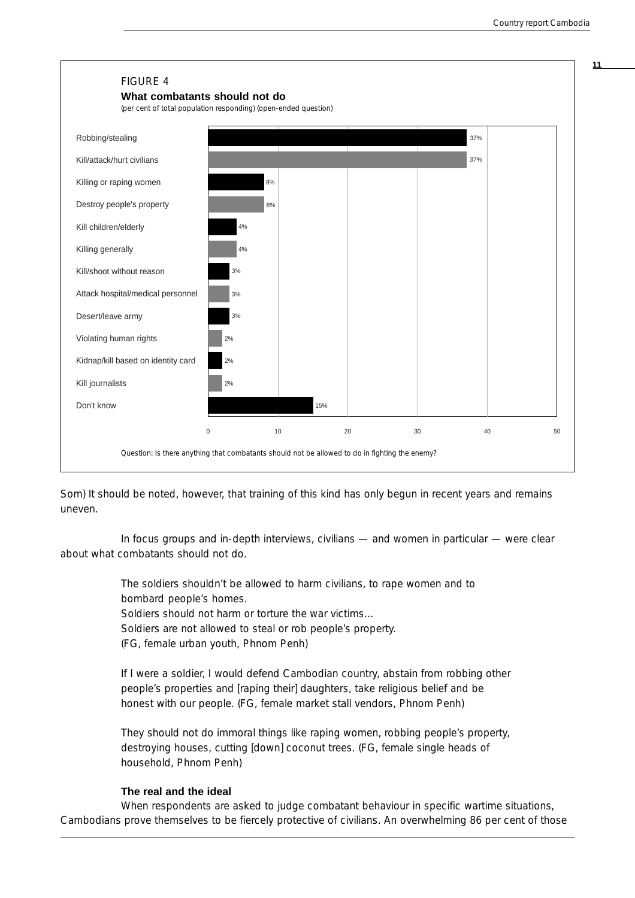FIGURE 4

**What combatants should not do**

(per cent of total population responding) (open-ended question)

| Response | Per cent |
|---|---|
| Robbing/stealing | 37% |
| Kill/attack/hurt civilians | 37% |
| Killing or raping women | 8% |
| Destroy people's property | 8% |
| Kill children/elderly | 4% |
| Killing generally | 4% |
| Kill/shoot without reason | 3% |
| Attack hospital/medical personnel | 3% |
| Desert/leave army | 3% |
| Violating human rights | 2% |
| Kidnap/kill based on identity card | 2% |
| Kill journalists | 2% |
| Don't know | 15% |

Question: Is there anything that combatants should not be allowed to do in fighting the enemy?

Som) It should be noted, however, that training of this kind has only begun in recent years and remains uneven.

In focus groups and in-depth interviews, civilians — and women in particular — were clear about what combatants should not do.

> The soldiers shouldn't be allowed to harm civilians, to rape women and to bombard people's homes.
> Soldiers should not harm or torture the war victims…
> Soldiers are not allowed to steal or rob people's property.
> (FG, female urban youth, Phnom Penh)

> If I were a soldier, I would defend Cambodian country, abstain from robbing other people's properties and [raping their] daughters, take religious belief and be honest with our people. (FG, female market stall vendors, Phnom Penh)

> They should not do immoral things like raping women, robbing people's property, destroying houses, cutting [down] coconut trees. (FG, female single heads of household, Phnom Penh)

**The real and the ideal**

When respondents are asked to judge combatant behaviour in specific wartime situations, Cambodians prove themselves to be fiercely protective of civilians. An overwhelming 86 per cent of those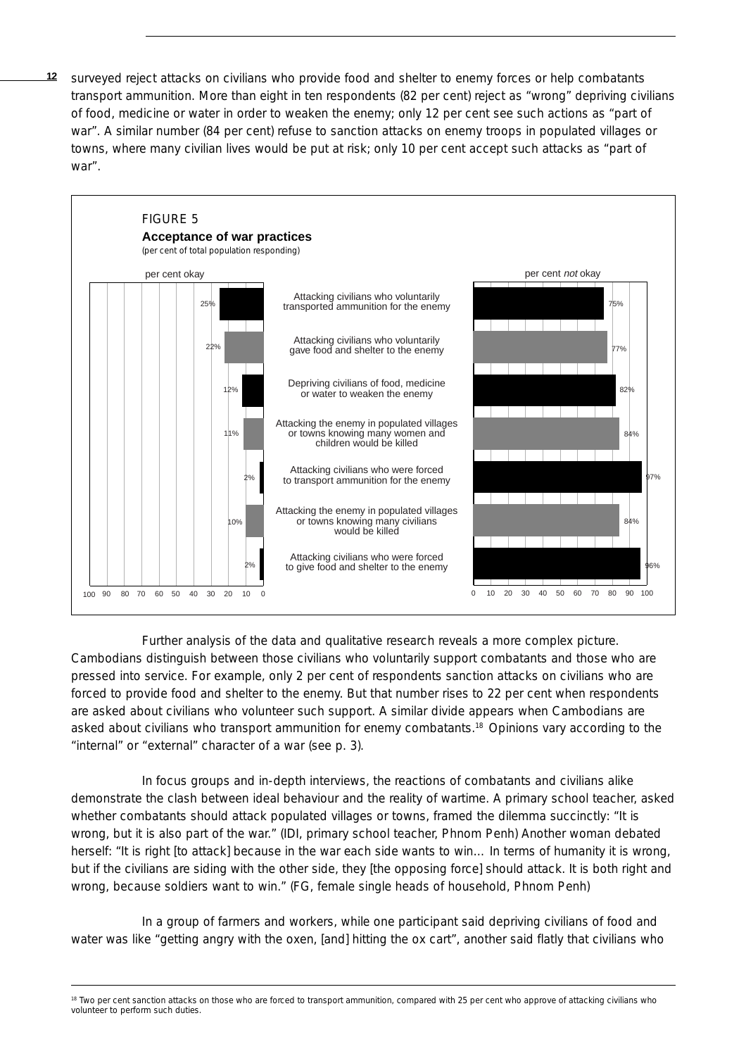surveyed reject attacks on civilians who provide food and shelter to enemy forces or help combatants transport ammunition. More than eight in ten respondents (82 per cent) reject as "wrong" depriving civilians of food, medicine or water in order to weaken the enemy; only 12 per cent see such actions as "part of war". A similar number (84 per cent) refuse to sanction attacks on enemy troops in populated villages or towns, where many civilian lives would be put at risk; only 10 per cent accept such attacks as "part of war".

FIGURE 5

**Acceptance of war practices**

(per cent of total population responding)

| | per cent okay | per cent *not* okay |
|---|---|---|
| Attacking civilians who voluntarily transported ammunition for the enemy | 25% | 75% |
| Attacking civilians who voluntarily gave food and shelter to the enemy | 22% | 77% |
| Depriving civilians of food, medicine or water to weaken the enemy | 12% | 82% |
| Attacking the enemy in populated villages or towns knowing many women and children would be killed | 11% | 84% |
| Attacking civilians who were forced to transport ammunition for the enemy | 2% | 97% |
| Attacking the enemy in populated villages or towns knowing many civilians would be killed | 10% | 84% |
| Attacking civilians who were forced to give food and shelter to the enemy | 2% | 96% |

Further analysis of the data and qualitative research reveals a more complex picture. Cambodians distinguish between those civilians who voluntarily support combatants and those who are pressed into service. For example, only 2 per cent of respondents sanction attacks on civilians who are forced to provide food and shelter to the enemy. But that number rises to 22 per cent when respondents are asked about civilians who volunteer such support. A similar divide appears when Cambodians are asked about civilians who transport ammunition for enemy combatants.[18] Opinions vary according to the "internal" or "external" character of a war (see p. 3).

In focus groups and in-depth interviews, the reactions of combatants and civilians alike demonstrate the clash between ideal behaviour and the reality of wartime. A primary school teacher, asked whether combatants should attack populated villages or towns, framed the dilemma succinctly: "It is wrong, but it is also part of the war." (IDI, primary school teacher, Phnom Penh) Another woman debated herself: "It is right [to attack] because in the war each side wants to win… In terms of humanity it is wrong, but if the civilians are siding with the other side, they [the opposing force] should attack. It is both right and wrong, because soldiers want to win." (FG, female single heads of household, Phnom Penh)

In a group of farmers and workers, while one participant said depriving civilians of food and water was like "getting angry with the oxen, [and] hitting the ox cart", another said flatly that civilians who

[18] Two per cent sanction attacks on those who are forced to transport ammunition, compared with 25 per cent who approve of attacking civilians who volunteer to perform such duties.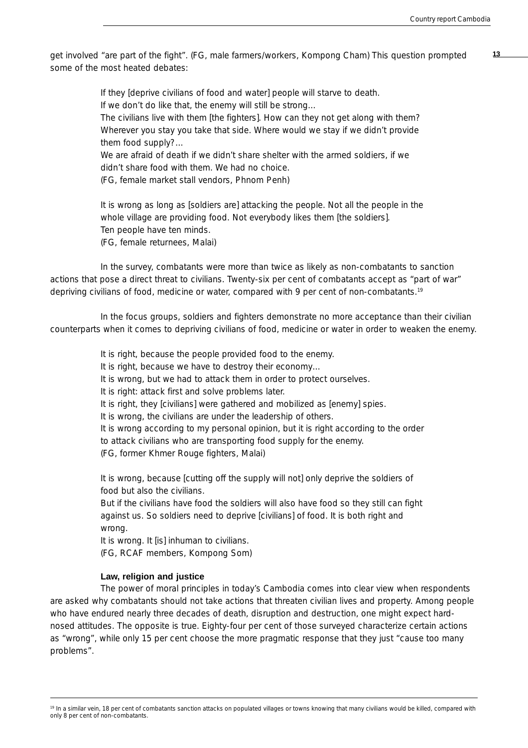get involved "are part of the fight". (FG, male farmers/workers, Kompong Cham) This question prompted some of the most heated debates:

> If they [deprive civilians of food and water] people will starve to death.
> If we don't do like that, the enemy will still be strong…
> The civilians live with them [the fighters]. How can they not get along with them? Wherever you stay you take that side. Where would we stay if we didn't provide them food supply?…
> We are afraid of death if we didn't share shelter with the armed soldiers, if we didn't share food with them. We had no choice.
> (FG, female market stall vendors, Phnom Penh)

> It is wrong as long as [soldiers are] attacking the people. Not all the people in the whole village are providing food. Not everybody likes them [the soldiers].
> Ten people have ten minds.
> (FG, female returnees, Malai)

In the survey, combatants were more than twice as likely as non-combatants to sanction actions that pose a direct threat to civilians. Twenty-six per cent of combatants accept as "part of war" depriving civilians of food, medicine or water, compared with 9 per cent of non-combatants.[19]

In the focus groups, soldiers and fighters demonstrate no more acceptance than their civilian counterparts when it comes to depriving civilians of food, medicine or water in order to weaken the enemy.

> It is right, because the people provided food to the enemy.
> It is right, because we have to destroy their economy…
> It is wrong, but we had to attack them in order to protect ourselves.
> It is right: attack first and solve problems later.
> It is right, they [civilians] were gathered and mobilized as [enemy] spies.
> It is wrong, the civilians are under the leadership of others.
> It is wrong according to my personal opinion, but it is right according to the order to attack civilians who are transporting food supply for the enemy.
> (FG, former Khmer Rouge fighters, Malai)

> It is wrong, because [cutting off the supply will not] only deprive the soldiers of food but also the civilians.
> But if the civilians have food the soldiers will also have food so they still can fight against us. So soldiers need to deprive [civilians] of food. It is both right and wrong.
> It is wrong. It [is] inhuman to civilians.
> (FG, RCAF members, Kompong Som)

### Law, religion and justice

The power of moral principles in today's Cambodia comes into clear view when respondents are asked why combatants should not take actions that threaten civilian lives and property. Among people who have endured nearly three decades of death, disruption and destruction, one might expect hard-nosed attitudes. The opposite is true. Eighty-four per cent of those surveyed characterize certain actions as "wrong", while only 15 per cent choose the more pragmatic response that they just "cause too many problems".

[19] In a similar vein, 18 per cent of combatants sanction attacks on populated villages or towns knowing that many civilians would be killed, compared with only 8 per cent of non-combatants.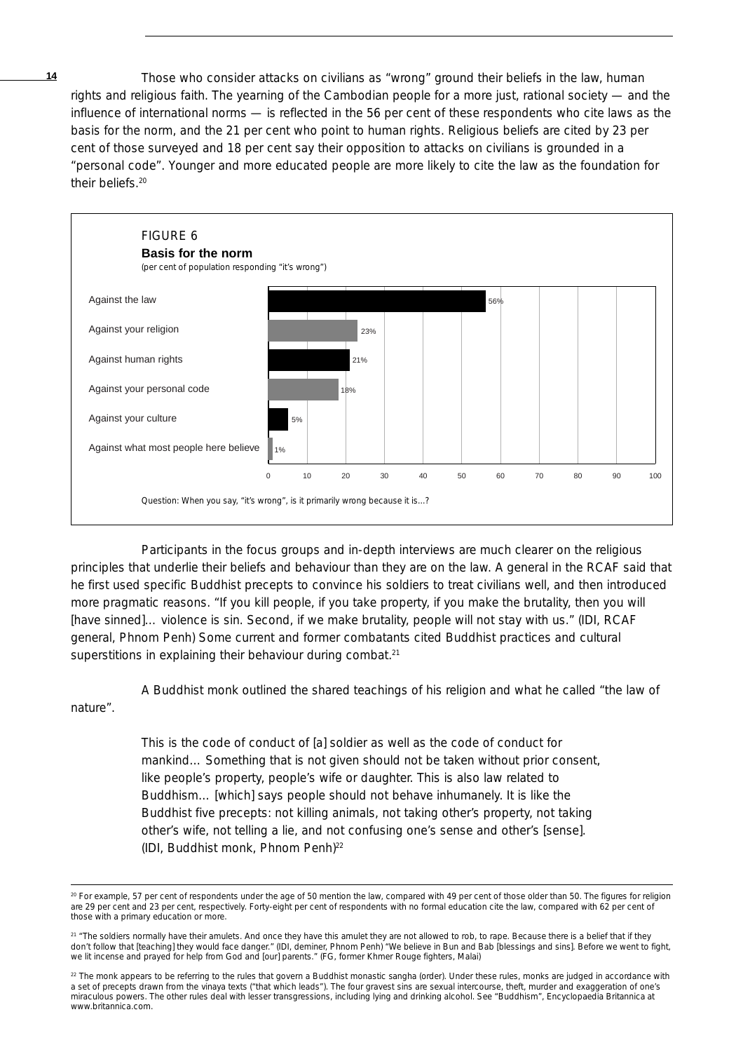Those who consider attacks on civilians as "wrong" ground their beliefs in the law, human rights and religious faith. The yearning of the Cambodian people for a more just, rational society — and the influence of international norms — is reflected in the 56 per cent of these respondents who cite laws as the basis for the norm, and the 21 per cent who point to human rights. Religious beliefs are cited by 23 per cent of those surveyed and 18 per cent say their opposition to attacks on civilians is grounded in a "personal code". Younger and more educated people are more likely to cite the law as the foundation for their beliefs.[20]

FIGURE 6

**Basis for the norm**

(per cent of population responding "it's wrong")

| Basis | Per cent |
| --- | --- |
| Against the law | 56% |
| Against your religion | 23% |
| Against human rights | 21% |
| Against your personal code | 18% |
| Against your culture | 5% |
| Against what most people here believe | 1% |

Question: When you say, "it's wrong", is it primarily wrong because it is…?

Participants in the focus groups and in-depth interviews are much clearer on the religious principles that underlie their beliefs and behaviour than they are on the law. A general in the RCAF said that he first used specific Buddhist precepts to convince his soldiers to treat civilians well, and then introduced more pragmatic reasons. "If you kill people, if you take property, if you make the brutality, then you will [have sinned]… violence is sin. Second, if we make brutality, people will not stay with us." (IDI, RCAF general, Phnom Penh) Some current and former combatants cited Buddhist practices and cultural superstitions in explaining their behaviour during combat.[21]

A Buddhist monk outlined the shared teachings of his religion and what he called "the law of nature".

> This is the code of conduct of [a] soldier as well as the code of conduct for mankind… Something that is not given should not be taken without prior consent, like people's property, people's wife or daughter. This is also law related to Buddhism… [which] says people should not behave inhumanely. It is like the Buddhist five precepts: not killing animals, not taking other's property, not taking other's wife, not telling a lie, and not confusing one's sense and other's [sense]. (IDI, Buddhist monk, Phnom Penh)[22]

---

[20] For example, 57 per cent of respondents under the age of 50 mention the law, compared with 49 per cent of those older than 50. The figures for religion are 29 per cent and 23 per cent, respectively. Forty-eight per cent of respondents with no formal education cite the law, compared with 62 per cent of those with a primary education or more.

[21] "The soldiers normally have their amulets. And once they have this amulet they are not allowed to rob, to rape. Because there is a belief that if they don't follow that [teaching] they would face danger." (IDI, deminer, Phnom Penh) "We believe in Bun and Bab [blessings and sins]. Before we went to fight, we lit incense and prayed for help from God and [our] parents." (FG, former Khmer Rouge fighters, Malai)

[22] The monk appears to be referring to the rules that govern a Buddhist monastic sangha (order). Under these rules, monks are judged in accordance with a set of precepts drawn from the vinaya texts ("that which leads"). The four gravest sins are sexual intercourse, theft, murder and exaggeration of one's miraculous powers. The other rules deal with lesser transgressions, including lying and drinking alcohol. See "Buddhism", Encyclopaedia Britannica at www.britannica.com.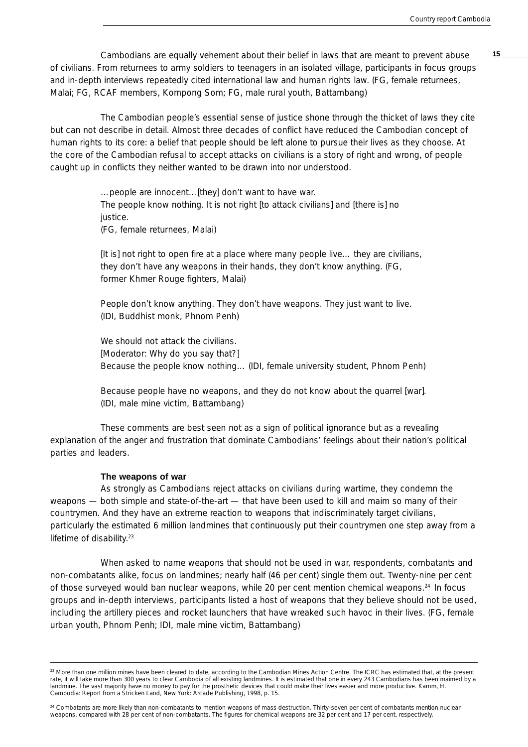Cambodians are equally vehement about their belief in laws that are meant to prevent abuse of civilians. From returnees to army soldiers to teenagers in an isolated village, participants in focus groups and in-depth interviews repeatedly cited international law and human rights law. (FG, female returnees, Malai; FG, RCAF members, Kompong Som; FG, male rural youth, Battambang)

The Cambodian people's essential sense of justice shone through the thicket of laws they cite but can not describe in detail. Almost three decades of conflict have reduced the Cambodian concept of human rights to its core: a belief that people should be left alone to pursue their lives as they choose. At the core of the Cambodian refusal to accept attacks on civilians is a story of right and wrong, of people caught up in conflicts they neither wanted to be drawn into nor understood.

> …people are innocent…[they] don't want to have war.
> The people know nothing. It is not right [to attack civilians] and [there is] no justice.
> (FG, female returnees, Malai)
>
> [It is] not right to open fire at a place where many people live… they are civilians, they don't have any weapons in their hands, they don't know anything. (FG, former Khmer Rouge fighters, Malai)
>
> People don't know anything. They don't have weapons. They just want to live.
> (IDI, Buddhist monk, Phnom Penh)
>
> We should not attack the civilians.
> [Moderator: Why do you say that?]
> Because the people know nothing… (IDI, female university student, Phnom Penh)
>
> Because people have no weapons, and they do not know about the quarrel [war].
> (IDI, male mine victim, Battambang)

These comments are best seen not as a sign of political ignorance but as a revealing explanation of the anger and frustration that dominate Cambodians' feelings about their nation's political parties and leaders.

### The weapons of war

As strongly as Cambodians reject attacks on civilians during wartime, they condemn the weapons — both simple and state-of-the-art — that have been used to kill and maim so many of their countrymen. And they have an extreme reaction to weapons that indiscriminately target civilians, particularly the estimated 6 million landmines that continuously put their countrymen one step away from a lifetime of disability.[23]

When asked to name weapons that should not be used in war, respondents, combatants and non-combatants alike, focus on landmines; nearly half (46 per cent) single them out. Twenty-nine per cent of those surveyed would ban nuclear weapons, while 20 per cent mention chemical weapons.[24] In focus groups and in-depth interviews, participants listed a host of weapons that they believe should not be used, including the artillery pieces and rocket launchers that have wreaked such havoc in their lives. (FG, female urban youth, Phnom Penh; IDI, male mine victim, Battambang)

---

[23] More than one million mines have been cleared to date, according to the Cambodian Mines Action Centre. The ICRC has estimated that, at the present rate, it will take more than 300 years to clear Cambodia of all existing landmines. It is estimated that one in every 243 Cambodians has been maimed by a landmine. The vast majority have no money to pay for the prosthetic devices that could make their lives easier and more productive. Kamm, H. *Cambodia: Report from a Stricken Land*, New York: Arcade Publishing, 1998, p. 15.

[24] Combatants are more likely than non-combatants to mention weapons of mass destruction. Thirty-seven per cent of combatants mention nuclear weapons, compared with 28 per cent of non-combatants. The figures for chemical weapons are 32 per cent and 17 per cent, respectively.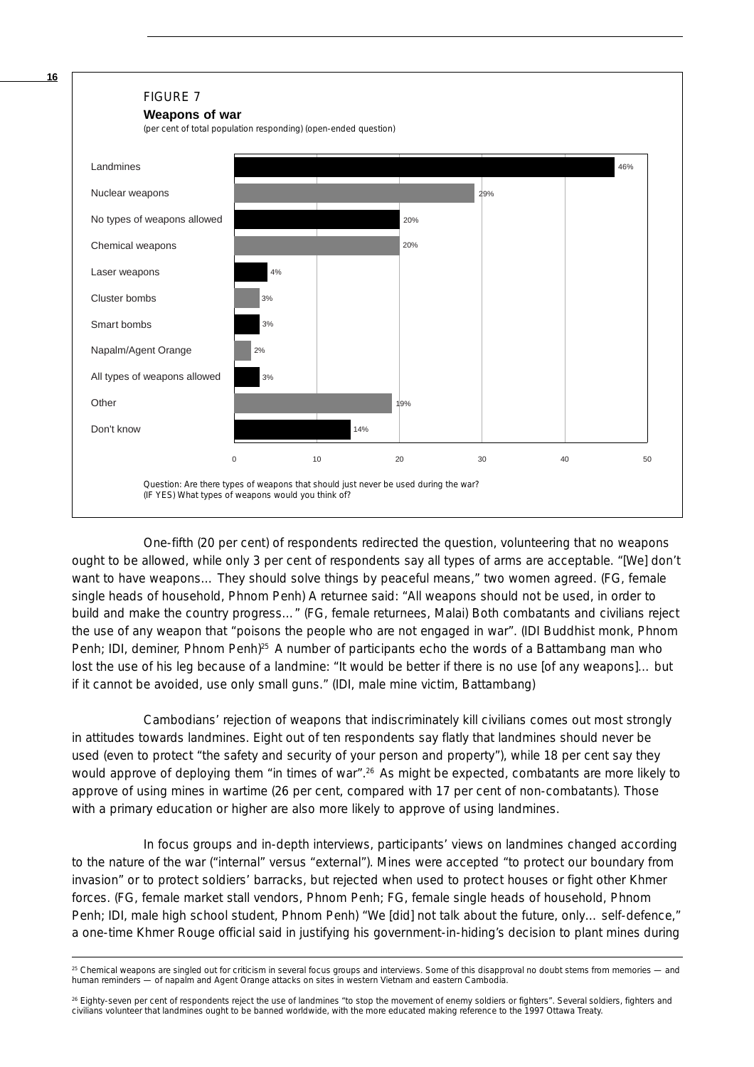FIGURE 7

**Weapons of war**

(per cent of total population responding) (open-ended question)

| Weapon type | Per cent |
|---|---|
| Landmines | 46% |
| Nuclear weapons | 29% |
| No types of weapons allowed | 20% |
| Chemical weapons | 20% |
| Laser weapons | 4% |
| Cluster bombs | 3% |
| Smart bombs | 3% |
| Napalm/Agent Orange | 2% |
| All types of weapons allowed | 3% |
| Other | 19% |
| Don't know | 14% |

Question: Are there types of weapons that should just never be used during the war?
(IF YES) What types of weapons would you think of?

One-fifth (20 per cent) of respondents redirected the question, volunteering that no weapons ought to be allowed, while only 3 per cent of respondents say all types of arms are acceptable. "[We] don't want to have weapons... They should solve things by peaceful means," two women agreed. (FG, female single heads of household, Phnom Penh) A returnee said: "All weapons should not be used, in order to build and make the country progress…" (FG, female returnees, Malai) Both combatants and civilians reject the use of any weapon that "poisons the people who are not engaged in war". (IDI Buddhist monk, Phnom Penh; IDI, deminer, Phnom Penh)[25] A number of participants echo the words of a Battambang man who lost the use of his leg because of a landmine: "It would be better if there is no use [of any weapons]... but if it cannot be avoided, use only small guns." (IDI, male mine victim, Battambang)

Cambodians' rejection of weapons that indiscriminately kill civilians comes out most strongly in attitudes towards landmines. Eight out of ten respondents say flatly that landmines should never be used (even to protect "the safety and security of your person and property"), while 18 per cent say they would approve of deploying them "in times of war".[26] As might be expected, combatants are more likely to approve of using mines in wartime (26 per cent, compared with 17 per cent of non-combatants). Those with a primary education or higher are also more likely to approve of using landmines.

In focus groups and in-depth interviews, participants' views on landmines changed according to the nature of the war ("internal" versus "external"). Mines were accepted "to protect our boundary from invasion" or to protect soldiers' barracks, but rejected when used to protect houses or fight other Khmer forces. (FG, female market stall vendors, Phnom Penh; FG, female single heads of household, Phnom Penh; IDI, male high school student, Phnom Penh) "We [did] not talk about the future, only... self-defence," a one-time Khmer Rouge official said in justifying his government-in-hiding's decision to plant mines during

---

[25] Chemical weapons are singled out for criticism in several focus groups and interviews. Some of this disapproval no doubt stems from memories — and human reminders — of napalm and Agent Orange attacks on sites in western Vietnam and eastern Cambodia.

[26] Eighty-seven per cent of respondents reject the use of landmines "to stop the movement of enemy soldiers or fighters". Several soldiers, fighters and civilians volunteer that landmines ought to be banned worldwide, with the more educated making reference to the 1997 Ottawa Treaty.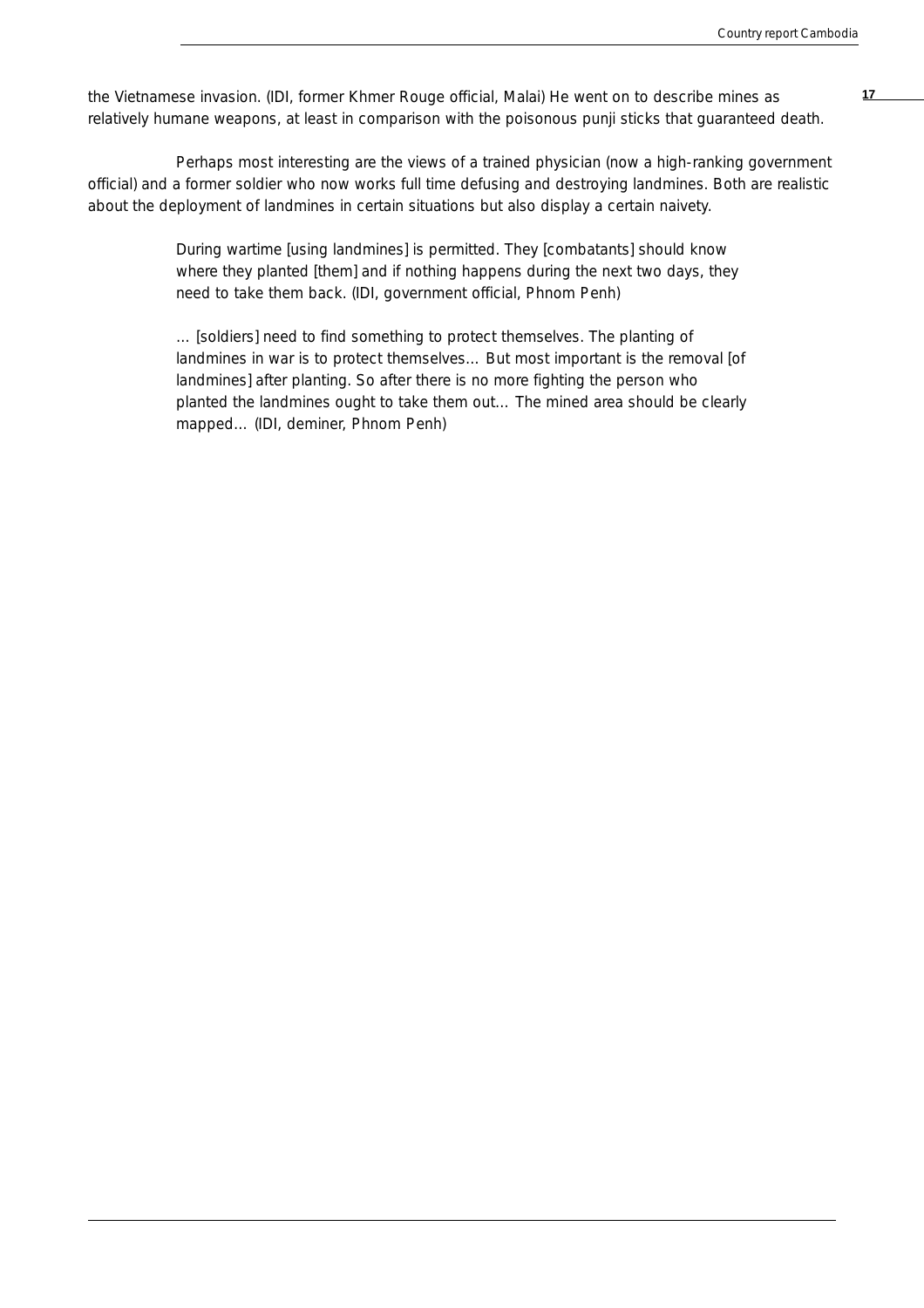the Vietnamese invasion. (IDI, former Khmer Rouge official, Malai) He went on to describe mines as relatively humane weapons, at least in comparison with the poisonous punji sticks that guaranteed death.

Perhaps most interesting are the views of a trained physician (now a high-ranking government official) and a former soldier who now works full time defusing and destroying landmines. Both are realistic about the deployment of landmines in certain situations but also display a certain naivety.

> During wartime [using landmines] is permitted. They [combatants] should know where they planted [them] and if nothing happens during the next two days, they need to take them back. (IDI, government official, Phnom Penh)

> … [soldiers] need to find something to protect themselves. The planting of landmines in war is to protect themselves… But most important is the removal [of landmines] after planting. So after there is no more fighting the person who planted the landmines ought to take them out… The mined area should be clearly mapped… (IDI, deminer, Phnom Penh)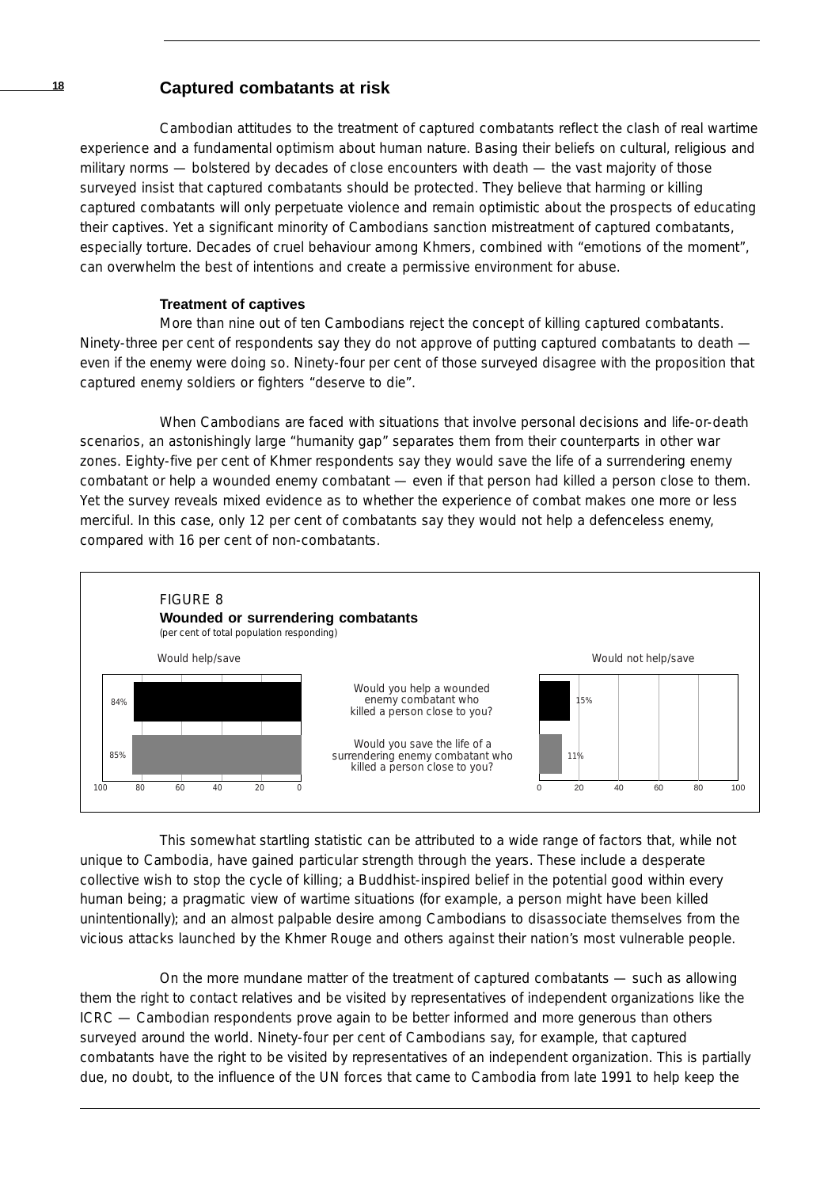## Captured combatants at risk

Cambodian attitudes to the treatment of captured combatants reflect the clash of real wartime experience and a fundamental optimism about human nature. Basing their beliefs on cultural, religious and military norms — bolstered by decades of close encounters with death — the vast majority of those surveyed insist that captured combatants should be protected. They believe that harming or killing captured combatants will only perpetuate violence and remain optimistic about the prospects of educating their captives. Yet a significant minority of Cambodians sanction mistreatment of captured combatants, especially torture. Decades of cruel behaviour among Khmers, combined with "emotions of the moment", can overwhelm the best of intentions and create a permissive environment for abuse.

### Treatment of captives

More than nine out of ten Cambodians reject the concept of killing captured combatants. Ninety-three per cent of respondents say they do not approve of putting captured combatants to death — even if the enemy were doing so. Ninety-four per cent of those surveyed disagree with the proposition that captured enemy soldiers or fighters "deserve to die".

When Cambodians are faced with situations that involve personal decisions and life-or-death scenarios, an astonishingly large "humanity gap" separates them from their counterparts in other war zones. Eighty-five per cent of Khmer respondents say they would save the life of a surrendering enemy combatant or help a wounded enemy combatant — even if that person had killed a person close to them. Yet the survey reveals mixed evidence as to whether the experience of combat makes one more or less merciful. In this case, only 12 per cent of combatants say they would not help a defenceless enemy, compared with 16 per cent of non-combatants.

FIGURE 8
**Wounded or surrendering combatants**
(per cent of total population responding)

| | Would help/save | Would not help/save |
|---|---|---|
| Would you help a wounded enemy combatant who killed a person close to you? | 84% | 15% |
| Would you save the life of a surrendering enemy combatant who killed a person close to you? | 85% | 11% |

This somewhat startling statistic can be attributed to a wide range of factors that, while not unique to Cambodia, have gained particular strength through the years. These include a desperate collective wish to stop the cycle of killing; a Buddhist-inspired belief in the potential good within every human being; a pragmatic view of wartime situations (for example, a person might have been killed unintentionally); and an almost palpable desire among Cambodians to disassociate themselves from the vicious attacks launched by the Khmer Rouge and others against their nation's most vulnerable people.

On the more mundane matter of the treatment of captured combatants — such as allowing them the right to contact relatives and be visited by representatives of independent organizations like the ICRC — Cambodian respondents prove again to be better informed and more generous than others surveyed around the world. Ninety-four per cent of Cambodians say, for example, that captured combatants have the right to be visited by representatives of an independent organization. This is partially due, no doubt, to the influence of the UN forces that came to Cambodia from late 1991 to help keep the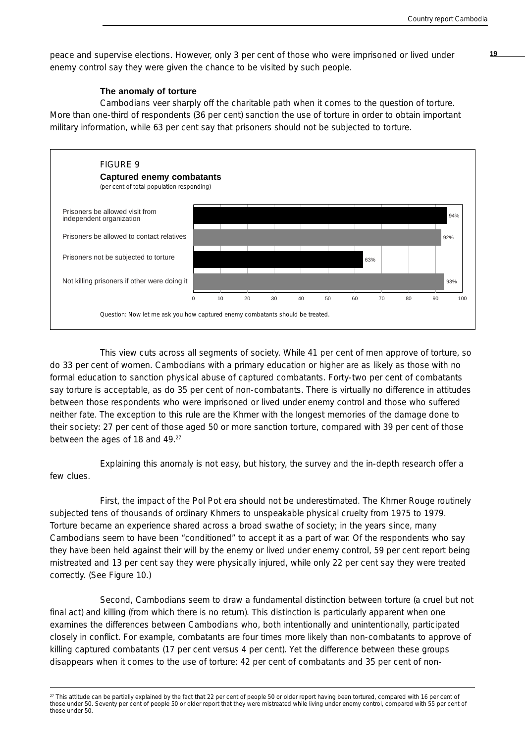peace and supervise elections. However, only 3 per cent of those who were imprisoned or lived under enemy control say they were given the chance to be visited by such people.

### The anomaly of torture

Cambodians veer sharply off the charitable path when it comes to the question of torture. More than one-third of respondents (36 per cent) sanction the use of torture in order to obtain important military information, while 63 per cent say that prisoners should not be subjected to torture.

FIGURE 9

**Captured enemy combatants**

(per cent of total population responding)

| | Per cent |
|---|---|
| Prisoners be allowed visit from independent organization | 94% |
| Prisoners be allowed to contact relatives | 92% |
| Prisoners not be subjected to torture | 63% |
| Not killing prisoners if other were doing it | 93% |

Question: Now let me ask you how captured enemy combatants should be treated.

This view cuts across all segments of society. While 41 per cent of men approve of torture, so do 33 per cent of women. Cambodians with a primary education or higher are as likely as those with no formal education to sanction physical abuse of captured combatants. Forty-two per cent of combatants say torture is acceptable, as do 35 per cent of non-combatants. There is virtually no difference in attitudes between those respondents who were imprisoned or lived under enemy control and those who suffered neither fate. The exception to this rule are the Khmer with the longest memories of the damage done to their society: 27 per cent of those aged 50 or more sanction torture, compared with 39 per cent of those between the ages of 18 and 49.[27]

Explaining this anomaly is not easy, but history, the survey and the in-depth research offer a few clues.

First, the impact of the Pol Pot era should not be underestimated. The Khmer Rouge routinely subjected tens of thousands of ordinary Khmers to unspeakable physical cruelty from 1975 to 1979. Torture became an experience shared across a broad swathe of society; in the years since, many Cambodians seem to have been "conditioned" to accept it as a part of war. Of the respondents who say they have been held against their will by the enemy or lived under enemy control, 59 per cent report being mistreated and 13 per cent say they were physically injured, while only 22 per cent say they were treated correctly. (See Figure 10.)

Second, Cambodians seem to draw a fundamental distinction between torture (a cruel but not final act) and killing (from which there is no return). This distinction is particularly apparent when one examines the differences between Cambodians who, both intentionally and unintentionally, participated closely in conflict. For example, combatants are four times more likely than non-combatants to approve of killing captured combatants (17 per cent versus 4 per cent). Yet the difference between these groups disappears when it comes to the use of torture: 42 per cent of combatants and 35 per cent of non-

[27] This attitude can be partially explained by the fact that 22 per cent of people 50 or older report having been tortured, compared with 16 per cent of those under 50. Seventy per cent of people 50 or older report that they were mistreated while living under enemy control, compared with 55 per cent of those under 50.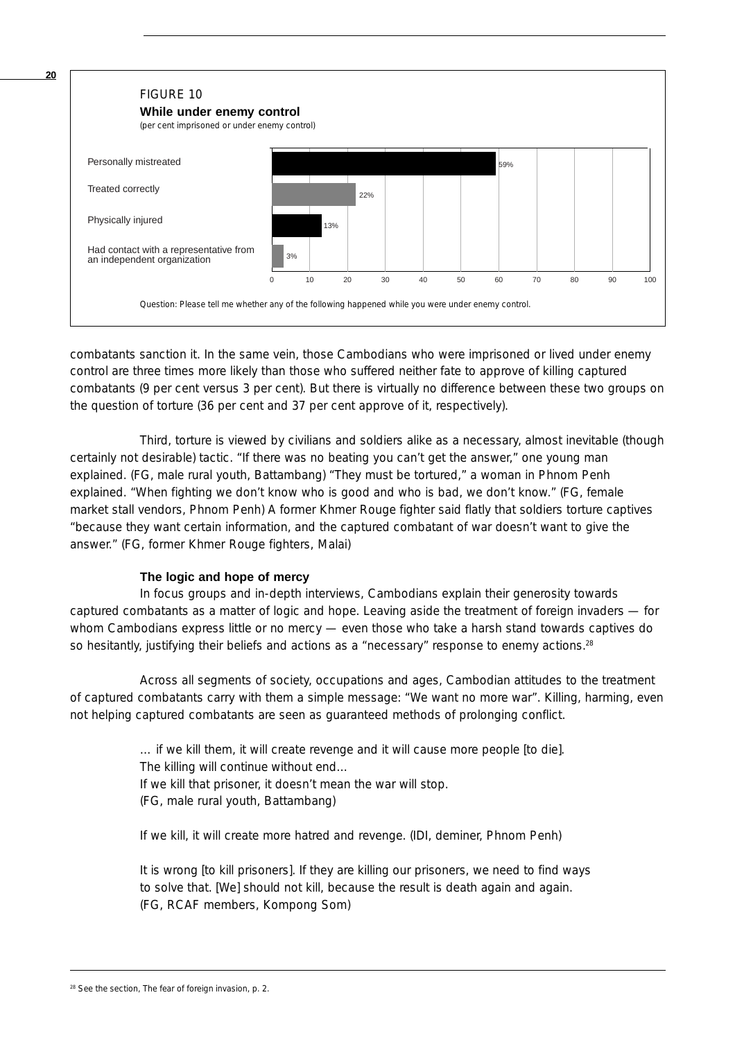FIGURE 10

**While under enemy control**

(per cent imprisoned or under enemy control)

| | % |
|---|---|
| Personally mistreated | 59% |
| Treated correctly | 22% |
| Physically injured | 13% |
| Had contact with a representative from an independent organization | 3% |

Question: Please tell me whether any of the following happened while you were under enemy control.

combatants sanction it. In the same vein, those Cambodians who were imprisoned or lived under enemy control are three times more likely than those who suffered neither fate to approve of killing captured combatants (9 per cent versus 3 per cent). But there is virtually no difference between these two groups on the question of torture (36 per cent and 37 per cent approve of it, respectively).

Third, torture is viewed by civilians and soldiers alike as a necessary, almost inevitable (though certainly not desirable) tactic. "If there was no beating you can't get the answer," one young man explained. (FG, male rural youth, Battambang) "They must be tortured," a woman in Phnom Penh explained. "When fighting we don't know who is good and who is bad, we don't know." (FG, female market stall vendors, Phnom Penh) A former Khmer Rouge fighter said flatly that soldiers torture captives "because they want certain information, and the captured combatant of war doesn't want to give the answer." (FG, former Khmer Rouge fighters, Malai)

**The logic and hope of mercy**

In focus groups and in-depth interviews, Cambodians explain their generosity towards captured combatants as a matter of logic and hope. Leaving aside the treatment of foreign invaders — for whom Cambodians express little or no mercy — even those who take a harsh stand towards captives do so hesitantly, justifying their beliefs and actions as a "necessary" response to enemy actions.[28]

Across all segments of society, occupations and ages, Cambodian attitudes to the treatment of captured combatants carry with them a simple message: "We want no more war". Killing, harming, even not helping captured combatants are seen as guaranteed methods of prolonging conflict.

> … if we kill them, it will create revenge and it will cause more people [to die]. The killing will continue without end…
> If we kill that prisoner, it doesn't mean the war will stop.
> (FG, male rural youth, Battambang)
>
> If we kill, it will create more hatred and revenge. (IDI, deminer, Phnom Penh)
>
> It is wrong [to kill prisoners]. If they are killing our prisoners, we need to find ways to solve that. [We] should not kill, because the result is death again and again.
> (FG, RCAF members, Kompong Som)

[28] See the section, The fear of foreign invasion, p. 2.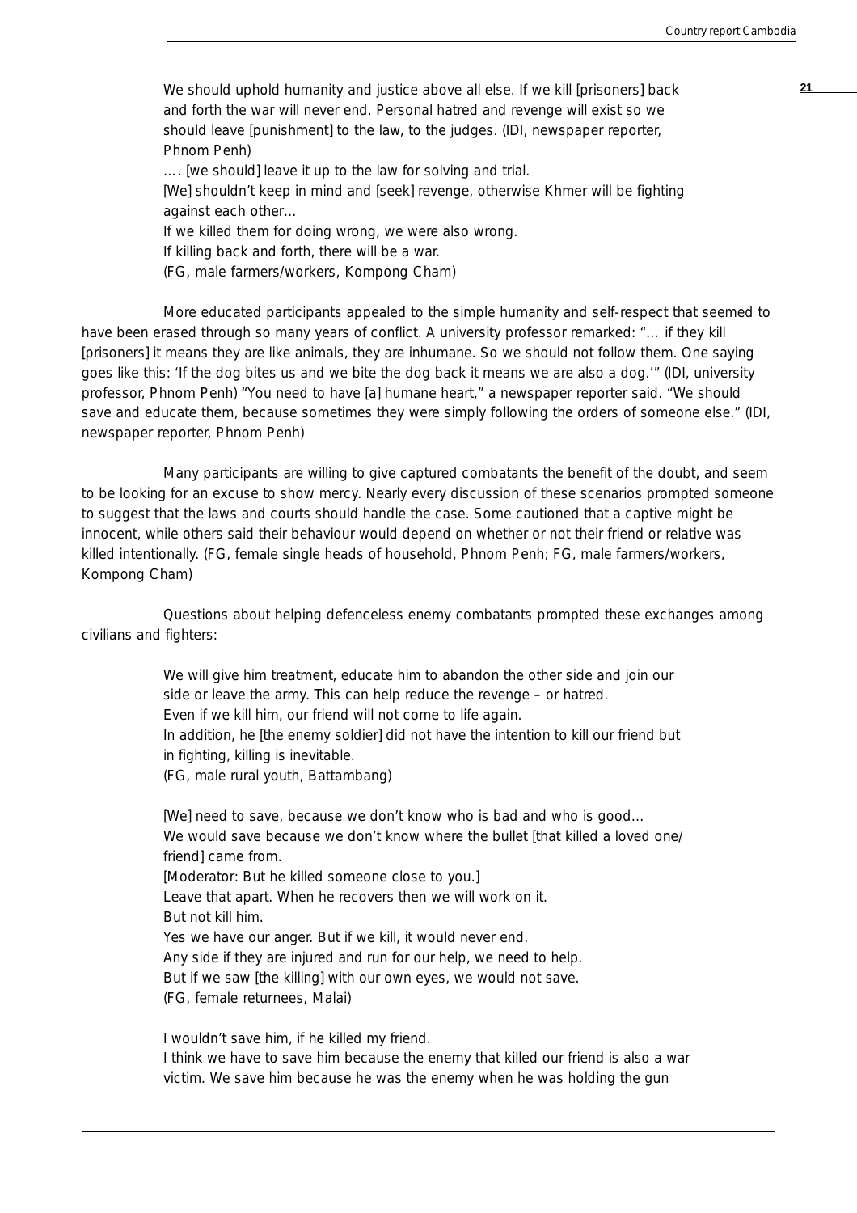> We should uphold humanity and justice above all else. If we kill [prisoners] back and forth the war will never end. Personal hatred and revenge will exist so we should leave [punishment] to the law, to the judges. (IDI, newspaper reporter, Phnom Penh)

> …. [we should] leave it up to the law for solving and trial.
> [We] shouldn't keep in mind and [seek] revenge, otherwise Khmer will be fighting against each other…
> If we killed them for doing wrong, we were also wrong.
> If killing back and forth, there will be a war.
> (FG, male farmers/workers, Kompong Cham)

More educated participants appealed to the simple humanity and self-respect that seemed to have been erased through so many years of conflict. A university professor remarked: "… if they kill [prisoners] it means they are like animals, they are inhumane. So we should not follow them. One saying goes like this: 'If the dog bites us and we bite the dog back it means we are also a dog.'" (IDI, university professor, Phnom Penh) "You need to have [a] humane heart," a newspaper reporter said. "We should save and educate them, because sometimes they were simply following the orders of someone else." (IDI, newspaper reporter, Phnom Penh)

Many participants are willing to give captured combatants the benefit of the doubt, and seem to be looking for an excuse to show mercy. Nearly every discussion of these scenarios prompted someone to suggest that the laws and courts should handle the case. Some cautioned that a captive might be innocent, while others said their behaviour would depend on whether or not their friend or relative was killed intentionally. (FG, female single heads of household, Phnom Penh; FG, male farmers/workers, Kompong Cham)

Questions about helping defenceless enemy combatants prompted these exchanges among civilians and fighters:

> We will give him treatment, educate him to abandon the other side and join our side or leave the army. This can help reduce the revenge – or hatred.
> Even if we kill him, our friend will not come to life again.
> In addition, he [the enemy soldier] did not have the intention to kill our friend but in fighting, killing is inevitable.
> (FG, male rural youth, Battambang)

> [We] need to save, because we don't know who is bad and who is good…
> We would save because we don't know where the bullet [that killed a loved one/ friend] came from.
> [Moderator: But he killed someone close to you.]
> Leave that apart. When he recovers then we will work on it.
> But not kill him.
> Yes we have our anger. But if we kill, it would never end.
> Any side if they are injured and run for our help, we need to help.
> But if we saw [the killing] with our own eyes, we would not save.
> (FG, female returnees, Malai)

> I wouldn't save him, if he killed my friend.
> I think we have to save him because the enemy that killed our friend is also a war victim. We save him because he was the enemy when he was holding the gun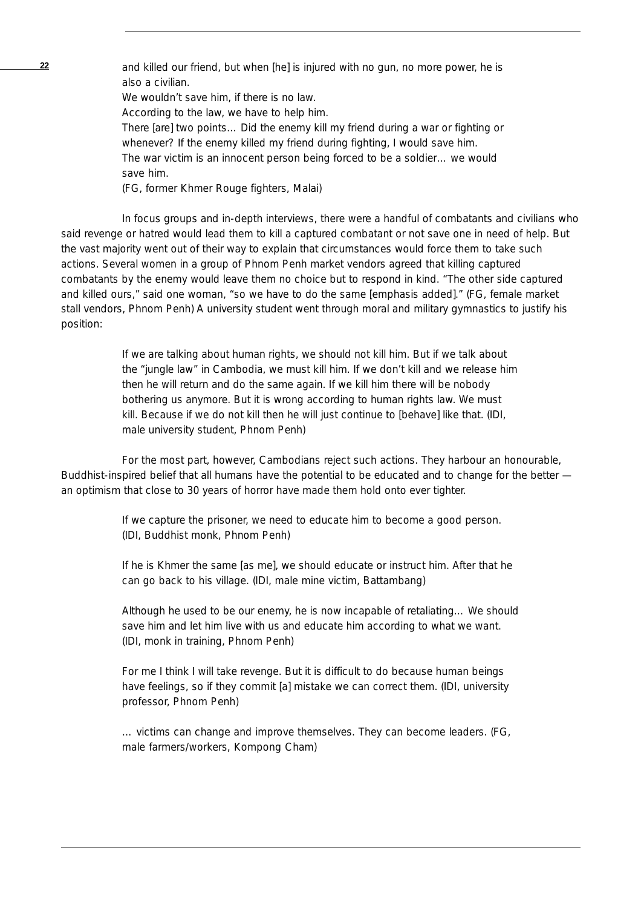> and killed our friend, but when [he] is injured with no gun, no more power, he is also a civilian.
> We wouldn't save him, if there is no law.
> According to the law, we have to help him.
> There [are] two points… Did the enemy kill my friend during a war or fighting or whenever? If the enemy killed my friend during fighting, I would save him.
> The war victim is an innocent person being forced to be a soldier… we would save him.
> (FG, former Khmer Rouge fighters, Malai)

In focus groups and in-depth interviews, there were a handful of combatants and civilians who said revenge or hatred would lead them to kill a captured combatant or not save one in need of help. But the vast majority went out of their way to explain that circumstances would force them to take such actions. Several women in a group of Phnom Penh market vendors agreed that killing captured combatants by the enemy would leave them no choice but to respond in kind. "The other side captured and killed ours," said one woman, "so we *have to* do the same [emphasis added]." (FG, female market stall vendors, Phnom Penh) A university student went through moral and military gymnastics to justify his position:

> If we are talking about human rights, we should not kill him. But if we talk about the "jungle law" in Cambodia, we must kill him. If we don't kill and we release him then he will return and do the same again. If we kill him there will be nobody bothering us anymore. But it is wrong according to human rights law. We must kill. Because if we do not kill then he will just continue to [behave] like that. (IDI, male university student, Phnom Penh)

For the most part, however, Cambodians reject such actions. They harbour an honourable, Buddhist-inspired belief that all humans have the potential to be educated and to change for the better — an optimism that close to 30 years of horror have made them hold onto ever tighter.

> If we capture the prisoner, we need to educate him to become a good person. (IDI, Buddhist monk, Phnom Penh)

> If he is Khmer the same [as me], we should educate or instruct him. After that he can go back to his village. (IDI, male mine victim, Battambang)

> Although he used to be our enemy, he is now incapable of retaliating… We should save him and let him live with us and educate him according to what we want. (IDI, monk in training, Phnom Penh)

> For me I think I will take revenge. But it is difficult to do because human beings have feelings, so if they commit [a] mistake we can correct them. (IDI, university professor, Phnom Penh)

> … victims can change and improve themselves. They can become leaders. (FG, male farmers/workers, Kompong Cham)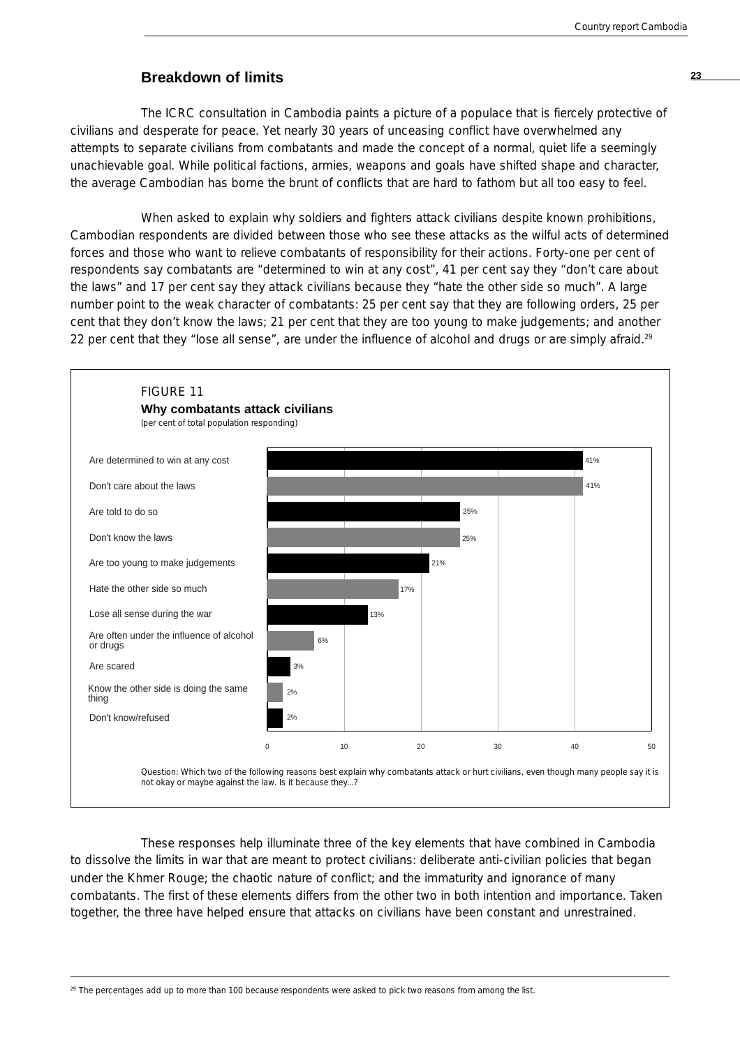## Breakdown of limits

The ICRC consultation in Cambodia paints a picture of a populace that is fiercely protective of civilians and desperate for peace. Yet nearly 30 years of unceasing conflict have overwhelmed any attempts to separate civilians from combatants and made the concept of a normal, quiet life a seemingly unachievable goal. While political factions, armies, weapons and goals have shifted shape and character, the average Cambodian has borne the brunt of conflicts that are hard to fathom but all too easy to feel.

When asked to explain why soldiers and fighters attack civilians despite known prohibitions, Cambodian respondents are divided between those who see these attacks as the wilful acts of determined forces and those who want to relieve combatants of responsibility for their actions. Forty-one per cent of respondents say combatants are "determined to win at any cost", 41 per cent say they "don't care about the laws" and 17 per cent say they attack civilians because they "hate the other side so much". A large number point to the weak character of combatants: 25 per cent say that they are following orders, 25 per cent that they don't know the laws; 21 per cent that they are too young to make judgements; and another 22 per cent that they "lose all sense", are under the influence of alcohol and drugs or are simply afraid.[29]

FIGURE 11

**Why combatants attack civilians**

*(per cent of total population responding)*

| Reason | Per cent |
|---|---|
| Are determined to win at any cost | 41% |
| Don't care about the laws | 41% |
| Are told to do so | 25% |
| Don't know the laws | 25% |
| Are too young to make judgements | 21% |
| Hate the other side so much | 17% |
| Lose all sense during the war | 13% |
| Are often under the influence of alcohol or drugs | 6% |
| Are scared | 3% |
| Know the other side is doing the same thing | 2% |
| Don't know/refused | 2% |

Question: Which two of the following reasons best explain why combatants attack or hurt civilians, even though many people say it is not okay or maybe against the law. Is it because they...?

These responses help illuminate three of the key elements that have combined in Cambodia to dissolve the limits in war that are meant to protect civilians: deliberate anti-civilian policies that began under the Khmer Rouge; the chaotic nature of conflict; and the immaturity and ignorance of many combatants. The first of these elements differs from the other two in both intention and importance. Taken together, the three have helped ensure that attacks on civilians have been constant and unrestrained.

[29] The percentages add up to more than 100 because respondents were asked to pick two reasons from among the list.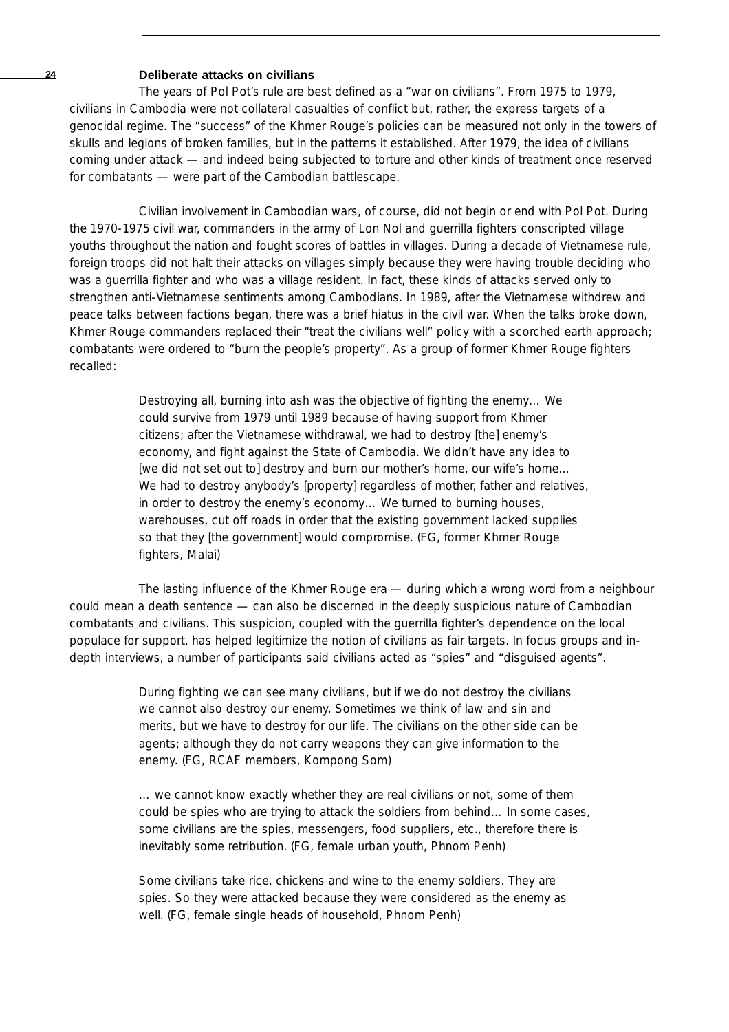### Deliberate attacks on civilians

The years of Pol Pot's rule are best defined as a "war on civilians". From 1975 to 1979, civilians in Cambodia were not collateral casualties of conflict but, rather, the express targets of a genocidal regime. The "success" of the Khmer Rouge's policies can be measured not only in the towers of skulls and legions of broken families, but in the patterns it established. After 1979, the idea of civilians coming under attack — and indeed being subjected to torture and other kinds of treatment once reserved for combatants — were part of the Cambodian battlescape.

Civilian involvement in Cambodian wars, of course, did not begin or end with Pol Pot. During the 1970-1975 civil war, commanders in the army of Lon Nol and guerrilla fighters conscripted village youths throughout the nation and fought scores of battles in villages. During a decade of Vietnamese rule, foreign troops did not halt their attacks on villages simply because they were having trouble deciding who was a guerrilla fighter and who was a village resident. In fact, these kinds of attacks served only to strengthen anti-Vietnamese sentiments among Cambodians. In 1989, after the Vietnamese withdrew and peace talks between factions began, there was a brief hiatus in the civil war. When the talks broke down, Khmer Rouge commanders replaced their "treat the civilians well" policy with a scorched earth approach; combatants were ordered to "burn the people's property". As a group of former Khmer Rouge fighters recalled:

> Destroying all, burning into ash was the objective of fighting the enemy… We could survive from 1979 until 1989 because of having support from Khmer citizens; after the Vietnamese withdrawal, we had to destroy [the] enemy's economy, and fight against the State of Cambodia. We didn't have any idea to [we did not set out to] destroy and burn our mother's home, our wife's home… We had to destroy anybody's [property] regardless of mother, father and relatives, in order to destroy the enemy's economy… We turned to burning houses, warehouses, cut off roads in order that the existing government lacked supplies so that they [the government] would compromise. (FG, former Khmer Rouge fighters, Malai)

The lasting influence of the Khmer Rouge era — during which a wrong word from a neighbour could mean a death sentence — can also be discerned in the deeply suspicious nature of Cambodian combatants and civilians. This suspicion, coupled with the guerrilla fighter's dependence on the local populace for support, has helped legitimize the notion of civilians as fair targets. In focus groups and in-depth interviews, a number of participants said civilians acted as "spies" and "disguised agents".

> During fighting we can see many civilians, but if we do not destroy the civilians we cannot also destroy our enemy. Sometimes we think of law and sin and merits, but we have to destroy for our life. The civilians on the other side can be agents; although they do not carry weapons they can give information to the enemy. (FG, RCAF members, Kompong Som)

> … we cannot know exactly whether they are real civilians or not, some of them could be spies who are trying to attack the soldiers from behind… In some cases, some civilians are the spies, messengers, food suppliers, etc., therefore there is inevitably some retribution. (FG, female urban youth, Phnom Penh)

> Some civilians take rice, chickens and wine to the enemy soldiers. They are spies. So they were attacked because they were considered as the enemy as well. (FG, female single heads of household, Phnom Penh)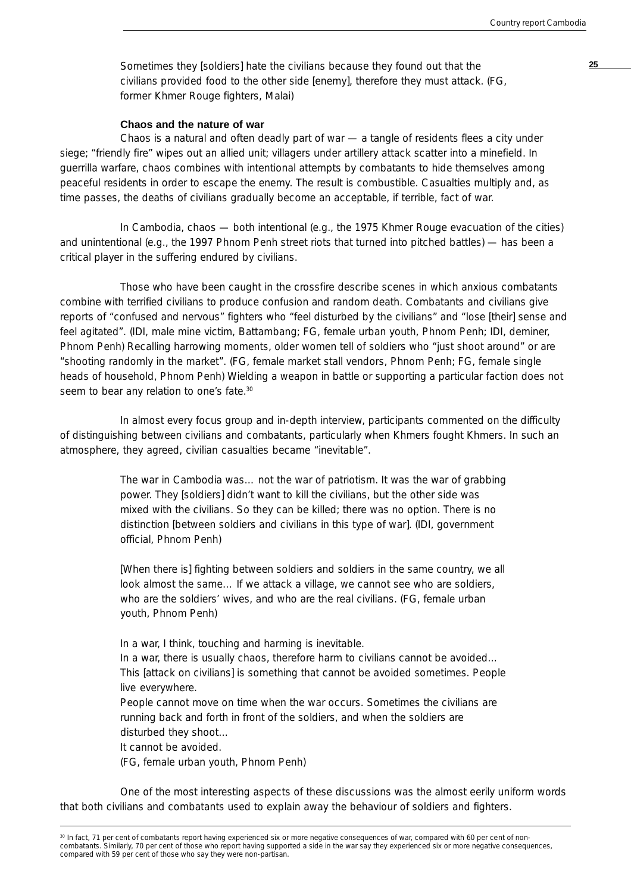> Sometimes they [soldiers] hate the civilians because they found out that the civilians provided food to the other side [enemy], therefore they must attack. (FG, former Khmer Rouge fighters, Malai)

### Chaos and the nature of war

Chaos is a natural and often deadly part of war — a tangle of residents flees a city under siege; "friendly fire" wipes out an allied unit; villagers under artillery attack scatter into a minefield. In guerrilla warfare, chaos combines with intentional attempts by combatants to hide themselves among peaceful residents in order to escape the enemy. The result is combustible. Casualties multiply and, as time passes, the deaths of civilians gradually become an acceptable, if terrible, fact of war.

In Cambodia, chaos — both intentional (e.g., the 1975 Khmer Rouge evacuation of the cities) and unintentional (e.g., the 1997 Phnom Penh street riots that turned into pitched battles) — has been a critical player in the suffering endured by civilians.

Those who have been caught in the crossfire describe scenes in which anxious combatants combine with terrified civilians to produce confusion and random death. Combatants and civilians give reports of "confused and nervous" fighters who "feel disturbed by the civilians" and "lose [their] sense and feel agitated". (IDI, male mine victim, Battambang; FG, female urban youth, Phnom Penh; IDI, deminer, Phnom Penh) Recalling harrowing moments, older women tell of soldiers who "just shoot around" or are "shooting randomly in the market". (FG, female market stall vendors, Phnom Penh; FG, female single heads of household, Phnom Penh) Wielding a weapon in battle or supporting a particular faction does not seem to bear any relation to one's fate.[30]

In almost every focus group and in-depth interview, participants commented on the difficulty of distinguishing between civilians and combatants, particularly when Khmers fought Khmers. In such an atmosphere, they agreed, civilian casualties became "inevitable".

> The war in Cambodia was… not the war of patriotism. It was the war of grabbing power. They [soldiers] didn't want to kill the civilians, but the other side was mixed with the civilians. So they can be killed; there was no option. There is no distinction [between soldiers and civilians in this type of war]. (IDI, government official, Phnom Penh)

> [When there is] fighting between soldiers and soldiers in the same country, we all look almost the same… If we attack a village, we cannot see who are soldiers, who are the soldiers' wives, and who are the real civilians. (FG, female urban youth, Phnom Penh)

> In a war, I think, touching and harming is inevitable.
> In a war, there is usually chaos, therefore harm to civilians cannot be avoided…
> This [attack on civilians] is something that cannot be avoided sometimes. People live everywhere.
> People cannot move on time when the war occurs. Sometimes the civilians are running back and forth in front of the soldiers, and when the soldiers are disturbed they shoot…
> It cannot be avoided.
> (FG, female urban youth, Phnom Penh)

One of the most interesting aspects of these discussions was the almost eerily uniform words that both civilians and combatants used to explain away the behaviour of soldiers and fighters.

---

[30] In fact, 71 per cent of combatants report having experienced six or more negative consequences of war, compared with 60 per cent of non-combatants. Similarly, 70 per cent of those who report having supported a side in the war say they experienced six or more negative consequences, compared with 59 per cent of those who say they were non-partisan.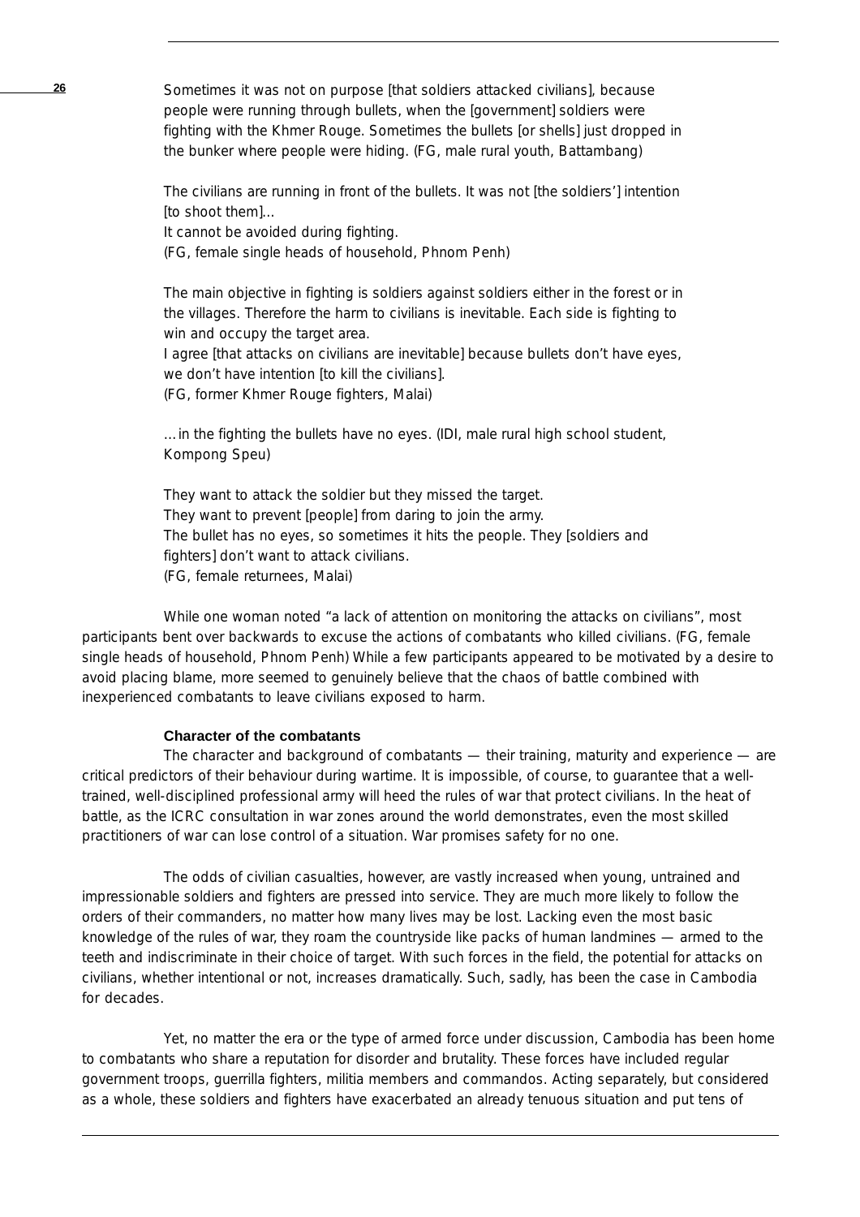Sometimes it was not on purpose [that soldiers attacked civilians], because people were running through bullets, when the [government] soldiers were fighting with the Khmer Rouge. Sometimes the bullets [or shells] just dropped in the bunker where people were hiding. (FG, male rural youth, Battambang)

The civilians are running in front of the bullets. It was not [the soldiers' ] intention [to shoot them]...
It cannot be avoided during fighting.
(FG, female single heads of household, Phnom Penh)

The main objective in fighting is soldiers against soldiers either in the forest or in the villages. Therefore the harm to civilians is inevitable. Each side is fighting to win and occupy the target area.
I agree [that attacks on civilians are inevitable] because bullets don't have eyes, we don't have intention [to kill the civilians].
(FG, former Khmer Rouge fighters, Malai)

... in the fighting the bullets have no eyes. (IDI, male rural high school student, Kompong Speu)

They want to attack the soldier but they missed the target.
They want to prevent [people] from daring to join the army.
The bullet has no eyes, so sometimes it hits the people. They [soldiers and fighters] don't want to attack civilians.
(FG, female returnees, Malai)

While one woman noted "a lack of attention on monitoring the attacks on civilians", most participants bent over backwards to excuse the actions of combatants who killed civilians. (FG, female single heads of household, Phnom Penh) While a few participants appeared to be motivated by a desire to avoid placing blame, more seemed to genuinely believe that the chaos of battle combined with inexperienced combatants to leave civilians exposed to harm.

### Character of the combatants

The character and background of combatants — their training, maturity and experience — are critical predictors of their behaviour during wartime. It is impossible, of course, to guarantee that a well-trained, well-disciplined professional army will heed the rules of war that protect civilians. In the heat of battle, as the ICRC consultation in war zones around the world demonstrates, even the most skilled practitioners of war can lose control of a situation. War promises safety for no one.

The odds of civilian casualties, however, are vastly increased when young, untrained and impressionable soldiers and fighters are pressed into service. They are much more likely to follow the orders of their commanders, no matter how many lives may be lost. Lacking even the most basic knowledge of the rules of war, they roam the countryside like packs of human landmines — armed to the teeth and indiscriminate in their choice of target. With such forces in the field, the potential for attacks on civilians, whether intentional or not, increases dramatically. Such, sadly, has been the case in Cambodia for decades.

Yet, no matter the era or the type of armed force under discussion, Cambodia has been home to combatants who share a reputation for disorder and brutality. These forces have included regular government troops, guerrilla fighters, militia members and commandos. Acting separately, but considered as a whole, these soldiers and fighters have exacerbated an already tenuous situation and put tens of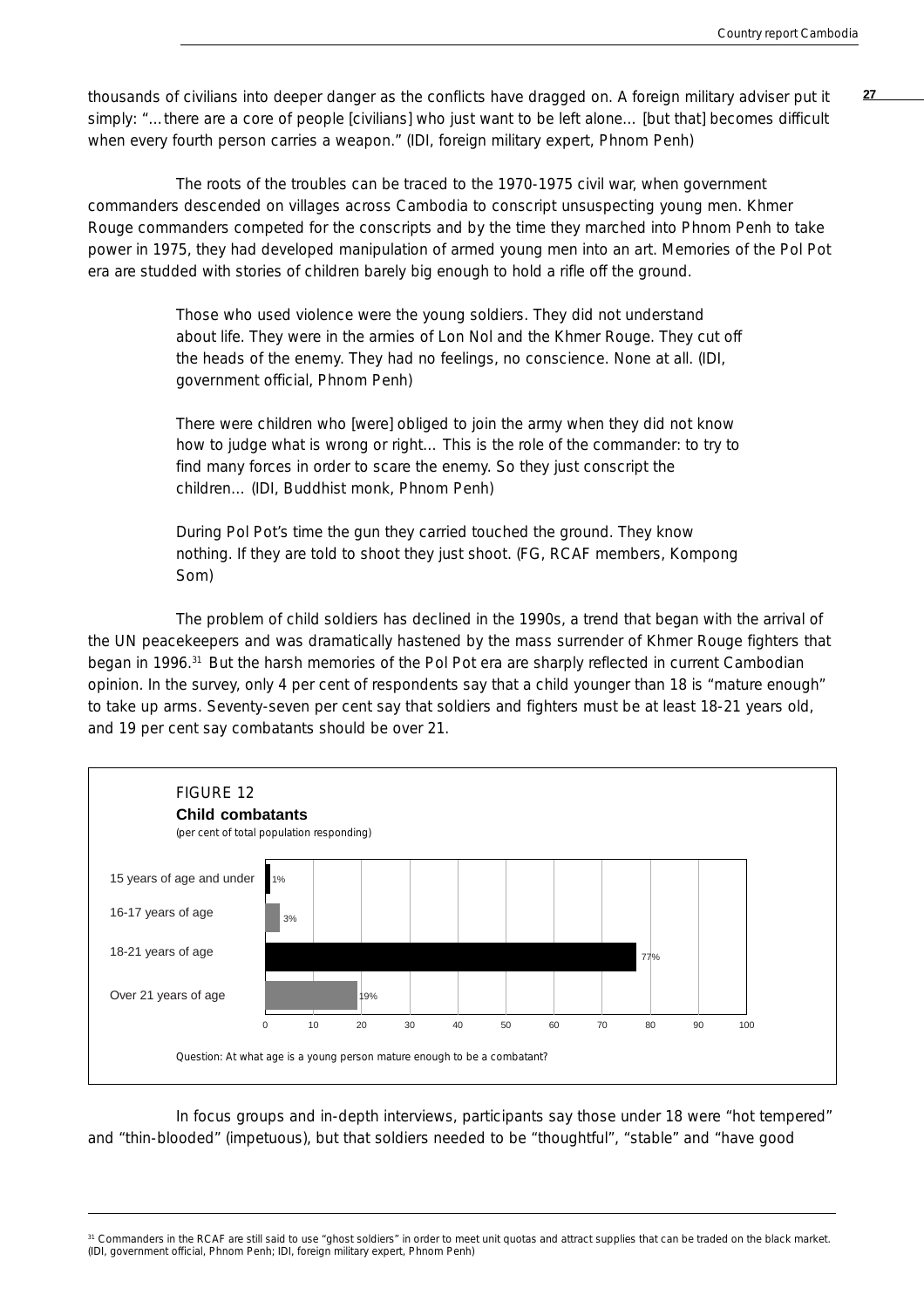thousands of civilians into deeper danger as the conflicts have dragged on. A foreign military adviser put it simply: "…there are a core of people [civilians] who just want to be left alone… [but that] becomes difficult when every fourth person carries a weapon." (IDI, foreign military expert, Phnom Penh)

The roots of the troubles can be traced to the 1970-1975 civil war, when government commanders descended on villages across Cambodia to conscript unsuspecting young men. Khmer Rouge commanders competed for the conscripts and by the time they marched into Phnom Penh to take power in 1975, they had developed manipulation of armed young men into an art. Memories of the Pol Pot era are studded with stories of children barely big enough to hold a rifle off the ground.

> Those who used violence were the young soldiers. They did not understand about life. They were in the armies of Lon Nol and the Khmer Rouge. They cut off the heads of the enemy. They had no feelings, no conscience. None at all. (IDI, government official, Phnom Penh)

> There were children who [were] obliged to join the army when they did not know how to judge what is wrong or right… This is the role of the commander: to try to find many forces in order to scare the enemy. So they just conscript the children… (IDI, Buddhist monk, Phnom Penh)

> During Pol Pot's time the gun they carried touched the ground. They know nothing. If they are told to shoot they just shoot. (FG, RCAF members, Kompong Som)

The problem of child soldiers has declined in the 1990s, a trend that began with the arrival of the UN peacekeepers and was dramatically hastened by the mass surrender of Khmer Rouge fighters that began in 1996.[31] But the harsh memories of the Pol Pot era are sharply reflected in current Cambodian opinion. In the survey, only 4 per cent of respondents say that a child younger than 18 is "mature enough" to take up arms. Seventy-seven per cent say that soldiers and fighters must be at least 18-21 years old, and 19 per cent say combatants should be over 21.

FIGURE 12

**Child combatants**

(per cent of total population responding)

| Age | Per cent |
|---|---|
| 15 years of age and under | 1% |
| 16-17 years of age | 3% |
| 18-21 years of age | 77% |
| Over 21 years of age | 19% |

Question: At what age is a young person mature enough to be a combatant?

In focus groups and in-depth interviews, participants say those under 18 were "hot tempered" and "thin-blooded" (impetuous), but that soldiers needed to be "thoughtful", "stable" and "have good

---

[31] Commanders in the RCAF are still said to use "ghost soldiers" in order to meet unit quotas and attract supplies that can be traded on the black market. (IDI, government official, Phnom Penh; IDI, foreign military expert, Phnom Penh)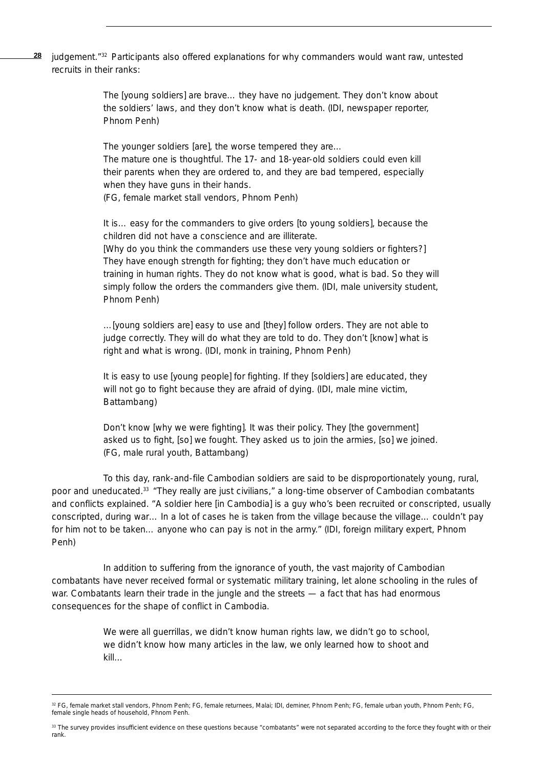judgement."[32] Participants also offered explanations for why commanders would want raw, untested recruits in their ranks:

> The [young soldiers] are brave… they have no judgement. They don't know about the soldiers' laws, and they don't know what is death. (IDI, newspaper reporter, Phnom Penh)

> The younger soldiers [are], the worse tempered they are…
> The mature one is thoughtful. The 17- and 18-year-old soldiers could even kill their parents when they are ordered to, and they are bad tempered, especially when they have guns in their hands.
> (FG, female market stall vendors, Phnom Penh)

> It is… easy for the commanders to give orders [to young soldiers], because the children did not have a conscience and are illiterate.
> [Why do you think the commanders use these very young soldiers or fighters?] They have enough strength for fighting; they don't have much education or training in human rights. They do not know what is good, what is bad. So they will simply follow the orders the commanders give them. (IDI, male university student, Phnom Penh)

> …[young soldiers are] easy to use and [they] follow orders. They are not able to judge correctly. They will do what they are told to do. They don't [know] what is right and what is wrong. (IDI, monk in training, Phnom Penh)

> It is easy to use [young people] for fighting. If they [soldiers] are educated, they will not go to fight because they are afraid of dying. (IDI, male mine victim, Battambang)

> Don't know [why we were fighting]. It was their policy. They [the government] asked us to fight, [so] we fought. They asked us to join the armies, [so] we joined. (FG, male rural youth, Battambang)

To this day, rank-and-file Cambodian soldiers are said to be disproportionately young, rural, poor and uneducated.[33] "They really are just civilians," a long-time observer of Cambodian combatants and conflicts explained. "A soldier here [in Cambodia] is a guy who's been recruited or conscripted, usually conscripted, during war… In a lot of cases he is taken from the village because the village… couldn't pay for him not to be taken… anyone who can pay is not in the army." (IDI, foreign military expert, Phnom Penh)

In addition to suffering from the ignorance of youth, the vast majority of Cambodian combatants have never received formal or systematic military training, let alone schooling in the rules of war. Combatants learn their trade in the jungle and the streets — a fact that has had enormous consequences for the shape of conflict in Cambodia.

> We were all guerrillas, we didn't know human rights law, we didn't go to school, we didn't know how many articles in the law, we only learned how to shoot and kill…

---

[32] FG, female market stall vendors, Phnom Penh; FG, female returnees, Malai; IDI, deminer, Phnom Penh; FG, female urban youth, Phnom Penh; FG, female single heads of household, Phnom Penh.

[33] The survey provides insufficient evidence on these questions because "combatants" were not separated according to the force they fought with or their rank.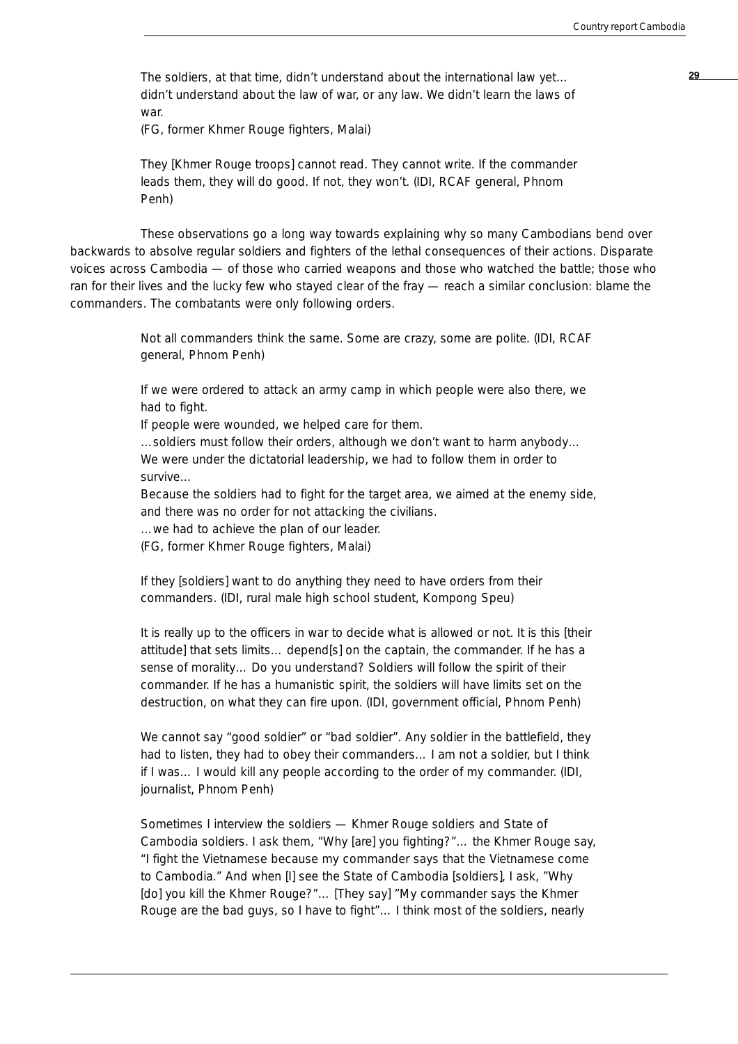> The soldiers, at that time, didn't understand about the international law yet… didn't understand about the law of war, or any law. We didn't learn the laws of war.
> (FG, former Khmer Rouge fighters, Malai)

> They [Khmer Rouge troops] cannot read. They cannot write. If the commander leads them, they will do good. If not, they won't. (IDI, RCAF general, Phnom Penh)

These observations go a long way towards explaining why so many Cambodians bend over backwards to absolve regular soldiers and fighters of the lethal consequences of their actions. Disparate voices across Cambodia — of those who carried weapons and those who watched the battle; those who ran for their lives and the lucky few who stayed clear of the fray — reach a similar conclusion: blame the commanders. The combatants were only following orders.

> Not all commanders think the same. Some are crazy, some are polite. (IDI, RCAF general, Phnom Penh)

> If we were ordered to attack an army camp in which people were also there, we had to fight.
> If people were wounded, we helped care for them.
> …soldiers must follow their orders, although we don't want to harm anybody…
> We were under the dictatorial leadership, we had to follow them in order to survive…
> Because the soldiers had to fight for the target area, we aimed at the enemy side, and there was no order for not attacking the civilians.
> …we had to achieve the plan of our leader.
> (FG, former Khmer Rouge fighters, Malai)

> If they [soldiers] want to do anything they need to have orders from their commanders. (IDI, rural male high school student, Kompong Speu)

> It is really up to the officers in war to decide what is allowed or not. It is this [their attitude] that sets limits… depend[s] on the captain, the commander. If he has a sense of morality… Do you understand? Soldiers will follow the spirit of their commander. If he has a humanistic spirit, the soldiers will have limits set on the destruction, on what they can fire upon. (IDI, government official, Phnom Penh)

> We cannot say "good soldier" or "bad soldier". Any soldier in the battlefield, they had to listen, they had to obey their commanders… I am not a soldier, but I think if I was… I would kill any people according to the order of my commander. (IDI, journalist, Phnom Penh)

> Sometimes I interview the soldiers — Khmer Rouge soldiers and State of Cambodia soldiers. I ask them, "Why [are] you fighting?"… the Khmer Rouge say, "I fight the Vietnamese because my commander says that the Vietnamese come to Cambodia." And when [I] see the State of Cambodia [soldiers], I ask, "Why [do] you kill the Khmer Rouge?"… [They say] "My commander says the Khmer Rouge are the bad guys, so I have to fight"… I think most of the soldiers, nearly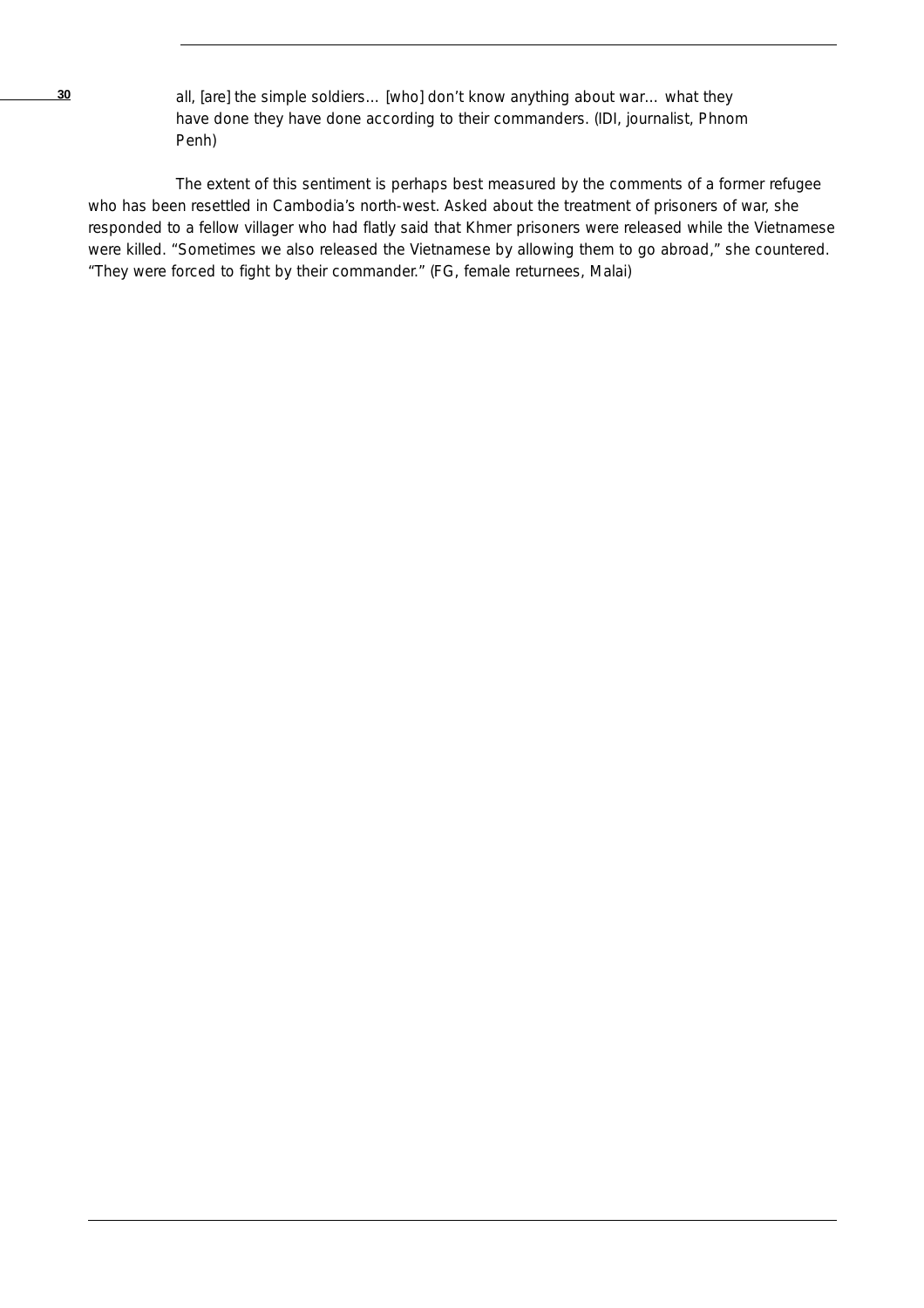> all, [are] the simple soldiers… [who] don't know anything about war… what they have done they have done according to their commanders. (IDI, journalist, Phnom Penh)

The extent of this sentiment is perhaps best measured by the comments of a former refugee who has been resettled in Cambodia's north-west. Asked about the treatment of prisoners of war, she responded to a fellow villager who had flatly said that Khmer prisoners were released while the Vietnamese were killed. "Sometimes we also released the Vietnamese by allowing them to go abroad," she countered. "They were forced to fight by their commander." (FG, female returnees, Malai)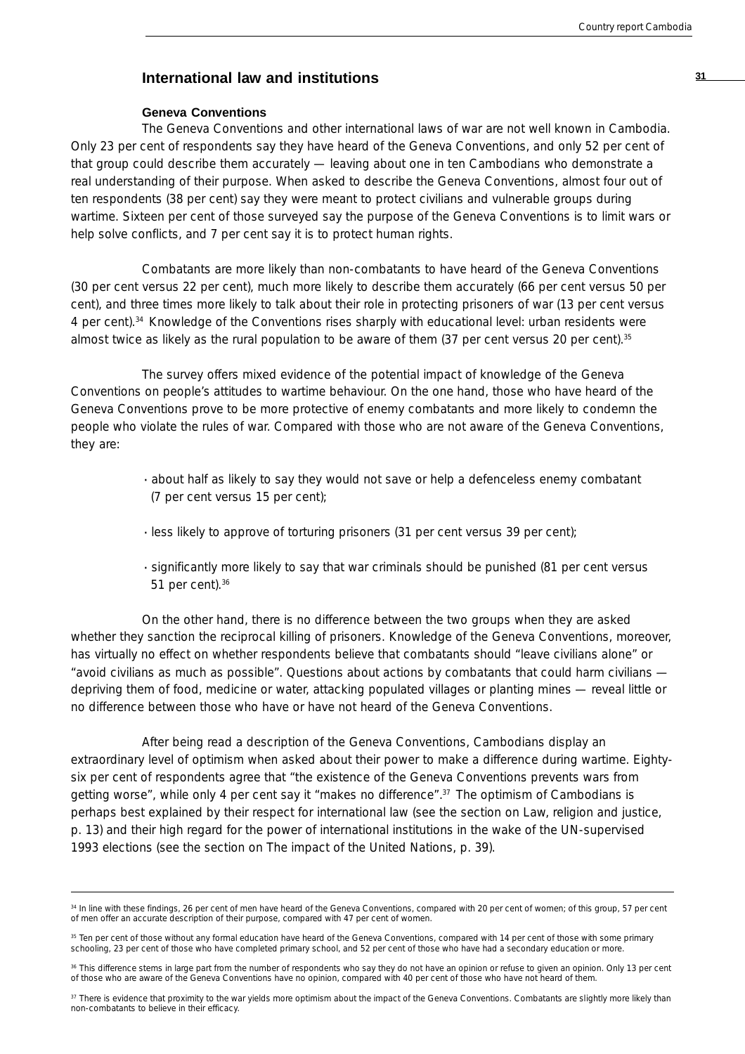## International law and institutions

### Geneva Conventions

The Geneva Conventions and other international laws of war are not well known in Cambodia. Only 23 per cent of respondents say they have heard of the Geneva Conventions, and only 52 per cent of that group could describe them accurately — leaving about one in ten Cambodians who demonstrate a real understanding of their purpose. When asked to describe the Geneva Conventions, almost four out of ten respondents (38 per cent) say they were meant to protect civilians and vulnerable groups during wartime. Sixteen per cent of those surveyed say the purpose of the Geneva Conventions is to limit wars or help solve conflicts, and 7 per cent say it is to protect human rights.

Combatants are more likely than non-combatants to have heard of the Geneva Conventions (30 per cent versus 22 per cent), much more likely to describe them accurately (66 per cent versus 50 per cent), and three times more likely to talk about their role in protecting prisoners of war (13 per cent versus 4 per cent).[34] Knowledge of the Conventions rises sharply with educational level: urban residents were almost twice as likely as the rural population to be aware of them (37 per cent versus 20 per cent).[35]

The survey offers mixed evidence of the potential impact of knowledge of the Geneva Conventions on people's attitudes to wartime behaviour. On the one hand, those who have heard of the Geneva Conventions prove to be more protective of enemy combatants and more likely to condemn the people who violate the rules of war. Compared with those who are not aware of the Geneva Conventions, they are:

- about half as likely to say they would not save or help a defenceless enemy combatant (7 per cent versus 15 per cent);
- less likely to approve of torturing prisoners (31 per cent versus 39 per cent);
- significantly more likely to say that war criminals should be punished (81 per cent versus 51 per cent).[36]

On the other hand, there is no difference between the two groups when they are asked whether they sanction the reciprocal killing of prisoners. Knowledge of the Geneva Conventions, moreover, has virtually no effect on whether respondents believe that combatants should "leave civilians alone" or "avoid civilians as much as possible". Questions about actions by combatants that could harm civilians — depriving them of food, medicine or water, attacking populated villages or planting mines — reveal little or no difference between those who have or have not heard of the Geneva Conventions.

After being read a description of the Geneva Conventions, Cambodians display an extraordinary level of optimism when asked about their power to make a difference during wartime. Eighty-six per cent of respondents agree that "the existence of the Geneva Conventions prevents wars from getting worse", while only 4 per cent say it "makes no difference".[37] The optimism of Cambodians is perhaps best explained by their respect for international law (see the section on Law, religion and justice, p. 13) and their high regard for the power of international institutions in the wake of the UN-supervised 1993 elections (see the section on The impact of the United Nations, p. 39).

---

[34] In line with these findings, 26 per cent of men have heard of the Geneva Conventions, compared with 20 per cent of women; of this group, 57 per cent of men offer an accurate description of their purpose, compared with 47 per cent of women.

[35] Ten per cent of those without any formal education have heard of the Geneva Conventions, compared with 14 per cent of those with some primary schooling, 23 per cent of those who have completed primary school, and 52 per cent of those who have had a secondary education or more.

[36] This difference stems in large part from the number of respondents who say they do not have an opinion or refuse to given an opinion. Only 13 per cent of those who are aware of the Geneva Conventions have no opinion, compared with 40 per cent of those who have not heard of them.

[37] There is evidence that proximity to the war yields more optimism about the impact of the Geneva Conventions. Combatants are slightly more likely than non-combatants to believe in their efficacy.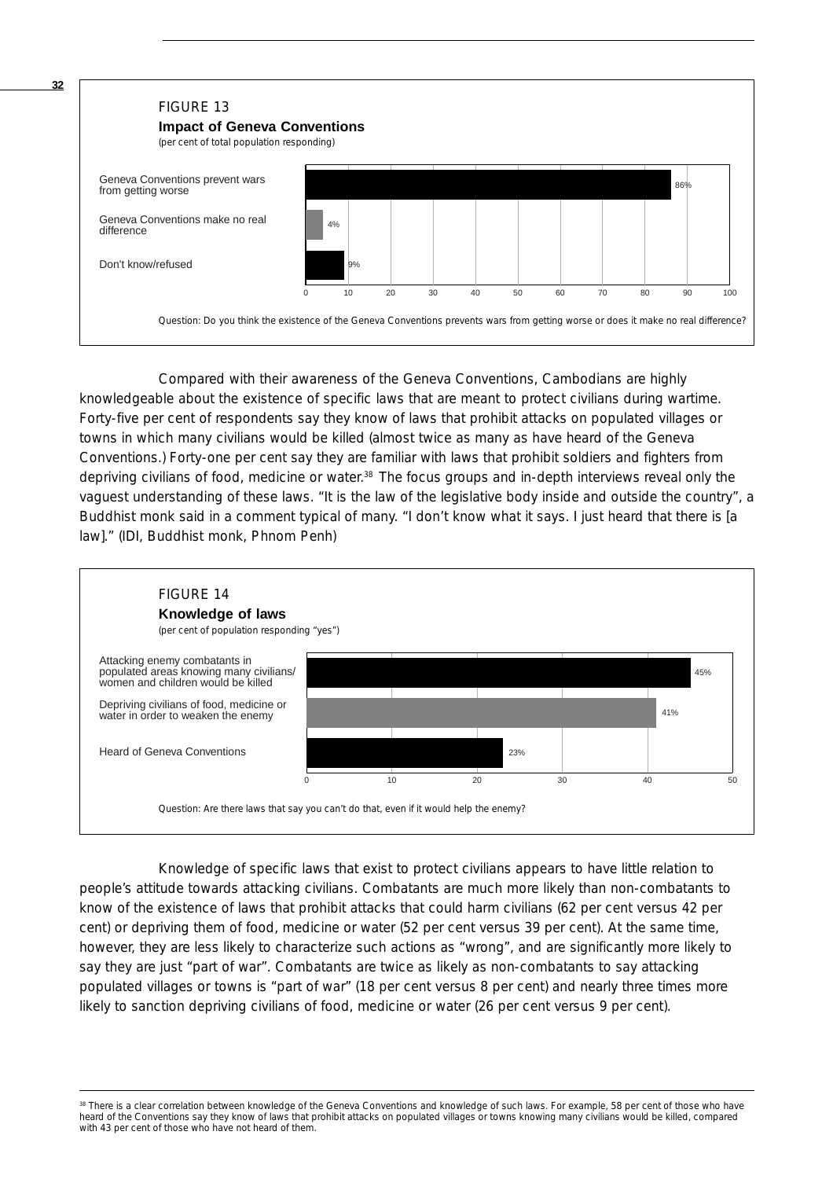FIGURE 13

**Impact of Geneva Conventions**

(per cent of total population responding)

| Response | Per cent |
|---|---|
| Geneva Conventions prevent wars from getting worse | 86% |
| Geneva Conventions make no real difference | 4% |
| Don't know/refused | 9% |

Question: Do you think the existence of the Geneva Conventions prevents wars from getting worse or does it make no real difference?

Compared with their awareness of the Geneva Conventions, Cambodians are highly knowledgeable about the existence of specific laws that are meant to protect civilians during wartime. Forty-five per cent of respondents say they know of laws that prohibit attacks on populated villages or towns in which many civilians would be killed (almost twice as many as have heard of the Geneva Conventions.) Forty-one per cent say they are familiar with laws that prohibit soldiers and fighters from depriving civilians of food, medicine or water.[38] The focus groups and in-depth interviews reveal only the vaguest understanding of these laws. "It is the law of the legislative body inside and outside the country", a Buddhist monk said in a comment typical of many. "I don't know what it says. I just heard that there is [a law]." (IDI, Buddhist monk, Phnom Penh)

FIGURE 14

**Knowledge of laws**

(per cent of population responding "yes")

| Item | Per cent |
|---|---|
| Attacking enemy combatants in populated areas knowing many civilians/ women and children would be killed | 45% |
| Depriving civilians of food, medicine or water in order to weaken the enemy | 41% |
| Heard of Geneva Conventions | 23% |

Question: Are there laws that say you can't do that, even if it would help the enemy?

Knowledge of specific laws that exist to protect civilians appears to have little relation to people's attitude towards attacking civilians. Combatants are much more likely than non-combatants to know of the existence of laws that prohibit attacks that could harm civilians (62 per cent versus 42 per cent) or depriving them of food, medicine or water (52 per cent versus 39 per cent). At the same time, however, they are less likely to characterize such actions as "wrong", and are significantly more likely to say they are just "part of war". Combatants are twice as likely as non-combatants to say attacking populated villages or towns is "part of war" (18 per cent versus 8 per cent) and nearly three times more likely to sanction depriving civilians of food, medicine or water (26 per cent versus 9 per cent).

[38] There is a clear correlation between knowledge of the Geneva Conventions and knowledge of such laws. For example, 58 per cent of those who have heard of the Conventions say they know of laws that prohibit attacks on populated villages or towns knowing many civilians would be killed, compared with 43 per cent of those who have not heard of them.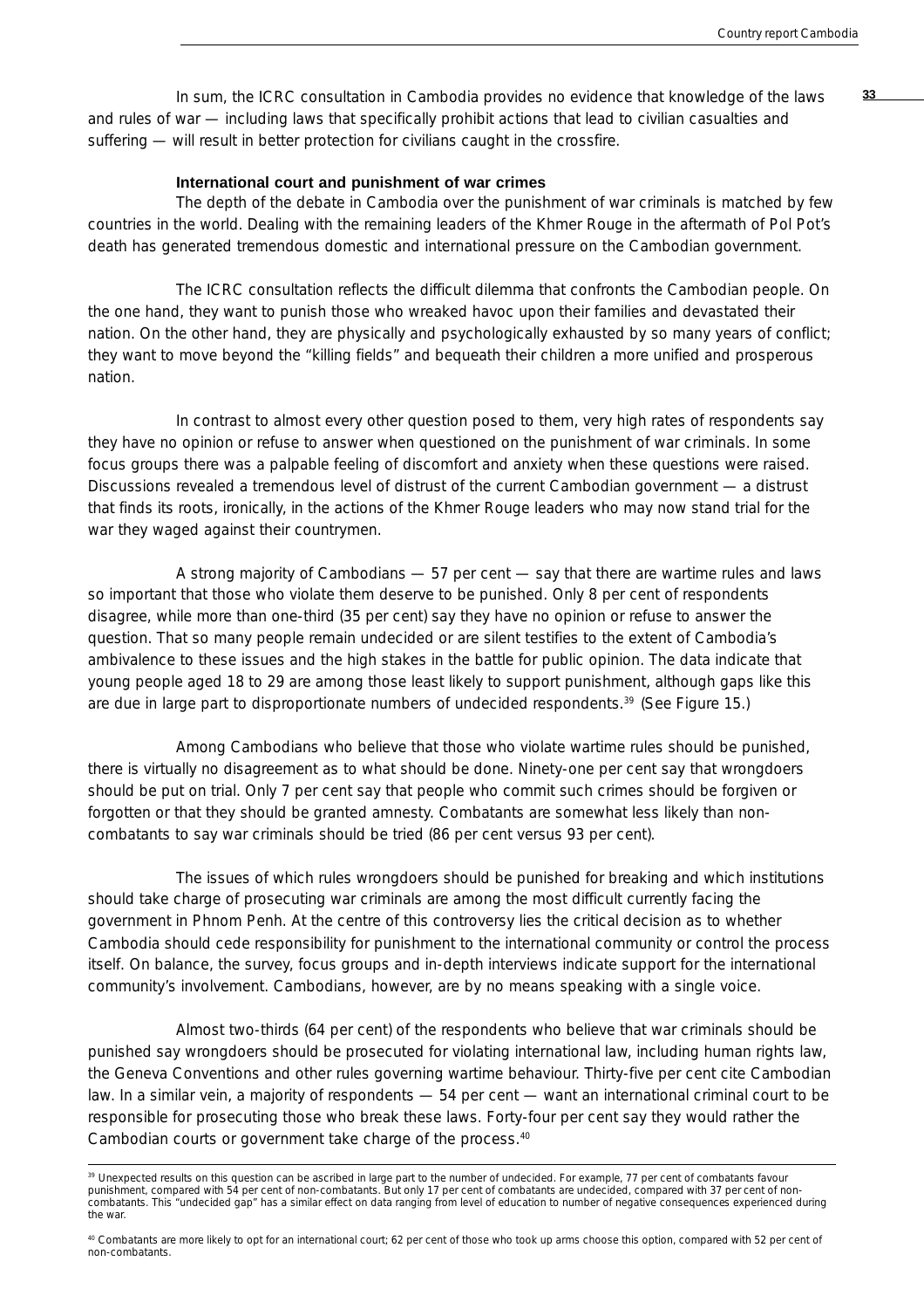In sum, the ICRC consultation in Cambodia provides no evidence that knowledge of the laws and rules of war — including laws that specifically prohibit actions that lead to civilian casualties and suffering — will result in better protection for civilians caught in the crossfire.

### International court and punishment of war crimes

The depth of the debate in Cambodia over the punishment of war criminals is matched by few countries in the world. Dealing with the remaining leaders of the Khmer Rouge in the aftermath of Pol Pot's death has generated tremendous domestic and international pressure on the Cambodian government.

The ICRC consultation reflects the difficult dilemma that confronts the Cambodian people. On the one hand, they want to punish those who wreaked havoc upon their families and devastated their nation. On the other hand, they are physically and psychologically exhausted by so many years of conflict; they want to move beyond the "killing fields" and bequeath their children a more unified and prosperous nation.

In contrast to almost every other question posed to them, very high rates of respondents say they have no opinion or refuse to answer when questioned on the punishment of war criminals. In some focus groups there was a palpable feeling of discomfort and anxiety when these questions were raised. Discussions revealed a tremendous level of distrust of the current Cambodian government — a distrust that finds its roots, ironically, in the actions of the Khmer Rouge leaders who may now stand trial for the war they waged against their countrymen.

A strong majority of Cambodians — 57 per cent — say that there are wartime rules and laws so important that those who violate them deserve to be punished. Only 8 per cent of respondents disagree, while more than one-third (35 per cent) say they have no opinion or refuse to answer the question. That so many people remain undecided or are silent testifies to the extent of Cambodia's ambivalence to these issues and the high stakes in the battle for public opinion. The data indicate that young people aged 18 to 29 are among those least likely to support punishment, although gaps like this are due in large part to disproportionate numbers of undecided respondents.[39] (See Figure 15.)

Among Cambodians who believe that those who violate wartime rules should be punished, there is virtually no disagreement as to what should be done. Ninety-one per cent say that wrongdoers should be put on trial. Only 7 per cent say that people who commit such crimes should be forgiven or forgotten or that they should be granted amnesty. Combatants are somewhat less likely than non-combatants to say war criminals should be tried (86 per cent versus 93 per cent).

The issues of which rules wrongdoers should be punished for breaking and which institutions should take charge of prosecuting war criminals are among the most difficult currently facing the government in Phnom Penh. At the centre of this controversy lies the critical decision as to whether Cambodia should cede responsibility for punishment to the international community or control the process itself. On balance, the survey, focus groups and in-depth interviews indicate support for the international community's involvement. Cambodians, however, are by no means speaking with a single voice.

Almost two-thirds (64 per cent) of the respondents who believe that war criminals should be punished say wrongdoers should be prosecuted for violating international law, including human rights law, the Geneva Conventions and other rules governing wartime behaviour. Thirty-five per cent cite Cambodian law. In a similar vein, a majority of respondents — 54 per cent — want an international criminal court to be responsible for prosecuting those who break these laws. Forty-four per cent say they would rather the Cambodian courts or government take charge of the process.[40]

---

[39] Unexpected results on this question can be ascribed in large part to the number of undecided. For example, 77 per cent of combatants favour punishment, compared with 54 per cent of non-combatants. But only 17 per cent of combatants are undecided, compared with 37 per cent of non-combatants. This "undecided gap" has a similar effect on data ranging from level of education to number of negative consequences experienced during the war.

[40] Combatants are more likely to opt for an international court; 62 per cent of those who took up arms choose this option, compared with 52 per cent of non-combatants.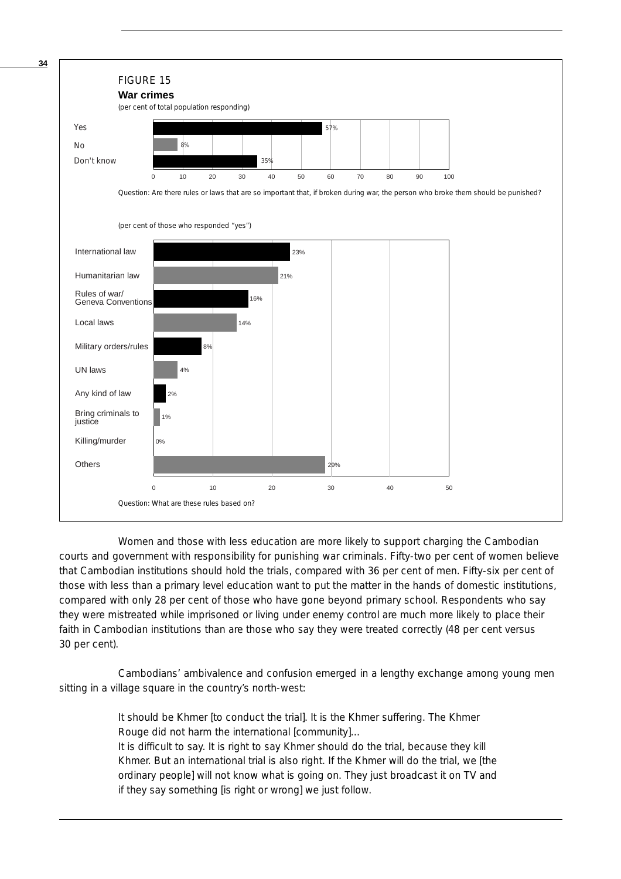FIGURE 15

**War crimes**

(per cent of total population responding)

| Response | Per cent |
|---|---|
| Yes | 57% |
| No | 8% |
| Don't know | 35% |

Question: Are there rules or laws that are so important that, if broken during war, the person who broke them should be punished?

(per cent of those who responded "yes")

| Basis | Per cent |
|---|---|
| International law | 23% |
| Humanitarian law | 21% |
| Rules of war/ Geneva Conventions | 16% |
| Local laws | 14% |
| Military orders/rules | 8% |
| UN laws | 4% |
| Any kind of law | 2% |
| Bring criminals to justice | 1% |
| Killing/murder | 0% |
| Others | 29% |

Question: What are these rules based on?

Women and those with less education are more likely to support charging the Cambodian courts and government with responsibility for punishing war criminals. Fifty-two per cent of women believe that Cambodian institutions should hold the trials, compared with 36 per cent of men. Fifty-six per cent of those with less than a primary level education want to put the matter in the hands of domestic institutions, compared with only 28 per cent of those who have gone beyond primary school. Respondents who say they were mistreated while imprisoned or living under enemy control are much more likely to place their faith in Cambodian institutions than are those who say they were treated correctly (48 per cent versus 30 per cent).

Cambodians' ambivalence and confusion emerged in a lengthy exchange among young men sitting in a village square in the country's north-west:

> It should be Khmer [to conduct the trial]. It is the Khmer suffering. The Khmer Rouge did not harm the international [community]...
> It is difficult to say. It is right to say Khmer should do the trial, because they kill Khmer. But an international trial is also right. If the Khmer will do the trial, we [the ordinary people] will not know what is going on. They just broadcast it on TV and if they say something [is right or wrong] we just follow.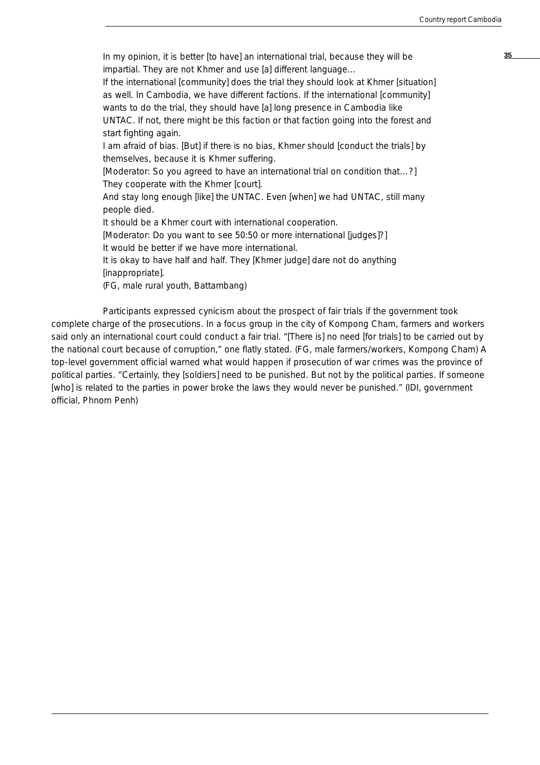> In my opinion, it is better [to have] an international trial, because they will be impartial. They are not Khmer and use [a] different language…
>
> If the international [community] does the trial they should look at Khmer [situation] as well. In Cambodia, we have different factions. If the international [community] wants to do the trial, they should have [a] long presence in Cambodia like UNTAC. If not, there might be this faction or that faction going into the forest and start fighting again.
>
> I am afraid of bias. [But] if there is no bias, Khmer should [conduct the trials] by themselves, because it is Khmer suffering.
>
> [Moderator: So you agreed to have an international trial on condition that…?]
>
> They cooperate with the Khmer [court].
>
> And stay long enough [like] the UNTAC. Even [when] we had UNTAC, still many people died.
>
> It should be a Khmer court with international cooperation.
>
> [Moderator: Do you want to see 50:50 or more international [judges]?]
>
> It would be better if we have more international.
>
> It is okay to have half and half. They [Khmer judge] dare not do anything [inappropriate].
>
> (FG, male rural youth, Battambang)

Participants expressed cynicism about the prospect of fair trials if the government took complete charge of the prosecutions. In a focus group in the city of Kompong Cham, farmers and workers said only an international court could conduct a fair trial. "[There is] no need [for trials] to be carried out by the national court because of corruption," one flatly stated. (FG, male farmers/workers, Kompong Cham) A top-level government official warned what would happen if prosecution of war crimes was the province of political parties. "Certainly, they [soldiers] need to be punished. But not by the political parties. If someone [who] is related to the parties in power broke the laws they would never be punished." (IDI, government official, Phnom Penh)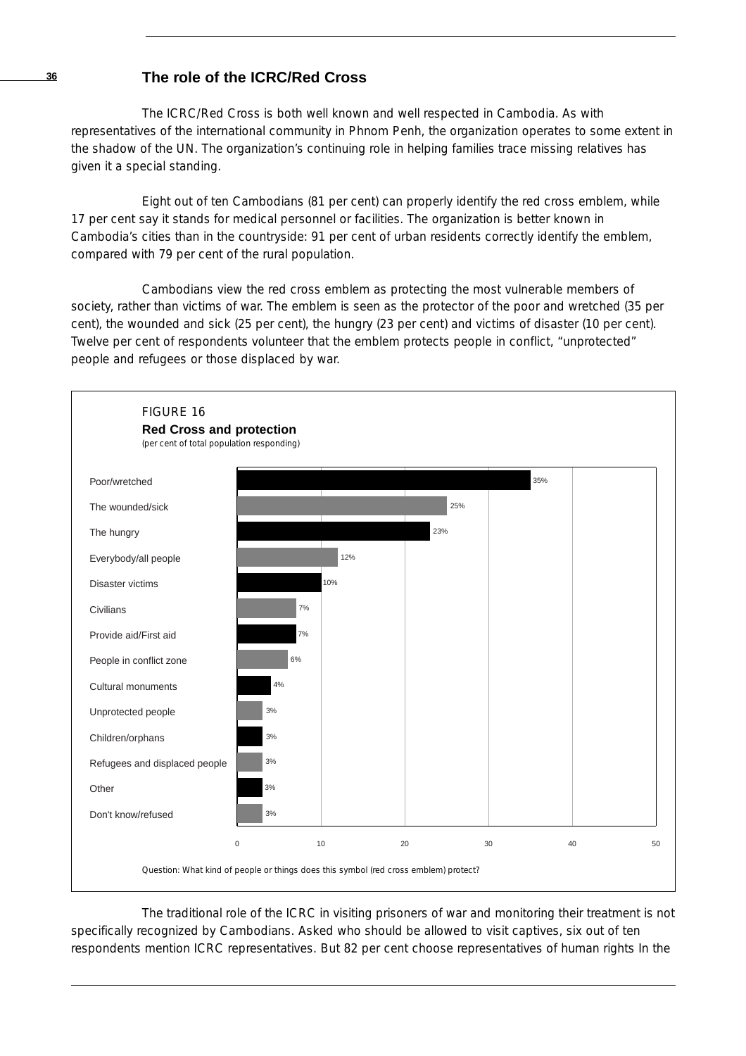## The role of the ICRC/Red Cross

The ICRC/Red Cross is both well known and well respected in Cambodia. As with representatives of the international community in Phnom Penh, the organization operates to some extent in the shadow of the UN. The organization's continuing role in helping families trace missing relatives has given it a special standing.

Eight out of ten Cambodians (81 per cent) can properly identify the red cross emblem, while 17 per cent say it stands for medical personnel or facilities. The organization is better known in Cambodia's cities than in the countryside: 91 per cent of urban residents correctly identify the emblem, compared with 79 per cent of the rural population.

Cambodians view the red cross emblem as protecting the most vulnerable members of society, rather than victims of war. The emblem is seen as the protector of the poor and wretched (35 per cent), the wounded and sick (25 per cent), the hungry (23 per cent) and victims of disaster (10 per cent). Twelve per cent of respondents volunteer that the emblem protects people in conflict, "unprotected" people and refugees or those displaced by war.

FIGURE 16
**Red Cross and protection**
(per cent of total population responding)

| Response | Per cent |
|---|---|
| Poor/wretched | 35% |
| The wounded/sick | 25% |
| The hungry | 23% |
| Everybody/all people | 12% |
| Disaster victims | 10% |
| Civilians | 7% |
| Provide aid/First aid | 7% |
| People in conflict zone | 6% |
| Cultural monuments | 4% |
| Unprotected people | 3% |
| Children/orphans | 3% |
| Refugees and displaced people | 3% |
| Other | 3% |
| Don't know/refused | 3% |

Question: What kind of people or things does this symbol (red cross emblem) protect?

The traditional role of the ICRC in visiting prisoners of war and monitoring their treatment is not specifically recognized by Cambodians. Asked who should be allowed to visit captives, six out of ten respondents mention ICRC representatives. But 82 per cent choose representatives of human rights In the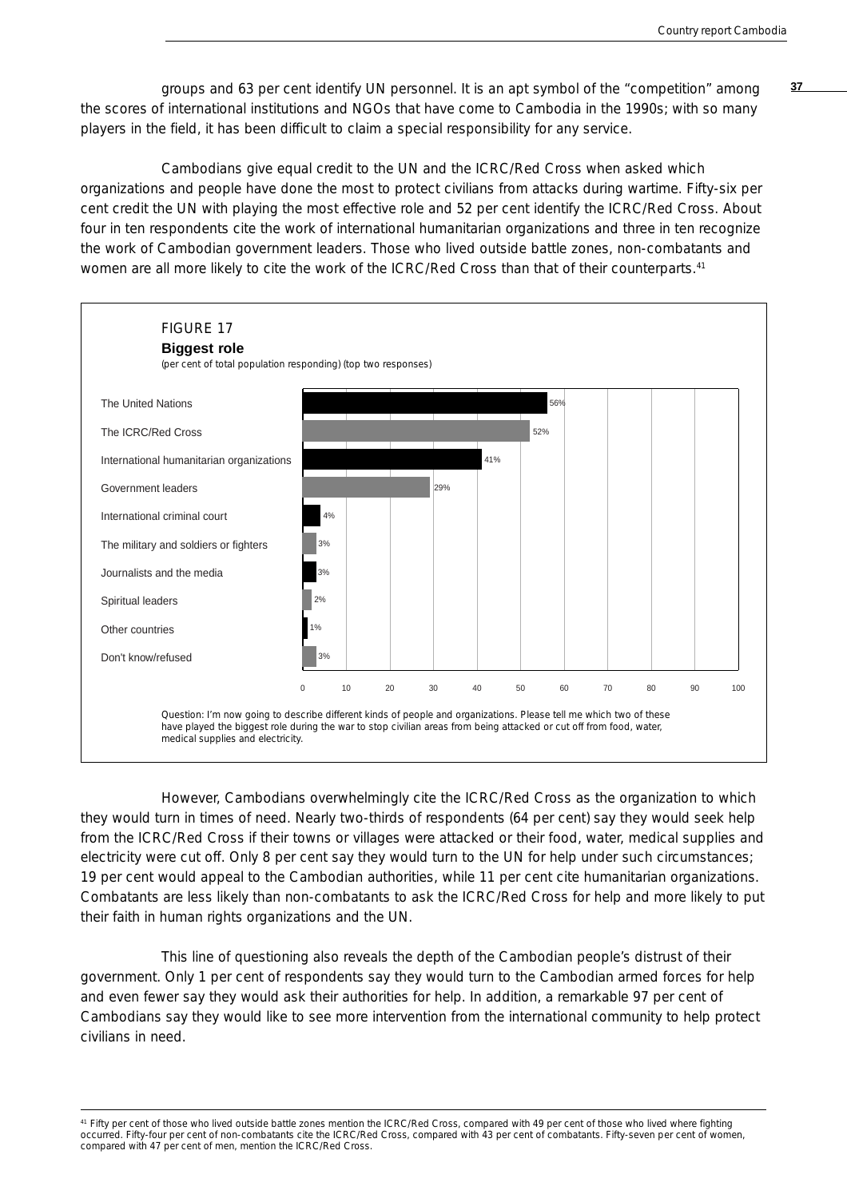groups and 63 per cent identify UN personnel. It is an apt symbol of the "competition" among the scores of international institutions and NGOs that have come to Cambodia in the 1990s; with so many players in the field, it has been difficult to claim a special responsibility for any service.

Cambodians give equal credit to the UN and the ICRC/Red Cross when asked which organizations and people have done the most to protect civilians from attacks during wartime. Fifty-six per cent credit the UN with playing the most effective role and 52 per cent identify the ICRC/Red Cross. About four in ten respondents cite the work of international humanitarian organizations and three in ten recognize the work of Cambodian government leaders. Those who lived outside battle zones, non-combatants and women are all more likely to cite the work of the ICRC/Red Cross than that of their counterparts.[41]

FIGURE 17

**Biggest role**

(per cent of total population responding) (top two responses)

| Response | Per cent |
|---|---|
| The United Nations | 56% |
| The ICRC/Red Cross | 52% |
| International humanitarian organizations | 41% |
| Government leaders | 29% |
| International criminal court | 4% |
| The military and soldiers or fighters | 3% |
| Journalists and the media | 3% |
| Spiritual leaders | 2% |
| Other countries | 1% |
| Don't know/refused | 3% |

Question: I'm now going to describe different kinds of people and organizations. Please tell me which two of these have played the biggest role during the war to stop civilian areas from being attacked or cut off from food, water, medical supplies and electricity.

However, Cambodians overwhelmingly cite the ICRC/Red Cross as the organization to which they would turn in times of need. Nearly two-thirds of respondents (64 per cent) say they would seek help from the ICRC/Red Cross if their towns or villages were attacked or their food, water, medical supplies and electricity were cut off. Only 8 per cent say they would turn to the UN for help under such circumstances; 19 per cent would appeal to the Cambodian authorities, while 11 per cent cite humanitarian organizations. Combatants are less likely than non-combatants to ask the ICRC/Red Cross for help and more likely to put their faith in human rights organizations and the UN.

This line of questioning also reveals the depth of the Cambodian people's distrust of their government. Only 1 per cent of respondents say they would turn to the Cambodian armed forces for help and even fewer say they would ask their authorities for help. In addition, a remarkable 97 per cent of Cambodians say they would like to see more intervention from the international community to help protect civilians in need.

[41] Fifty per cent of those who lived outside battle zones mention the ICRC/Red Cross, compared with 49 per cent of those who lived where fighting occurred. Fifty-four per cent of non-combatants cite the ICRC/Red Cross, compared with 43 per cent of combatants. Fifty-seven per cent of women, compared with 47 per cent of men, mention the ICRC/Red Cross.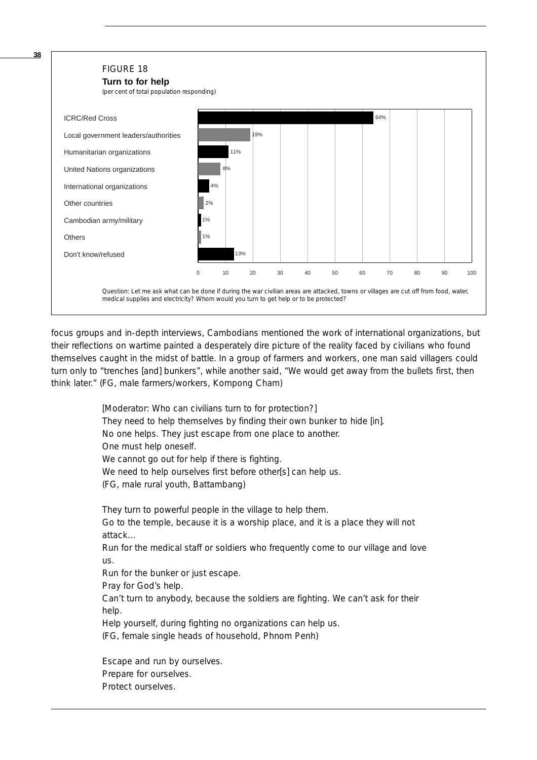FIGURE 18

**Turn to for help**

(per cent of total population responding)

| Response | Per cent |
|---|---|
| ICRC/Red Cross | 64% |
| Local government leaders/authorities | 19% |
| Humanitarian organizations | 11% |
| United Nations organizations | 8% |
| International organizations | 4% |
| Other countries | 2% |
| Cambodian army/military | 1% |
| Others | 1% |
| Don't know/refused | 13% |

Question: Let me ask what can be done if during the war civilian areas are attacked, towns or villages are cut off from food, water, medical supplies and electricity? Whom would you turn to get help or to be protected?

focus groups and in-depth interviews, Cambodians mentioned the work of international organizations, but their reflections on wartime painted a desperately dire picture of the reality faced by civilians who found themselves caught in the midst of battle. In a group of farmers and workers, one man said villagers could turn only to "trenches [and] bunkers", while another said, "We would get away from the bullets first, then think later." (FG, male farmers/workers, Kompong Cham)

> [Moderator: Who can civilians turn to for protection?]
> They need to help themselves by finding their own bunker to hide [in].
> No one helps. They just escape from one place to another.
> One must help oneself.
> We cannot go out for help if there is fighting.
> We need to help ourselves first before other[s] can help us.
> (FG, male rural youth, Battambang)
>
> They turn to powerful people in the village to help them.
> Go to the temple, because it is a worship place, and it is a place they will not attack...
> Run for the medical staff or soldiers who frequently come to our village and love us.
> Run for the bunker or just escape.
> Pray for God's help.
> Can't turn to anybody, because the soldiers are fighting. We can't ask for their help.
> Help yourself, during fighting no organizations can help us.
> (FG, female single heads of household, Phnom Penh)
>
> Escape and run by ourselves.
> Prepare for ourselves.
> Protect ourselves.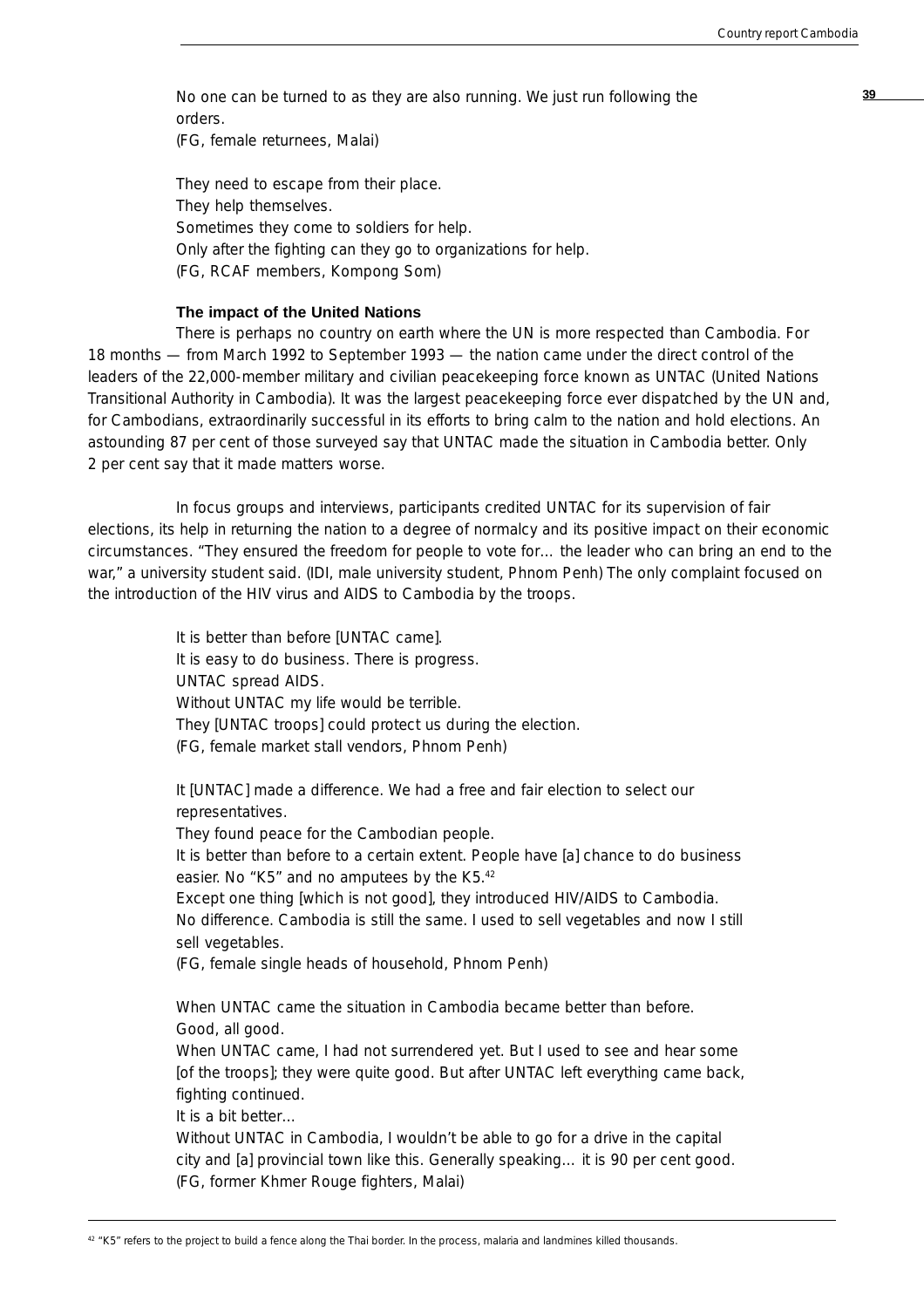No one can be turned to as they are also running. We just run following the orders.
(FG, female returnees, Malai)

They need to escape from their place.
They help themselves.
Sometimes they come to soldiers for help.
Only after the fighting can they go to organizations for help.
(FG, RCAF members, Kompong Som)

### The impact of the United Nations

There is perhaps no country on earth where the UN is more respected than Cambodia. For 18 months — from March 1992 to September 1993 — the nation came under the direct control of the leaders of the 22,000-member military and civilian peacekeeping force known as UNTAC (United Nations Transitional Authority in Cambodia). It was the largest peacekeeping force ever dispatched by the UN and, for Cambodians, extraordinarily successful in its efforts to bring calm to the nation and hold elections. An astounding 87 per cent of those surveyed say that UNTAC made the situation in Cambodia better. Only 2 per cent say that it made matters worse.

In focus groups and interviews, participants credited UNTAC for its supervision of fair elections, its help in returning the nation to a degree of normalcy and its positive impact on their economic circumstances. "They ensured the freedom for people to vote for… the leader who can bring an end to the war," a university student said. (IDI, male university student, Phnom Penh) The only complaint focused on the introduction of the HIV virus and AIDS to Cambodia by the troops.

It is better than before [UNTAC came].
It is easy to do business. There is progress.
UNTAC spread AIDS.
Without UNTAC my life would be terrible.
They [UNTAC troops] could protect us during the election.
(FG, female market stall vendors, Phnom Penh)

It [UNTAC] made a difference. We had a free and fair election to select our representatives.
They found peace for the Cambodian people.
It is better than before to a certain extent. People have [a] chance to do business easier. No "K5" and no amputees by the K5.[42]
Except one thing [which is not good], they introduced HIV/AIDS to Cambodia.
No difference. Cambodia is still the same. I used to sell vegetables and now I still sell vegetables.
(FG, female single heads of household, Phnom Penh)

When UNTAC came the situation in Cambodia became better than before.
Good, all good.
When UNTAC came, I had not surrendered yet. But I used to see and hear some [of the troops]; they were quite good. But after UNTAC left everything came back, fighting continued.
It is a bit better…
Without UNTAC in Cambodia, I wouldn't be able to go for a drive in the capital city and [a] provincial town like this. Generally speaking… it is 90 per cent good.
(FG, former Khmer Rouge fighters, Malai)

[42] "K5" refers to the project to build a fence along the Thai border. In the process, malaria and landmines killed thousands.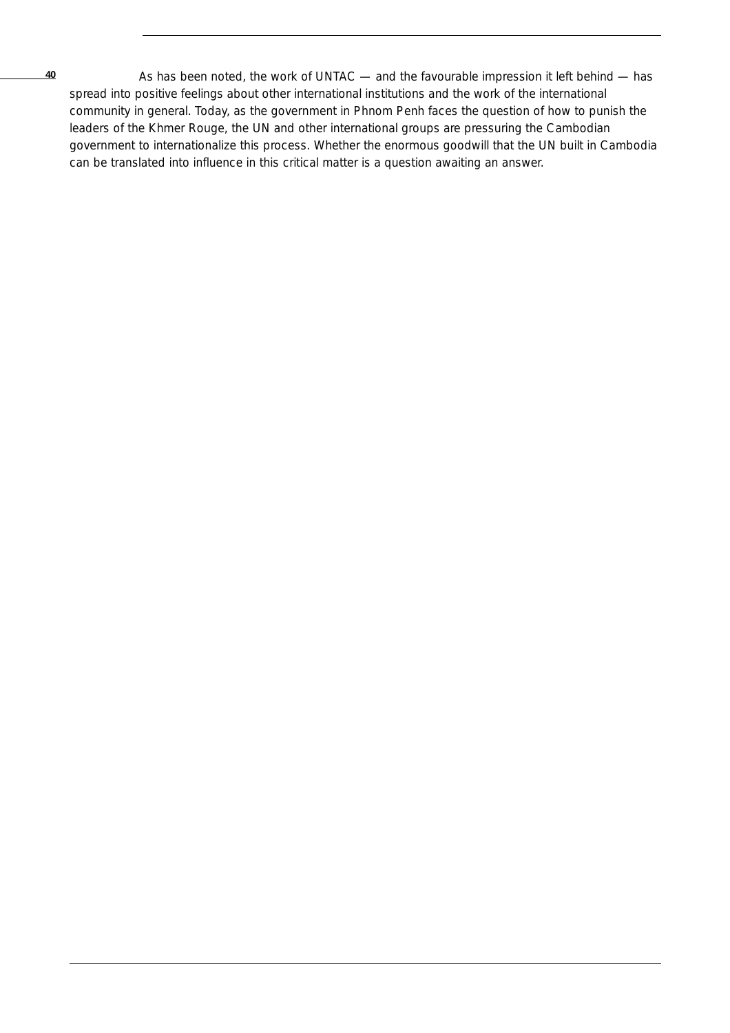As has been noted, the work of UNTAC — and the favourable impression it left behind — has spread into positive feelings about other international institutions and the work of the international community in general. Today, as the government in Phnom Penh faces the question of how to punish the leaders of the Khmer Rouge, the UN and other international groups are pressuring the Cambodian government to internationalize this process. Whether the enormous goodwill that the UN built in Cambodia can be translated into influence in this critical matter is a question awaiting an answer.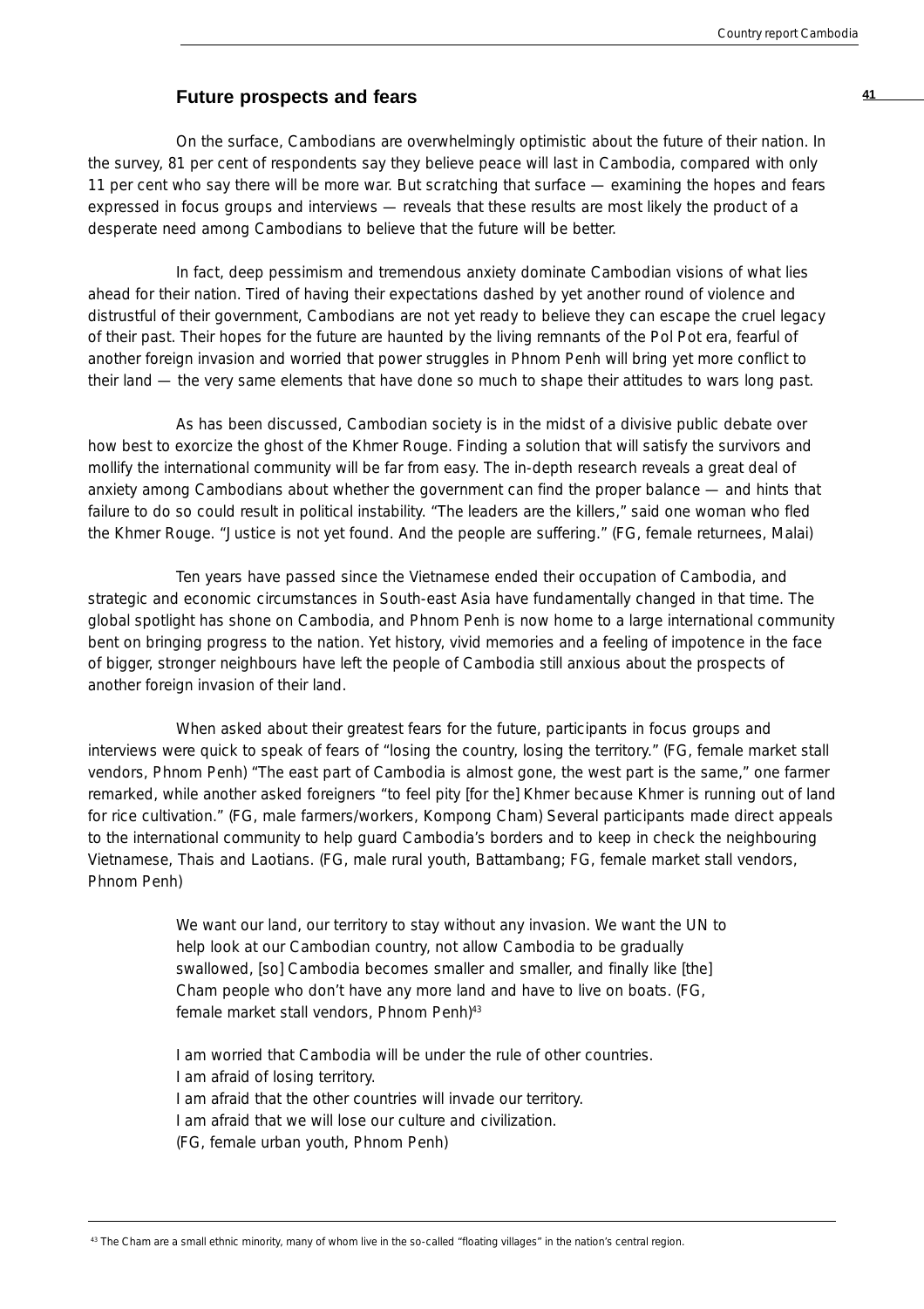## Future prospects and fears

On the surface, Cambodians are overwhelmingly optimistic about the future of their nation. In the survey, 81 per cent of respondents say they believe peace will last in Cambodia, compared with only 11 per cent who say there will be more war. But scratching that surface — examining the hopes and fears expressed in focus groups and interviews — reveals that these results are most likely the product of a desperate need among Cambodians to believe that the future will be better.

In fact, deep pessimism and tremendous anxiety dominate Cambodian visions of what lies ahead for their nation. Tired of having their expectations dashed by yet another round of violence and distrustful of their government, Cambodians are not yet ready to believe they can escape the cruel legacy of their past. Their hopes for the future are haunted by the living remnants of the Pol Pot era, fearful of another foreign invasion and worried that power struggles in Phnom Penh will bring yet more conflict to their land — the very same elements that have done so much to shape their attitudes to wars long past.

As has been discussed, Cambodian society is in the midst of a divisive public debate over how best to exorcize the ghost of the Khmer Rouge. Finding a solution that will satisfy the survivors and mollify the international community will be far from easy. The in-depth research reveals a great deal of anxiety among Cambodians about whether the government can find the proper balance — and hints that failure to do so could result in political instability. "The leaders are the killers," said one woman who fled the Khmer Rouge. "Justice is not yet found. And the people are suffering." (FG, female returnees, Malai)

Ten years have passed since the Vietnamese ended their occupation of Cambodia, and strategic and economic circumstances in South-east Asia have fundamentally changed in that time. The global spotlight has shone on Cambodia, and Phnom Penh is now home to a large international community bent on bringing progress to the nation. Yet history, vivid memories and a feeling of impotence in the face of bigger, stronger neighbours have left the people of Cambodia still anxious about the prospects of another foreign invasion of their land.

When asked about their greatest fears for the future, participants in focus groups and interviews were quick to speak of fears of "losing the country, losing the territory." (FG, female market stall vendors, Phnom Penh) "The east part of Cambodia is almost gone, the west part is the same," one farmer remarked, while another asked foreigners "to feel pity [for the] Khmer because Khmer is running out of land for rice cultivation." (FG, male farmers/workers, Kompong Cham) Several participants made direct appeals to the international community to help guard Cambodia's borders and to keep in check the neighbouring Vietnamese, Thais and Laotians. (FG, male rural youth, Battambang; FG, female market stall vendors, Phnom Penh)

> We want our land, our territory to stay without any invasion. We want the UN to help look at our Cambodian country, not allow Cambodia to be gradually swallowed, [so] Cambodia becomes smaller and smaller, and finally like [the] Cham people who don't have any more land and have to live on boats. (FG, female market stall vendors, Phnom Penh)[43]

> I am worried that Cambodia will be under the rule of other countries.
> I am afraid of losing territory.
> I am afraid that the other countries will invade our territory.
> I am afraid that we will lose our culture and civilization.
> (FG, female urban youth, Phnom Penh)

[43] The Cham are a small ethnic minority, many of whom live in the so-called "floating villages" in the nation's central region.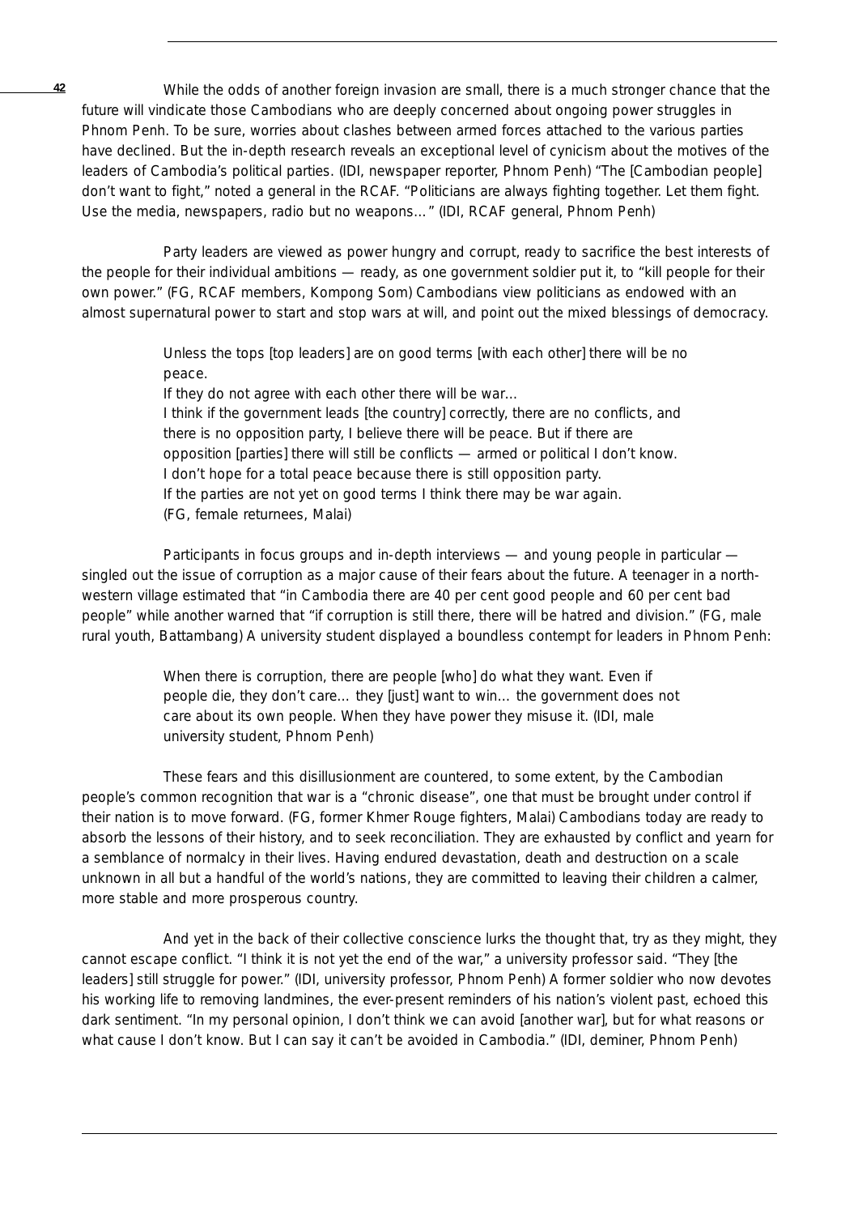While the odds of another foreign invasion are small, there is a much stronger chance that the future will vindicate those Cambodians who are deeply concerned about ongoing power struggles in Phnom Penh. To be sure, worries about clashes between armed forces attached to the various parties have declined. But the in-depth research reveals an exceptional level of cynicism about the motives of the leaders of Cambodia's political parties. (IDI, newspaper reporter, Phnom Penh) "The [Cambodian people] don't want to fight," noted a general in the RCAF. "Politicians are always fighting together. Let them fight. Use the media, newspapers, radio but no weapons…" (IDI, RCAF general, Phnom Penh)

Party leaders are viewed as power hungry and corrupt, ready to sacrifice the best interests of the people for their individual ambitions — ready, as one government soldier put it, to "kill people for their own power." (FG, RCAF members, Kompong Som) Cambodians view politicians as endowed with an almost supernatural power to start and stop wars at will, and point out the mixed blessings of democracy.

> Unless the tops [top leaders] are on good terms [with each other] there will be no peace.
> If they do not agree with each other there will be war…
> I think if the government leads [the country] correctly, there are no conflicts, and there is no opposition party, I believe there will be peace. But if there are opposition [parties] there will still be conflicts — armed or political I don't know.
> I don't hope for a total peace because there is still opposition party.
> If the parties are not yet on good terms I think there may be war again.
> (FG, female returnees, Malai)

Participants in focus groups and in-depth interviews — and young people in particular — singled out the issue of corruption as a major cause of their fears about the future. A teenager in a north-western village estimated that "in Cambodia there are 40 per cent good people and 60 per cent bad people" while another warned that "if corruption is still there, there will be hatred and division." (FG, male rural youth, Battambang) A university student displayed a boundless contempt for leaders in Phnom Penh:

> When there is corruption, there are people [who] do what they want. Even if people die, they don't care… they [just] want to win… the government does not care about its own people. When they have power they misuse it. (IDI, male university student, Phnom Penh)

These fears and this disillusionment are countered, to some extent, by the Cambodian people's common recognition that war is a "chronic disease", one that must be brought under control if their nation is to move forward. (FG, former Khmer Rouge fighters, Malai) Cambodians today are ready to absorb the lessons of their history, and to seek reconciliation. They are exhausted by conflict and yearn for a semblance of normalcy in their lives. Having endured devastation, death and destruction on a scale unknown in all but a handful of the world's nations, they are committed to leaving their children a calmer, more stable and more prosperous country.

And yet in the back of their collective conscience lurks the thought that, try as they might, they cannot escape conflict. "I think it is not yet the end of the war," a university professor said. "They [the leaders] still struggle for power." (IDI, university professor, Phnom Penh) A former soldier who now devotes his working life to removing landmines, the ever-present reminders of his nation's violent past, echoed this dark sentiment. "In my personal opinion, I don't think we can avoid [another war], but for what reasons or what cause I don't know. But I can say it can't be avoided in Cambodia." (IDI, deminer, Phnom Penh)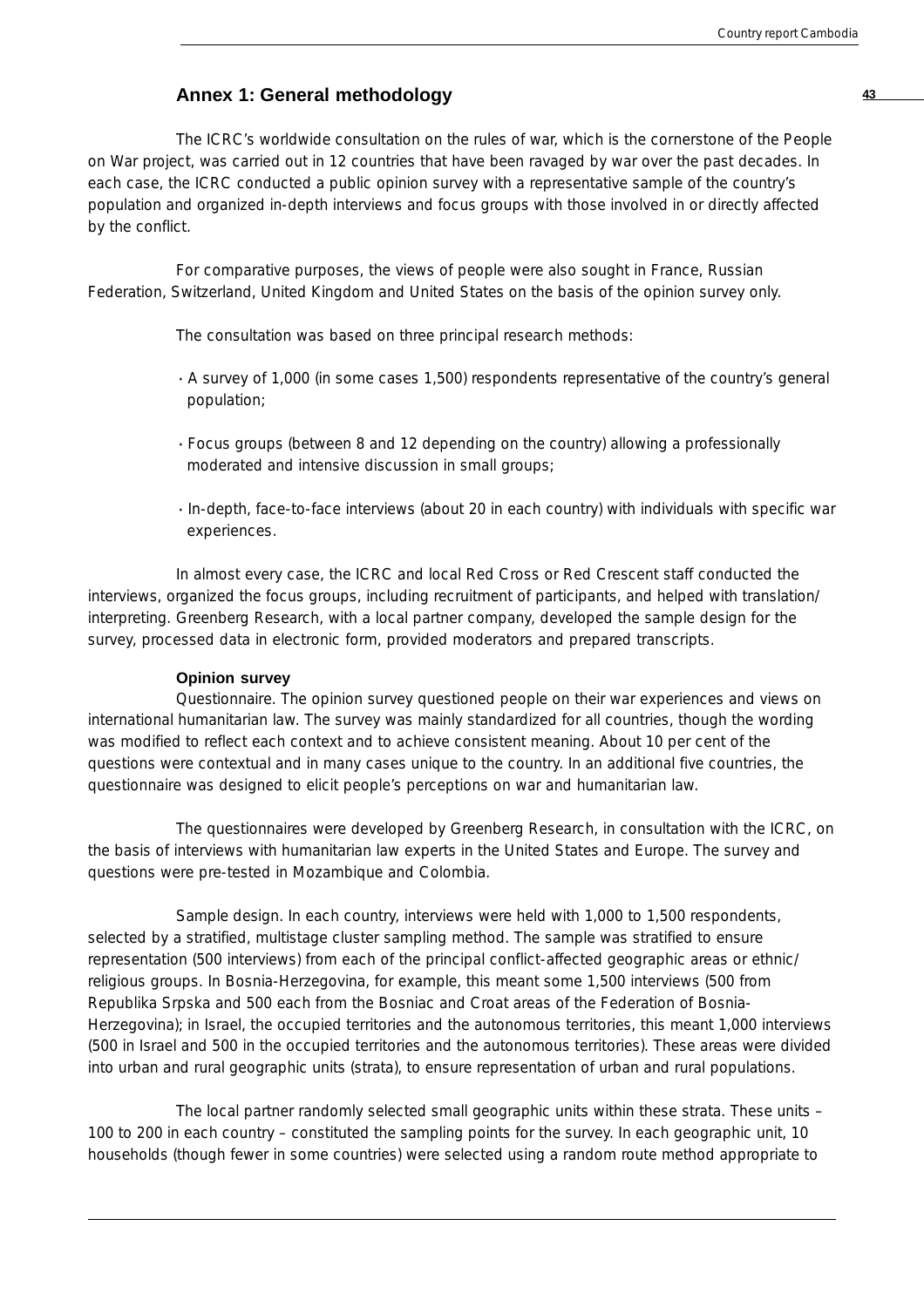## Annex 1: General methodology

The ICRC's worldwide consultation on the rules of war, which is the cornerstone of the People on War project, was carried out in 12 countries that have been ravaged by war over the past decades. In each case, the ICRC conducted a public opinion survey with a representative sample of the country's population and organized in-depth interviews and focus groups with those involved in or directly affected by the conflict.

For comparative purposes, the views of people were also sought in France, Russian Federation, Switzerland, United Kingdom and United States on the basis of the opinion survey only.

The consultation was based on three principal research methods:

- A survey of 1,000 (in some cases 1,500) respondents representative of the country's general population;
- Focus groups (between 8 and 12 depending on the country) allowing a professionally moderated and intensive discussion in small groups;
- In-depth, face-to-face interviews (about 20 in each country) with individuals with specific war experiences.

In almost every case, the ICRC and local Red Cross or Red Crescent staff conducted the interviews, organized the focus groups, including recruitment of participants, and helped with translation/interpreting. Greenberg Research, with a local partner company, developed the sample design for the survey, processed data in electronic form, provided moderators and prepared transcripts.

### Opinion survey

Questionnaire. The opinion survey questioned people on their war experiences and views on international humanitarian law. The survey was mainly standardized for all countries, though the wording was modified to reflect each context and to achieve consistent meaning. About 10 per cent of the questions were contextual and in many cases unique to the country. In an additional five countries, the questionnaire was designed to elicit people's perceptions on war and humanitarian law.

The questionnaires were developed by Greenberg Research, in consultation with the ICRC, on the basis of interviews with humanitarian law experts in the United States and Europe. The survey and questions were pre-tested in Mozambique and Colombia.

Sample design. In each country, interviews were held with 1,000 to 1,500 respondents, selected by a stratified, multistage cluster sampling method. The sample was stratified to ensure representation (500 interviews) from each of the principal conflict-affected geographic areas or ethnic/religious groups. In Bosnia-Herzegovina, for example, this meant some 1,500 interviews (500 from Republika Srpska and 500 each from the Bosniac and Croat areas of the Federation of Bosnia-Herzegovina); in Israel, the occupied territories and the autonomous territories, this meant 1,000 interviews (500 in Israel and 500 in the occupied territories and the autonomous territories). These areas were divided into urban and rural geographic units (strata), to ensure representation of urban and rural populations.

The local partner randomly selected small geographic units within these strata. These units – 100 to 200 in each country – constituted the sampling points for the survey. In each geographic unit, 10 households (though fewer in some countries) were selected using a random route method appropriate to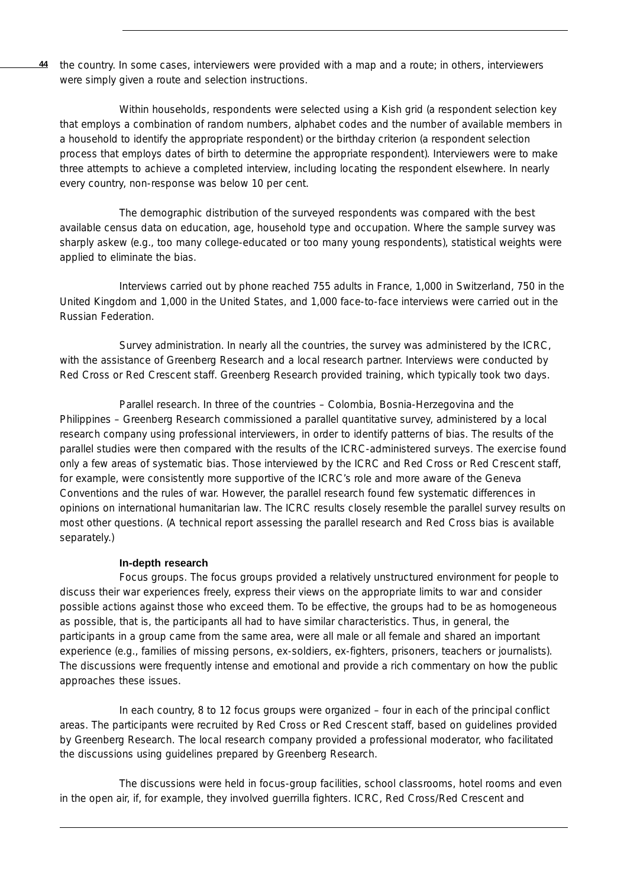the country. In some cases, interviewers were provided with a map and a route; in others, interviewers were simply given a route and selection instructions.

Within households, respondents were selected using a Kish grid (a respondent selection key that employs a combination of random numbers, alphabet codes and the number of available members in a household to identify the appropriate respondent) or the birthday criterion (a respondent selection process that employs dates of birth to determine the appropriate respondent). Interviewers were to make three attempts to achieve a completed interview, including locating the respondent elsewhere. In nearly every country, non-response was below 10 per cent.

The demographic distribution of the surveyed respondents was compared with the best available census data on education, age, household type and occupation. Where the sample survey was sharply askew (e.g., too many college-educated or too many young respondents), statistical weights were applied to eliminate the bias.

Interviews carried out by phone reached 755 adults in France, 1,000 in Switzerland, 750 in the United Kingdom and 1,000 in the United States, and 1,000 face-to-face interviews were carried out in the Russian Federation.

Survey administration. In nearly all the countries, the survey was administered by the ICRC, with the assistance of Greenberg Research and a local research partner. Interviews were conducted by Red Cross or Red Crescent staff. Greenberg Research provided training, which typically took two days.

Parallel research. In three of the countries – Colombia, Bosnia-Herzegovina and the Philippines – Greenberg Research commissioned a parallel quantitative survey, administered by a local research company using professional interviewers, in order to identify patterns of bias. The results of the parallel studies were then compared with the results of the ICRC-administered surveys. The exercise found only a few areas of systematic bias. Those interviewed by the ICRC and Red Cross or Red Crescent staff, for example, were consistently more supportive of the ICRC's role and more aware of the Geneva Conventions and the rules of war. However, the parallel research found few systematic differences in opinions on international humanitarian law. The ICRC results closely resemble the parallel survey results on most other questions. (A technical report assessing the parallel research and Red Cross bias is available separately.)

### In-depth research

Focus groups. The focus groups provided a relatively unstructured environment for people to discuss their war experiences freely, express their views on the appropriate limits to war and consider possible actions against those who exceed them. To be effective, the groups had to be as homogeneous as possible, that is, the participants all had to have similar characteristics. Thus, in general, the participants in a group came from the same area, were all male or all female and shared an important experience (e.g., families of missing persons, ex-soldiers, ex-fighters, prisoners, teachers or journalists). The discussions were frequently intense and emotional and provide a rich commentary on how the public approaches these issues.

In each country, 8 to 12 focus groups were organized – four in each of the principal conflict areas. The participants were recruited by Red Cross or Red Crescent staff, based on guidelines provided by Greenberg Research. The local research company provided a professional moderator, who facilitated the discussions using guidelines prepared by Greenberg Research.

The discussions were held in focus-group facilities, school classrooms, hotel rooms and even in the open air, if, for example, they involved guerrilla fighters. ICRC, Red Cross/Red Crescent and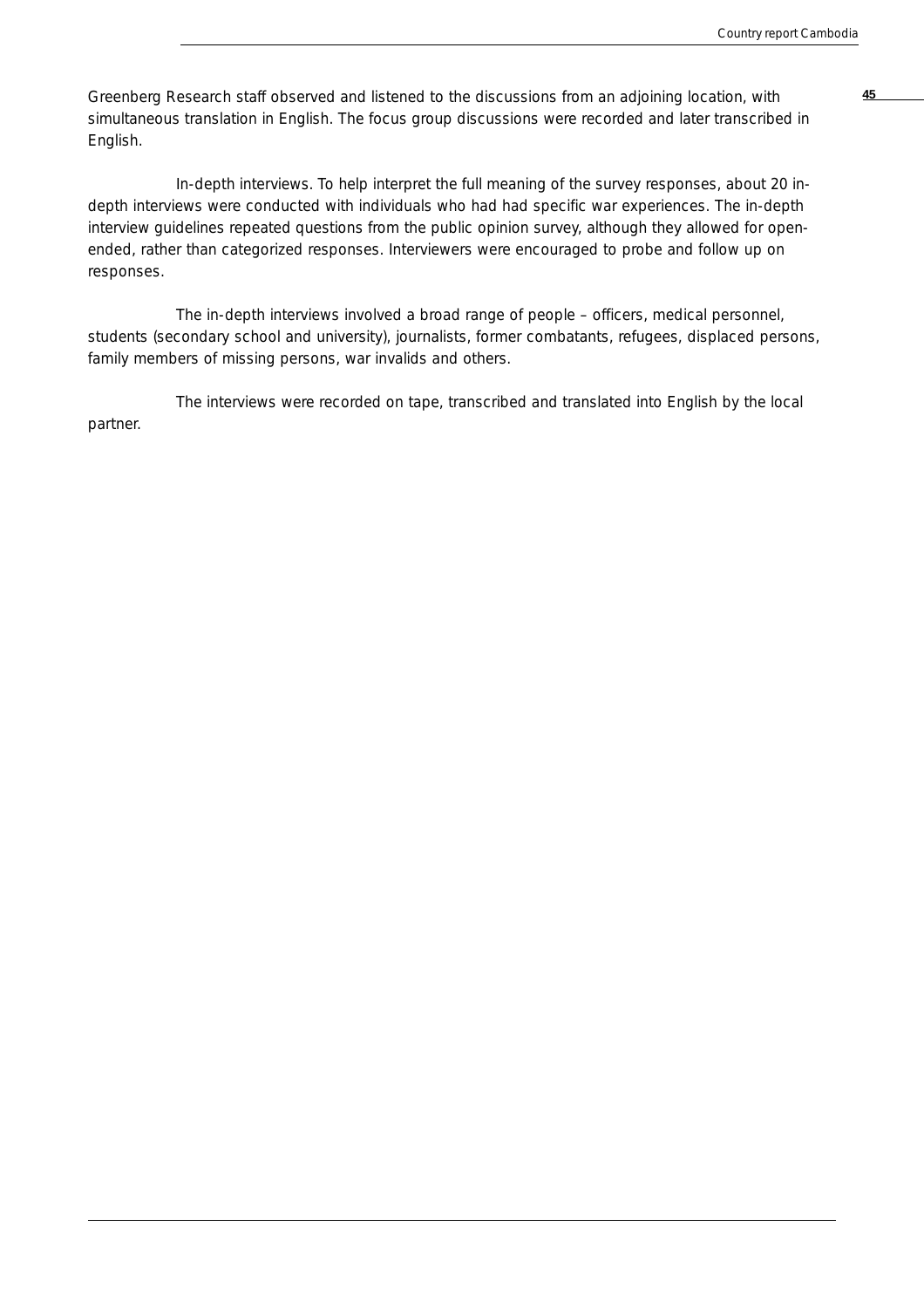Greenberg Research staff observed and listened to the discussions from an adjoining location, with simultaneous translation in English. The focus group discussions were recorded and later transcribed in English.

In-depth interviews. To help interpret the full meaning of the survey responses, about 20 in-depth interviews were conducted with individuals who had had specific war experiences. The in-depth interview guidelines repeated questions from the public opinion survey, although they allowed for open-ended, rather than categorized responses. Interviewers were encouraged to probe and follow up on responses.

The in-depth interviews involved a broad range of people – officers, medical personnel, students (secondary school and university), journalists, former combatants, refugees, displaced persons, family members of missing persons, war invalids and others.

The interviews were recorded on tape, transcribed and translated into English by the local partner.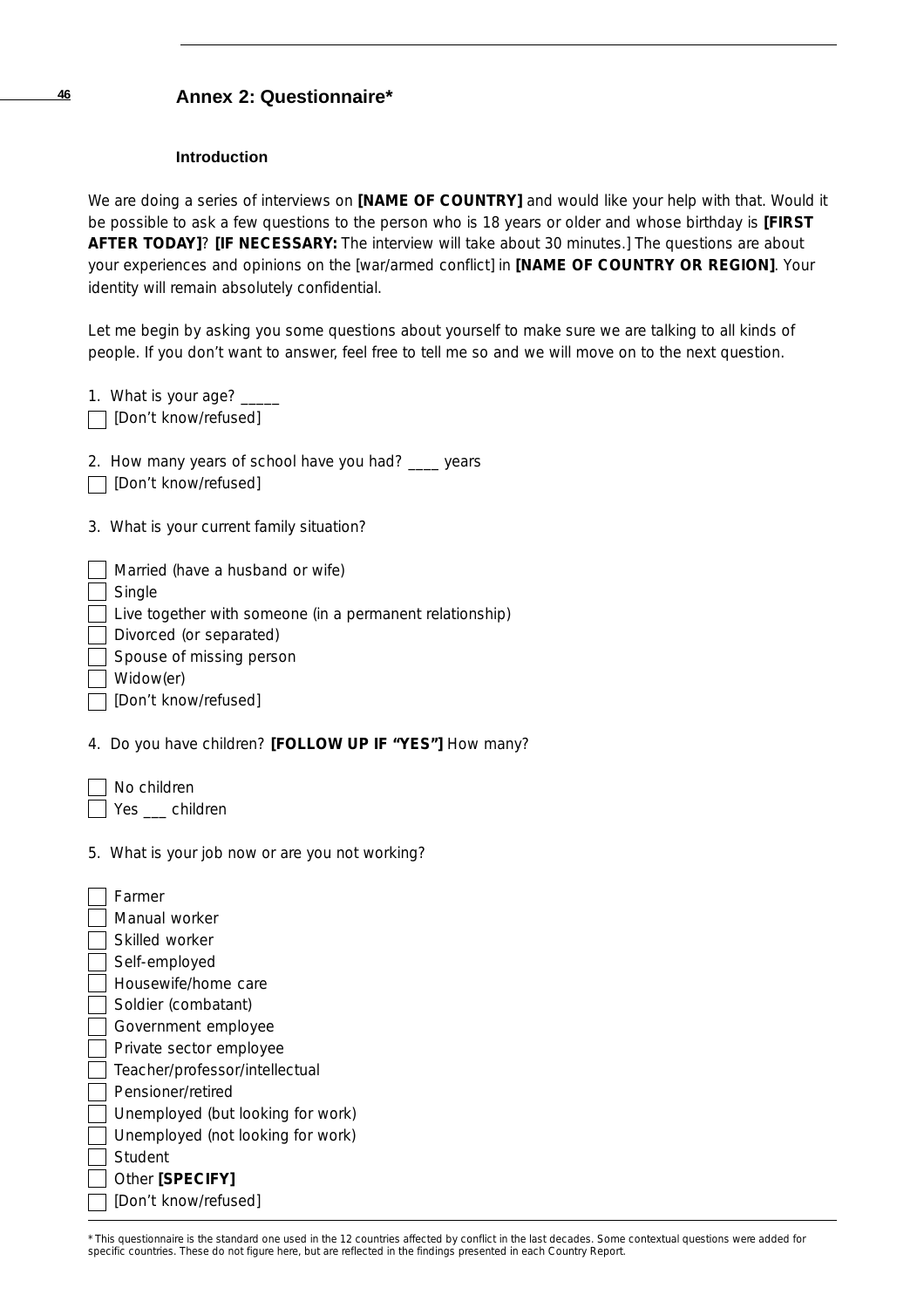## Annex 2: Questionnaire*

### Introduction

We are doing a series of interviews on **[NAME OF COUNTRY]** and would like your help with that. Would it be possible to ask a few questions to the person who is 18 years or older and whose birthday is **[FIRST AFTER TODAY]**? **[IF NECESSARY:** The interview will take about 30 minutes.] The questions are about your experiences and opinions on the [war/armed conflict] in **[NAME OF COUNTRY OR REGION]**. Your identity will remain absolutely confidential.

Let me begin by asking you some questions about yourself to make sure we are talking to all kinds of people. If you don't want to answer, feel free to tell me so and we will move on to the next question.

1. What is your age? _____

- [ ] [Don't know/refused]

2. How many years of school have you had? ____ years

- [ ] [Don't know/refused]

3. What is your current family situation?

- [ ] Married (have a husband or wife)
- [ ] Single
- [ ] Live together with someone (in a permanent relationship)
- [ ] Divorced (or separated)
- [ ] Spouse of missing person
- [ ] Widow(er)
- [ ] [Don't know/refused]

4. Do you have children? **[FOLLOW UP IF "YES"]** How many?

- [ ] No children
- [ ] Yes ___ children

5. What is your job now or are you not working?

- [ ] Farmer
- [ ] Manual worker
- [ ] Skilled worker
- [ ] Self-employed
- [ ] Housewife/home care
- [ ] Soldier (combatant)
- [ ] Government employee
- [ ] Private sector employee
- [ ] Teacher/professor/intellectual
- [ ] Pensioner/retired
- [ ] Unemployed (but looking for work)
- [ ] Unemployed (not looking for work)
- [ ] Student
- [ ] Other **[SPECIFY]**
- [ ] [Don't know/refused]

---

* This questionnaire is the standard one used in the 12 countries affected by conflict in the last decades. Some contextual questions were added for specific countries. These do not figure here, but are reflected in the findings presented in each Country Report.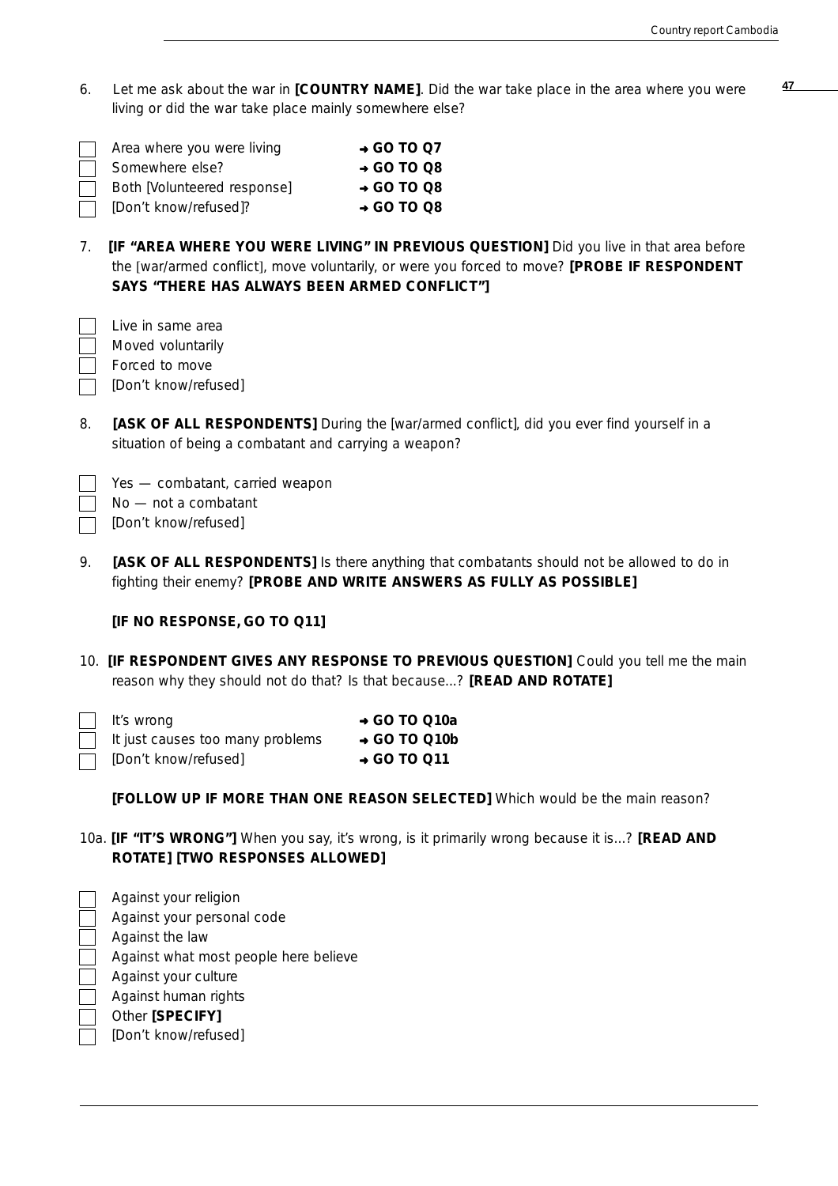6. Let me ask about the war in **[COUNTRY NAME]**. Did the war take place in the area where you were living or did the war take place mainly somewhere else?

- ☐ Area where you were living → **GO TO Q7**
- ☐ Somewhere else? → **GO TO Q8**
- ☐ Both [Volunteered response] → **GO TO Q8**
- ☐ [Don't know/refused]? → **GO TO Q8**

7. **[IF "AREA WHERE YOU WERE LIVING" IN PREVIOUS QUESTION]** Did you live in that area before the [war/armed conflict], move voluntarily, or were you forced to move? **[PROBE IF RESPONDENT SAYS "THERE HAS ALWAYS BEEN ARMED CONFLICT"]**

- ☐ Live in same area
- ☐ Moved voluntarily
- ☐ Forced to move
- ☐ [Don't know/refused]

8. **[ASK OF ALL RESPONDENTS]** During the [war/armed conflict], did you ever find yourself in a situation of being a combatant and carrying a weapon?

- ☐ Yes — combatant, carried weapon
- ☐ No — not a combatant
- ☐ [Don't know/refused]

9. **[ASK OF ALL RESPONDENTS]** Is there anything that combatants should not be allowed to do in fighting their enemy? **[PROBE AND WRITE ANSWERS AS FULLY AS POSSIBLE]**

**[IF NO RESPONSE, GO TO Q11]**

10. **[IF RESPONDENT GIVES ANY RESPONSE TO PREVIOUS QUESTION]** Could you tell me the main reason why they should not do that? Is that because...? **[READ AND ROTATE]**

- ☐ It's wrong → **GO TO Q10a**
- ☐ It just causes too many problems → **GO TO Q10b**
- ☐ [Don't know/refused] → **GO TO Q11**

**[FOLLOW UP IF MORE THAN ONE REASON SELECTED]** Which would be the main reason?

10a. **[IF "IT'S WRONG"]** When you say, it's wrong, is it primarily wrong because it is...? **[READ AND ROTATE] [TWO RESPONSES ALLOWED]**

- ☐ Against your religion
- ☐ Against your personal code
- ☐ Against the law
- ☐ Against what most people here believe
- ☐ Against your culture
- ☐ Against human rights
- ☐ Other **[SPECIFY]**
- ☐ [Don't know/refused]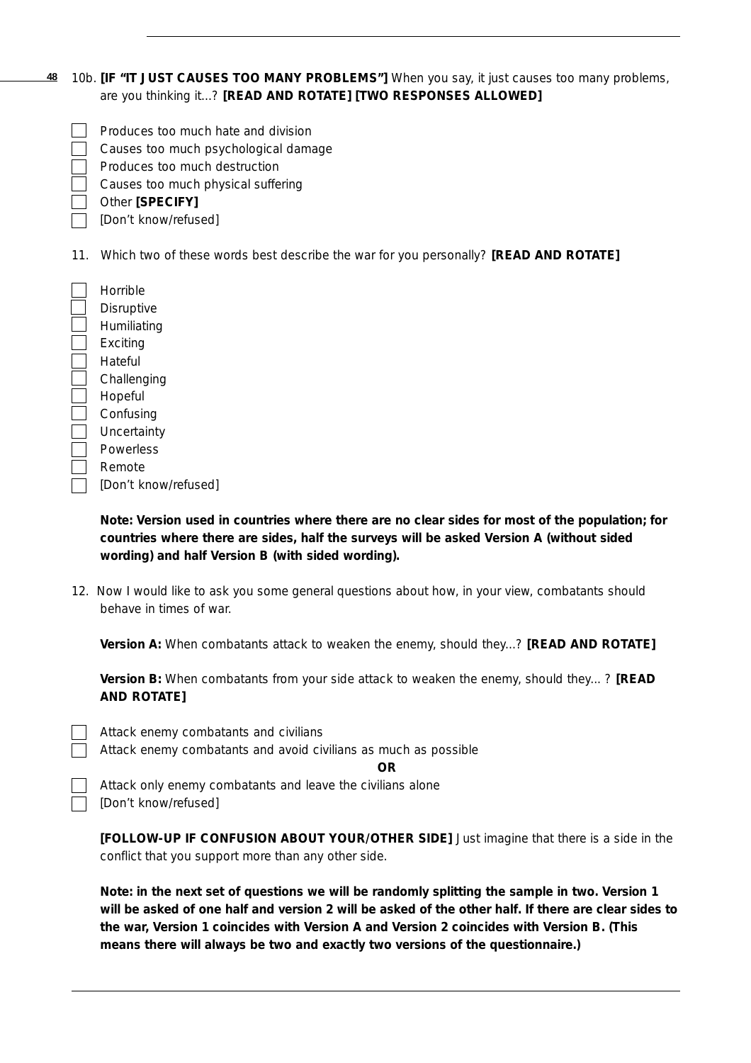10b. **[IF "IT JUST CAUSES TOO MANY PROBLEMS"]** When you say, it just causes too many problems, are you thinking it...? **[READ AND ROTATE] [TWO RESPONSES ALLOWED]**

- ☐ Produces too much hate and division
- ☐ Causes too much psychological damage
- ☐ Produces too much destruction
- ☐ Causes too much physical suffering
- ☐ Other **[SPECIFY]**
- ☐ [Don't know/refused]

11. Which two of these words best describe the war for you personally? **[READ AND ROTATE]**

- ☐ Horrible
- ☐ Disruptive
- ☐ Humiliating
- ☐ Exciting
- ☐ Hateful
- ☐ Challenging
- ☐ Hopeful
- ☐ Confusing
- ☐ Uncertainty
- ☐ Powerless
- ☐ Remote
- ☐ [Don't know/refused]

**Note: Version used in countries where there are no clear sides for most of the population; for countries where there are sides, half the surveys will be asked Version A (without sided wording) and half Version B (with sided wording).**

12. Now I would like to ask you some general questions about how, in your view, combatants should behave in times of war.

**Version A:** When combatants attack to weaken the enemy, should they...? **[READ AND ROTATE]**

**Version B:** When combatants from your side attack to weaken the enemy, should they... ? **[READ AND ROTATE]**

- ☐ Attack enemy combatants and civilians
- ☐ Attack enemy combatants and avoid civilians as much as possible

**OR**

- ☐ Attack only enemy combatants and leave the civilians alone
- ☐ [Don't know/refused]

**[FOLLOW-UP IF CONFUSION ABOUT YOUR/OTHER SIDE]** Just imagine that there is a side in the conflict that you support more than any other side.

**Note: in the next set of questions we will be randomly splitting the sample in two. Version 1 will be asked of one half and version 2 will be asked of the other half. If there are clear sides to the war, Version 1 coincides with Version A and Version 2 coincides with Version B. (This means there will always be two and exactly two versions of the questionnaire.)**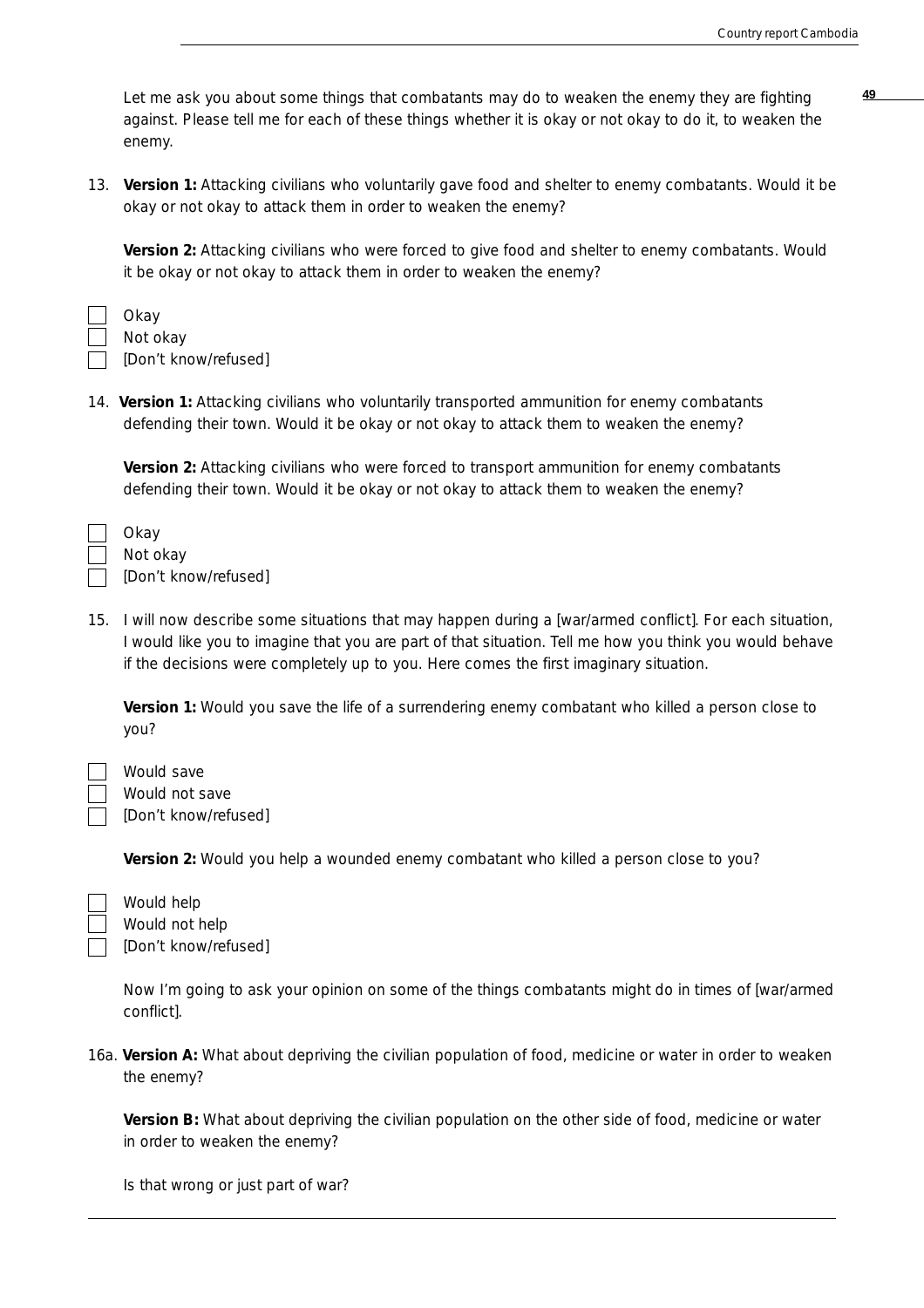Let me ask you about some things that combatants may do to weaken the enemy they are fighting against. Please tell me for each of these things whether it is okay or not okay to do it, to weaken the enemy.

13. **Version 1:** Attacking civilians who voluntarily gave food and shelter to enemy combatants. Would it be okay or not okay to attack them in order to weaken the enemy?

    **Version 2:** Attacking civilians who were forced to give food and shelter to enemy combatants. Would it be okay or not okay to attack them in order to weaken the enemy?

- [ ] Okay
- [ ] Not okay
- [ ] [Don't know/refused]

14. **Version 1:** Attacking civilians who voluntarily transported ammunition for enemy combatants defending their town. Would it be okay or not okay to attack them to weaken the enemy?

    **Version 2:** Attacking civilians who were forced to transport ammunition for enemy combatants defending their town. Would it be okay or not okay to attack them to weaken the enemy?

- [ ] Okay
- [ ] Not okay
- [ ] [Don't know/refused]

15. I will now describe some situations that may happen during a [war/armed conflict]. For each situation, I would like you to imagine that you are part of that situation. Tell me how you think you would behave if the decisions were completely up to you. Here comes the first imaginary situation.

    **Version 1:** Would you save the life of a surrendering enemy combatant who killed a person close to you?

- [ ] Would save
- [ ] Would not save
- [ ] [Don't know/refused]

    **Version 2:** Would you help a wounded enemy combatant who killed a person close to you?

- [ ] Would help
- [ ] Would not help
- [ ] [Don't know/refused]

Now I'm going to ask your opinion on some of the things combatants might do in times of [war/armed conflict].

16a. **Version A:** What about depriving the civilian population of food, medicine or water in order to weaken the enemy?

**Version B:** What about depriving the civilian population on the other side of food, medicine or water in order to weaken the enemy?

Is that wrong or just part of war?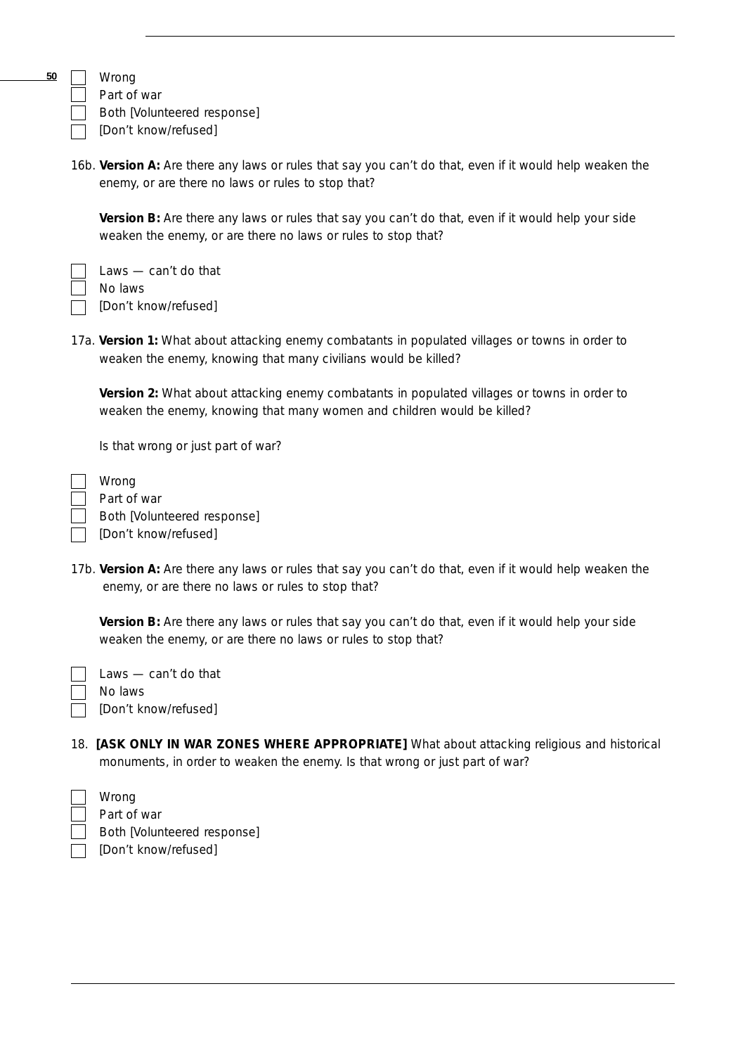- [ ] Wrong
- [ ] Part of war
- [ ] Both [Volunteered response]
- [ ] [Don't know/refused]

16b. **Version A:** Are there any laws or rules that say you can't do that, even if it would help weaken the enemy, or are there no laws or rules to stop that?

**Version B:** Are there any laws or rules that say you can't do that, even if it would help your side weaken the enemy, or are there no laws or rules to stop that?

- [ ] Laws — can't do that
- [ ] No laws
- [ ] [Don't know/refused]

17a. **Version 1:** What about attacking enemy combatants in populated villages or towns in order to weaken the enemy, knowing that many civilians would be killed?

**Version 2:** What about attacking enemy combatants in populated villages or towns in order to weaken the enemy, knowing that many women and children would be killed?

Is that wrong or just part of war?

- [ ] Wrong
- [ ] Part of war
- [ ] Both [Volunteered response]
- [ ] [Don't know/refused]

17b. **Version A:** Are there any laws or rules that say you can't do that, even if it would help weaken the enemy, or are there no laws or rules to stop that?

**Version B:** Are there any laws or rules that say you can't do that, even if it would help your side weaken the enemy, or are there no laws or rules to stop that?

- [ ] Laws — can't do that
- [ ] No laws
- [ ] [Don't know/refused]

18. **[ASK ONLY IN WAR ZONES WHERE APPROPRIATE]** What about attacking religious and historical monuments, in order to weaken the enemy. Is that wrong or just part of war?

- [ ] Wrong
- [ ] Part of war
- [ ] Both [Volunteered response]
- [ ] [Don't know/refused]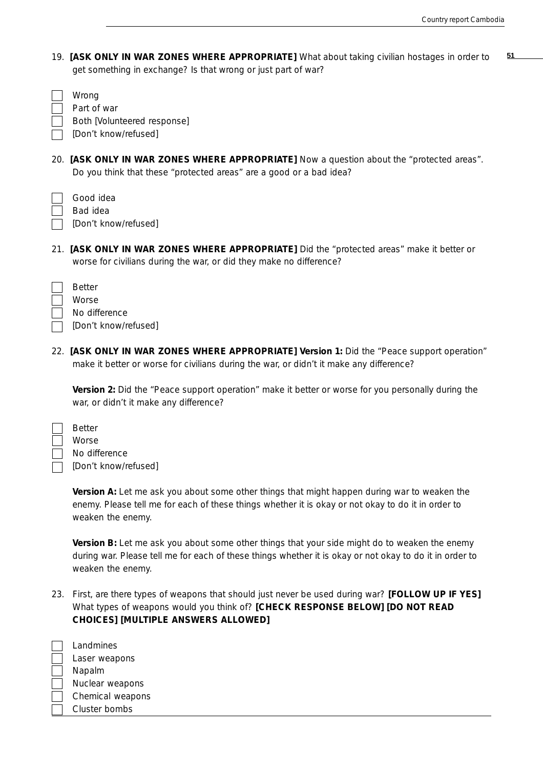19. **[ASK ONLY IN WAR ZONES WHERE APPROPRIATE]** What about taking civilian hostages in order to get something in exchange? Is that wrong or just part of war?

- ☐ Wrong
- ☐ Part of war
- ☐ Both [Volunteered response]
- ☐ [Don't know/refused]

20. **[ASK ONLY IN WAR ZONES WHERE APPROPRIATE]** Now a question about the "protected areas". Do you think that these "protected areas" are a good or a bad idea?

- ☐ Good idea
- ☐ Bad idea
- ☐ [Don't know/refused]

21. **[ASK ONLY IN WAR ZONES WHERE APPROPRIATE]** Did the "protected areas" make it better or worse for civilians during the war, or did they make no difference?

- ☐ Better
- ☐ Worse
- ☐ No difference
- ☐ [Don't know/refused]

22. **[ASK ONLY IN WAR ZONES WHERE APPROPRIATE] Version 1:** Did the "Peace support operation" make it better or worse for civilians during the war, or didn't it make any difference?

    **Version 2:** Did the "Peace support operation" make it better or worse for you personally during the war, or didn't it make any difference?

- ☐ Better
- ☐ Worse
- ☐ No difference
- ☐ [Don't know/refused]

**Version A:** Let me ask you about some other things that might happen during war to weaken the enemy. Please tell me for each of these things whether it is okay or not okay to do it in order to weaken the enemy.

**Version B:** Let me ask you about some other things that your side might do to weaken the enemy during war. Please tell me for each of these things whether it is okay or not okay to do it in order to weaken the enemy.

23. First, are there types of weapons that should just never be used during war? **[FOLLOW UP IF YES]** What types of weapons would you think of? **[CHECK RESPONSE BELOW] [DO NOT READ CHOICES] [MULTIPLE ANSWERS ALLOWED]**

- ☐ Landmines
- ☐ Laser weapons
- ☐ Napalm
- ☐ Nuclear weapons
- ☐ Chemical weapons
- ☐ Cluster bombs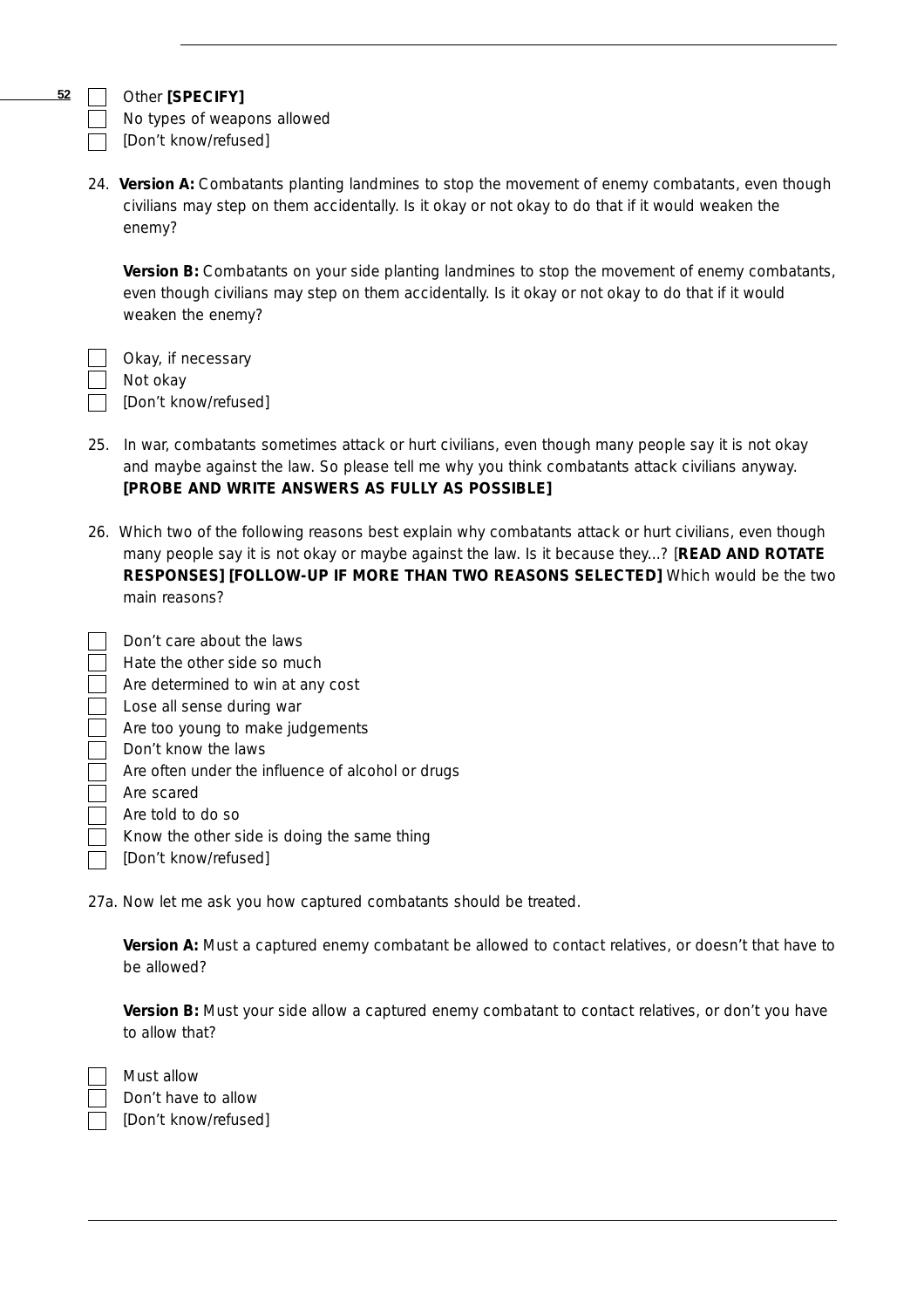- [ ] Other **[SPECIFY]**
- [ ] No types of weapons allowed
- [ ] [Don't know/refused]

24. **Version A:** Combatants planting landmines to stop the movement of enemy combatants, even though civilians may step on them accidentally. Is it okay or not okay to do that if it would weaken the enemy?

    **Version B:** Combatants on your side planting landmines to stop the movement of enemy combatants, even though civilians may step on them accidentally. Is it okay or not okay to do that if it would weaken the enemy?

- [ ] Okay, if necessary
- [ ] Not okay
- [ ] [Don't know/refused]

25. In war, combatants sometimes attack or hurt civilians, even though many people say it is not okay and maybe against the law. So please tell me why you think combatants attack civilians anyway. **[PROBE AND WRITE ANSWERS AS FULLY AS POSSIBLE]**

26. Which two of the following reasons best explain why combatants attack or hurt civilians, even though many people say it is not okay or maybe against the law. Is it because they...? [**READ AND ROTATE RESPONSES] [FOLLOW-UP IF MORE THAN TWO REASONS SELECTED]** Which would be the two main reasons?

- [ ] Don't care about the laws
- [ ] Hate the other side so much
- [ ] Are determined to win at any cost
- [ ] Lose all sense during war
- [ ] Are too young to make judgements
- [ ] Don't know the laws
- [ ] Are often under the influence of alcohol or drugs
- [ ] Are scared
- [ ] Are told to do so
- [ ] Know the other side is doing the same thing
- [ ] [Don't know/refused]

27a. Now let me ask you how captured combatants should be treated.

**Version A:** Must a captured enemy combatant be allowed to contact relatives, or doesn't that have to be allowed?

**Version B:** Must your side allow a captured enemy combatant to contact relatives, or don't you have to allow that?

- [ ] Must allow
- [ ] Don't have to allow
- [ ] [Don't know/refused]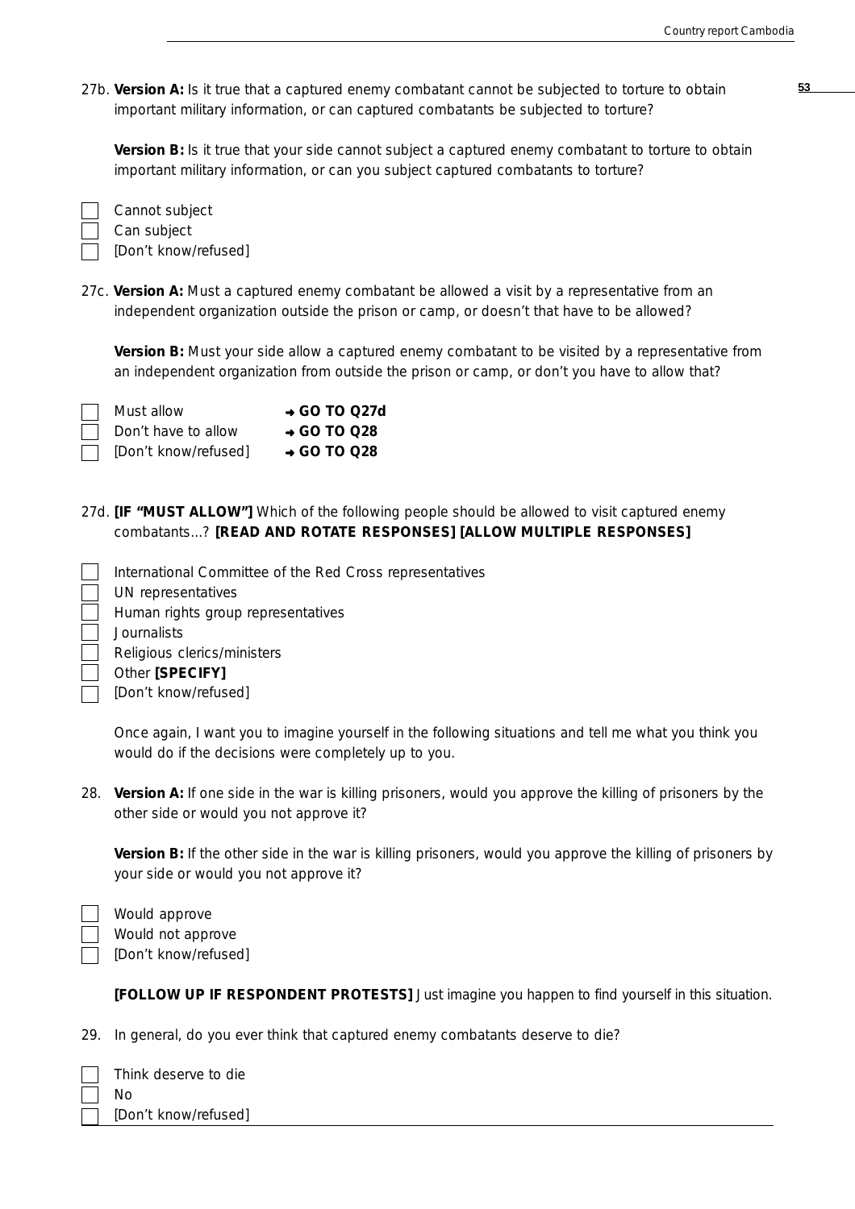27b. **Version A:** Is it true that a captured enemy combatant cannot be subjected to torture to obtain important military information, or can captured combatants be subjected to torture?

**Version B:** Is it true that your side cannot subject a captured enemy combatant to torture to obtain important military information, or can you subject captured combatants to torture?

- ☐ Cannot subject
- ☐ Can subject
- ☐ [Don't know/refused]

27c. **Version A:** Must a captured enemy combatant be allowed a visit by a representative from an independent organization outside the prison or camp, or doesn't that have to be allowed?

**Version B:** Must your side allow a captured enemy combatant to be visited by a representative from an independent organization from outside the prison or camp, or don't you have to allow that?

- ☐ Must allow → **GO TO Q27d**
- ☐ Don't have to allow → **GO TO Q28**
- ☐ [Don't know/refused] → **GO TO Q28**

27d. **[IF "MUST ALLOW"]** Which of the following people should be allowed to visit captured enemy combatants...? **[READ AND ROTATE RESPONSES] [ALLOW MULTIPLE RESPONSES]**

- ☐ International Committee of the Red Cross representatives
- ☐ UN representatives
- ☐ Human rights group representatives
- ☐ Journalists
- ☐ Religious clerics/ministers
- ☐ Other **[SPECIFY]**
- ☐ [Don't know/refused]

Once again, I want you to imagine yourself in the following situations and tell me what you think you would do if the decisions were completely up to you.

28. **Version A:** If one side in the war is killing prisoners, would you approve the killing of prisoners by the other side or would you not approve it?

**Version B:** If the other side in the war is killing prisoners, would you approve the killing of prisoners by your side or would you not approve it?

- ☐ Would approve
- ☐ Would not approve
- ☐ [Don't know/refused]

**[FOLLOW UP IF RESPONDENT PROTESTS]** Just imagine you happen to find yourself in this situation.

29. In general, do you ever think that captured enemy combatants deserve to die?

- ☐ Think deserve to die
- ☐ No
- ☐ [Don't know/refused]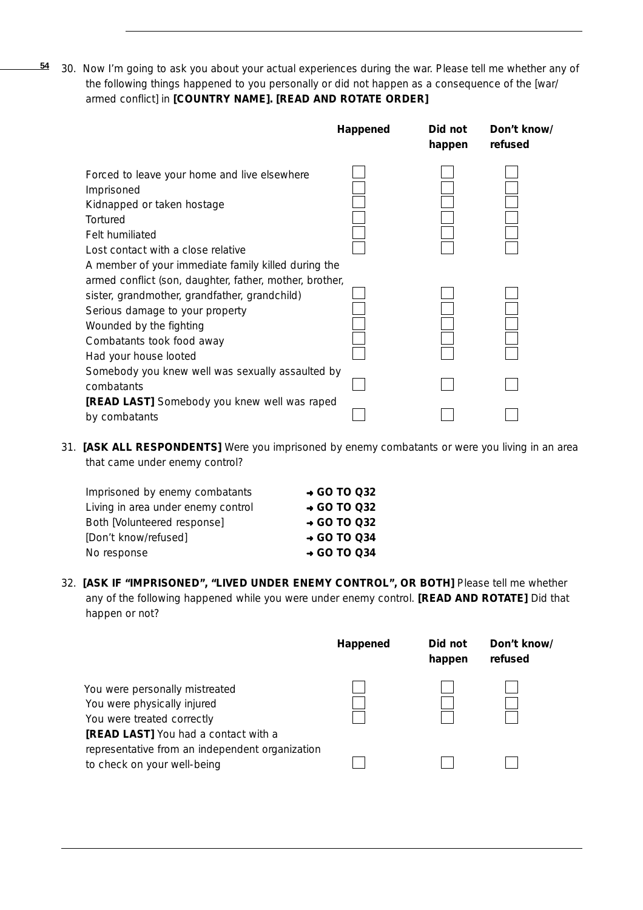30. Now I'm going to ask you about your actual experiences during the war. Please tell me whether any of the following things happened to you personally or did not happen as a consequence of the [war/armed conflict] in **[COUNTRY NAME]. [READ AND ROTATE ORDER]**

| | Happened | Did not happen | Don't know/ refused |
|---|---|---|---|
| Forced to leave your home and live elsewhere | ☐ | ☐ | ☐ |
| Imprisoned | ☐ | ☐ | ☐ |
| Kidnapped or taken hostage | ☐ | ☐ | ☐ |
| Tortured | ☐ | ☐ | ☐ |
| Felt humiliated | ☐ | ☐ | ☐ |
| Lost contact with a close relative | ☐ | ☐ | ☐ |
| A member of your immediate family killed during the armed conflict (son, daughter, father, mother, brother, sister, grandmother, grandfather, grandchild) | ☐ | ☐ | ☐ |
| Serious damage to your property | ☐ | ☐ | ☐ |
| Wounded by the fighting | ☐ | ☐ | ☐ |
| Combatants took food away | ☐ | ☐ | ☐ |
| Had your house looted | ☐ | ☐ | ☐ |
| Somebody you knew well was sexually assaulted by combatants | ☐ | ☐ | ☐ |
| **[READ LAST]** Somebody you knew well was raped by combatants | ☐ | ☐ | ☐ |

31. **[ASK ALL RESPONDENTS]** Were you imprisoned by enemy combatants or were you living in an area that came under enemy control?

| | |
|---|---|
| Imprisoned by enemy combatants | → **GO TO Q32** |
| Living in area under enemy control | → **GO TO Q32** |
| Both [Volunteered response] | → **GO TO Q32** |
| [Don't know/refused] | → **GO TO Q34** |
| No response | → **GO TO Q34** |

32. **[ASK IF "IMPRISONED", "LIVED UNDER ENEMY CONTROL", OR BOTH]** Please tell me whether any of the following happened while you were under enemy control. **[READ AND ROTATE]** Did that happen or not?

| | Happened | Did not happen | Don't know/ refused |
|---|---|---|---|
| You were personally mistreated | ☐ | ☐ | ☐ |
| You were physically injured | ☐ | ☐ | ☐ |
| You were treated correctly | ☐ | ☐ | ☐ |
| **[READ LAST]** You had a contact with a representative from an independent organization to check on your well-being | ☐ | ☐ | ☐ |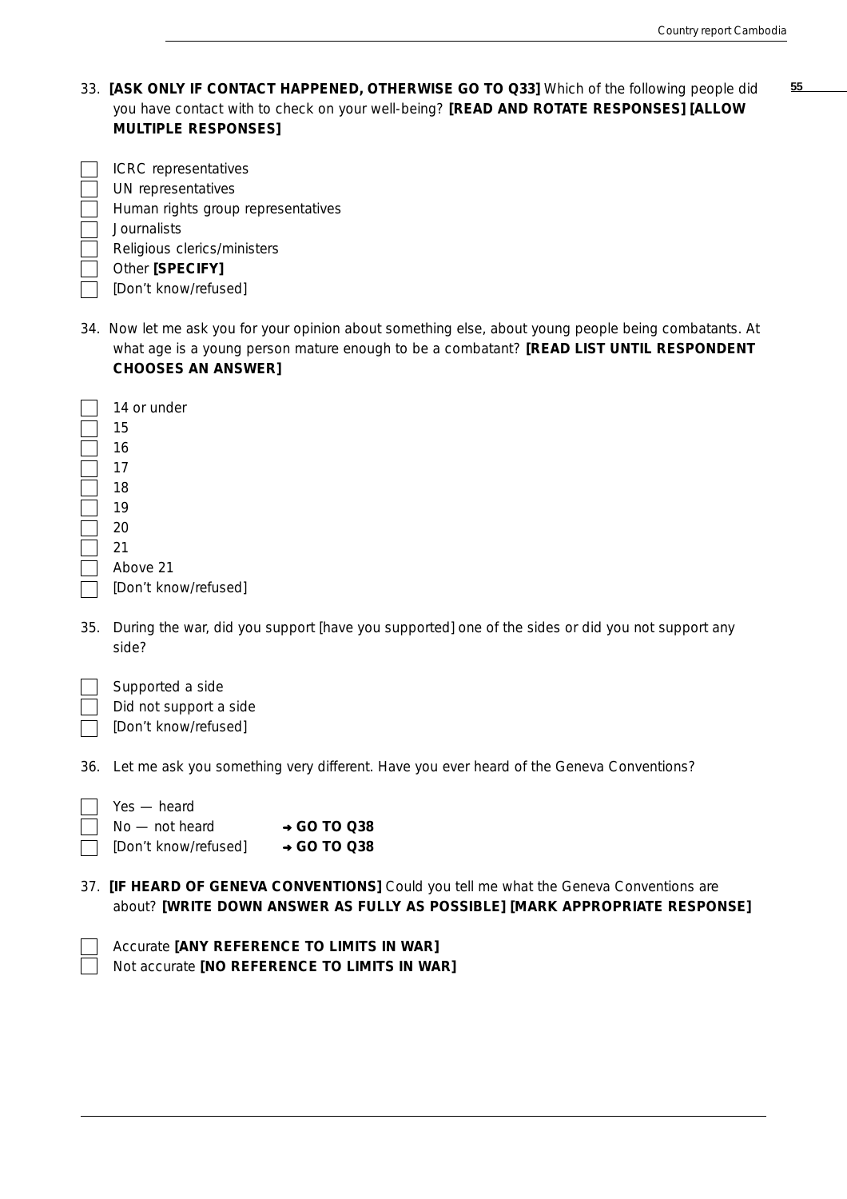33. **[ASK ONLY IF CONTACT HAPPENED, OTHERWISE GO TO Q33]** Which of the following people did you have contact with to check on your well-being? **[READ AND ROTATE RESPONSES] [ALLOW MULTIPLE RESPONSES]**

- ☐ ICRC representatives
- ☐ UN representatives
- ☐ Human rights group representatives
- ☐ Journalists
- ☐ Religious clerics/ministers
- ☐ Other **[SPECIFY]**
- ☐ [Don't know/refused]

34. Now let me ask you for your opinion about something else, about young people being combatants. At what age is a young person mature enough to be a combatant? **[READ LIST UNTIL RESPONDENT CHOOSES AN ANSWER]**

- ☐ 14 or under
- ☐ 15
- ☐ 16
- ☐ 17
- ☐ 18
- ☐ 19
- ☐ 20
- ☐ 21
- ☐ Above 21
- ☐ [Don't know/refused]

35. During the war, did you support [have you supported] one of the sides or did you not support any side?

- ☐ Supported a side
- ☐ Did not support a side
- ☐ [Don't know/refused]

36. Let me ask you something very different. Have you ever heard of the Geneva Conventions?

- ☐ Yes — heard
- ☐ No — not heard → **GO TO Q38**
- ☐ [Don't know/refused] → **GO TO Q38**

37. **[IF HEARD OF GENEVA CONVENTIONS]** Could you tell me what the Geneva Conventions are about? **[WRITE DOWN ANSWER AS FULLY AS POSSIBLE] [MARK APPROPRIATE RESPONSE]**

- ☐ Accurate **[ANY REFERENCE TO LIMITS IN WAR]**
- ☐ Not accurate **[NO REFERENCE TO LIMITS IN WAR]**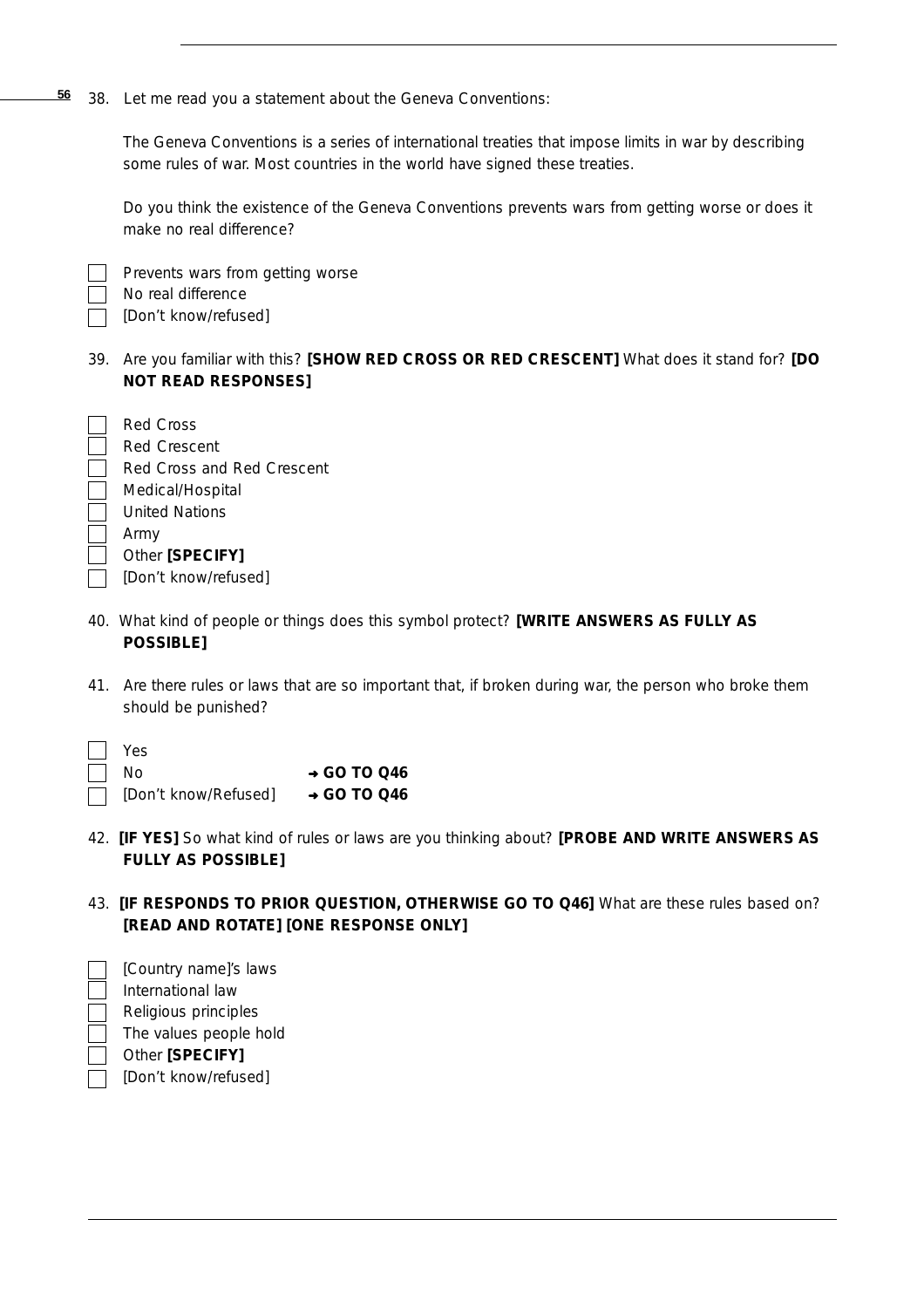38. Let me read you a statement about the Geneva Conventions:

The Geneva Conventions is a series of international treaties that impose limits in war by describing some rules of war. Most countries in the world have signed these treaties.

Do you think the existence of the Geneva Conventions prevents wars from getting worse or does it make no real difference?

- [ ] Prevents wars from getting worse
- [ ] No real difference
- [ ] [Don't know/refused]

39. Are you familiar with this? **[SHOW RED CROSS OR RED CRESCENT]** What does it stand for? **[DO NOT READ RESPONSES]**

- [ ] Red Cross
- [ ] Red Crescent
- [ ] Red Cross and Red Crescent
- [ ] Medical/Hospital
- [ ] United Nations
- [ ] Army
- [ ] Other **[SPECIFY]**
- [ ] [Don't know/refused]

40. What kind of people or things does this symbol protect? **[WRITE ANSWERS AS FULLY AS POSSIBLE]**

41. Are there rules or laws that are so important that, if broken during war, the person who broke them should be punished?

- [ ] Yes
- [ ] No → **GO TO Q46**
- [ ] [Don't know/Refused] → **GO TO Q46**

42. **[IF YES]** So what kind of rules or laws are you thinking about? **[PROBE AND WRITE ANSWERS AS FULLY AS POSSIBLE]**

43. **[IF RESPONDS TO PRIOR QUESTION, OTHERWISE GO TO Q46]** What are these rules based on? **[READ AND ROTATE] [ONE RESPONSE ONLY]**

- [ ] [Country name]'s laws
- [ ] International law
- [ ] Religious principles
- [ ] The values people hold
- [ ] Other **[SPECIFY]**
- [ ] [Don't know/refused]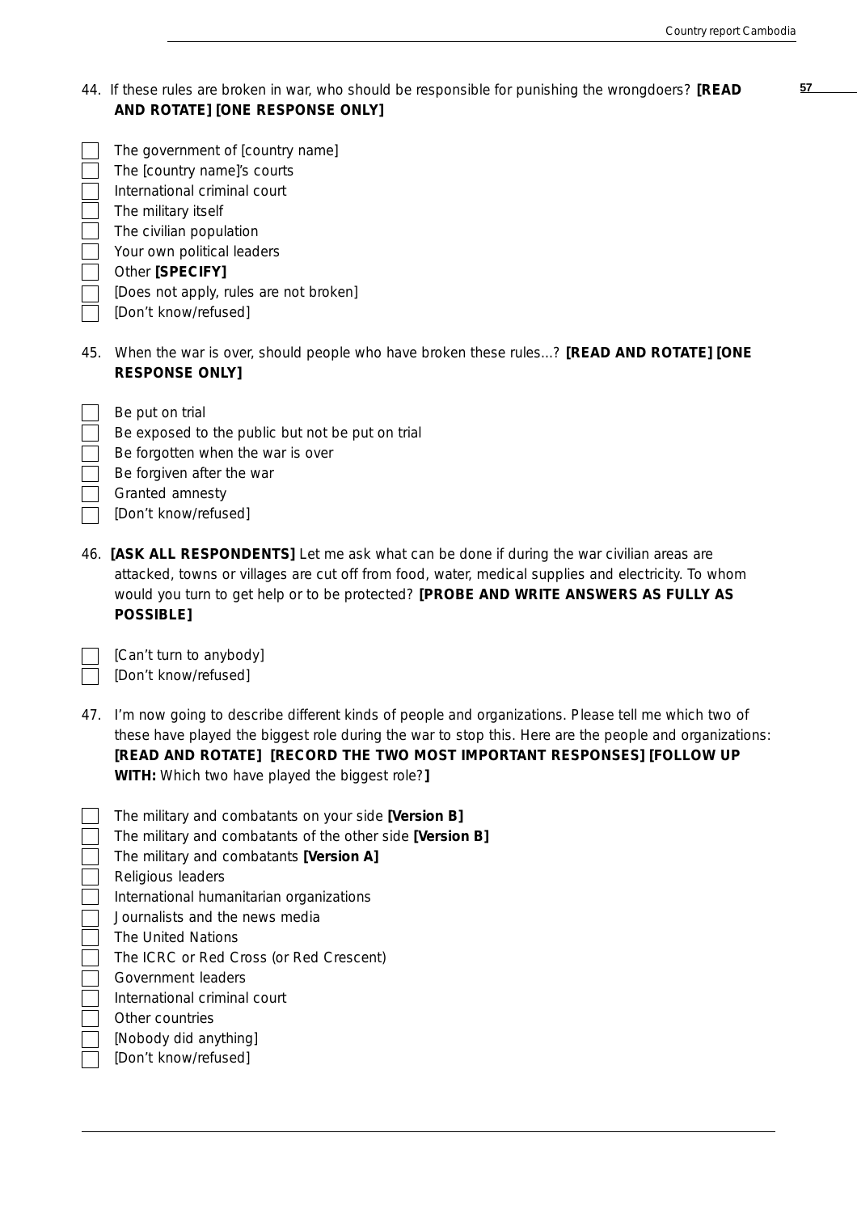44. If these rules are broken in war, who should be responsible for punishing the wrongdoers? **[READ AND ROTATE] [ONE RESPONSE ONLY]**

- ☐ The government of [country name]
- ☐ The [country name]'s courts
- ☐ International criminal court
- ☐ The military itself
- ☐ The civilian population
- ☐ Your own political leaders
- ☐ Other **[SPECIFY]**
- ☐ [Does not apply, rules are not broken]
- ☐ [Don't know/refused]

45. When the war is over, should people who have broken these rules...? **[READ AND ROTATE] [ONE RESPONSE ONLY]**

- ☐ Be put on trial
- ☐ Be exposed to the public but not be put on trial
- ☐ Be forgotten when the war is over
- ☐ Be forgiven after the war
- ☐ Granted amnesty
- ☐ [Don't know/refused]

46. **[ASK ALL RESPONDENTS]** Let me ask what can be done if during the war civilian areas are attacked, towns or villages are cut off from food, water, medical supplies and electricity. To whom would you turn to get help or to be protected? **[PROBE AND WRITE ANSWERS AS FULLY AS POSSIBLE]**

- ☐ [Can't turn to anybody]
- ☐ [Don't know/refused]

47. I'm now going to describe different kinds of people and organizations. Please tell me which two of these have played the biggest role during the war to stop this. Here are the people and organizations: **[READ AND ROTATE] [RECORD THE TWO MOST IMPORTANT RESPONSES] [FOLLOW UP WITH:** Which two have played the biggest role?**]**

- ☐ The military and combatants on your side **[Version B]**
- ☐ The military and combatants of the other side **[Version B]**
- ☐ The military and combatants **[Version A]**
- ☐ Religious leaders
- ☐ International humanitarian organizations
- ☐ Journalists and the news media
- ☐ The United Nations
- ☐ The ICRC or Red Cross (or Red Crescent)
- ☐ Government leaders
- ☐ International criminal court
- ☐ Other countries
- ☐ [Nobody did anything]
- ☐ [Don't know/refused]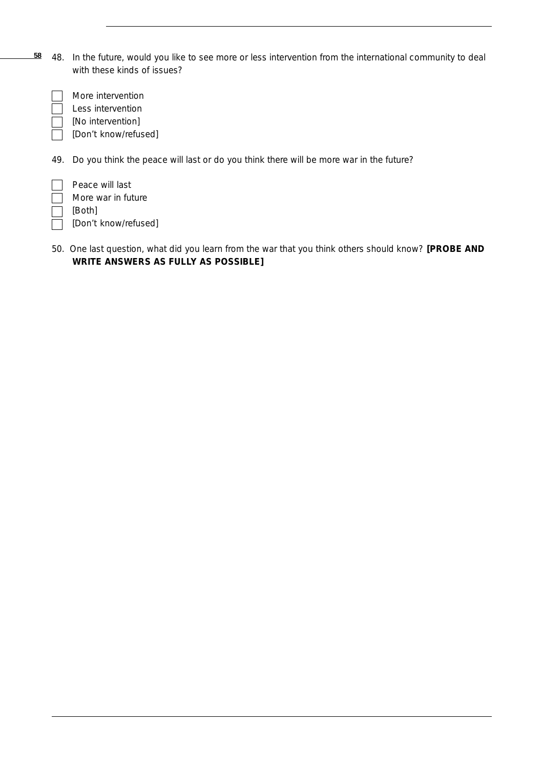48. In the future, would you like to see more or less intervention from the international community to deal with these kinds of issues?

- ☐ More intervention
- ☐ Less intervention
- ☐ [No intervention]
- ☐ [Don't know/refused]

49. Do you think the peace will last or do you think there will be more war in the future?

- ☐ Peace will last
- ☐ More war in future
- ☐ [Both]
- ☐ [Don't know/refused]

50. One last question, what did you learn from the war that you think others should know? **[PROBE AND WRITE ANSWERS AS FULLY AS POSSIBLE]**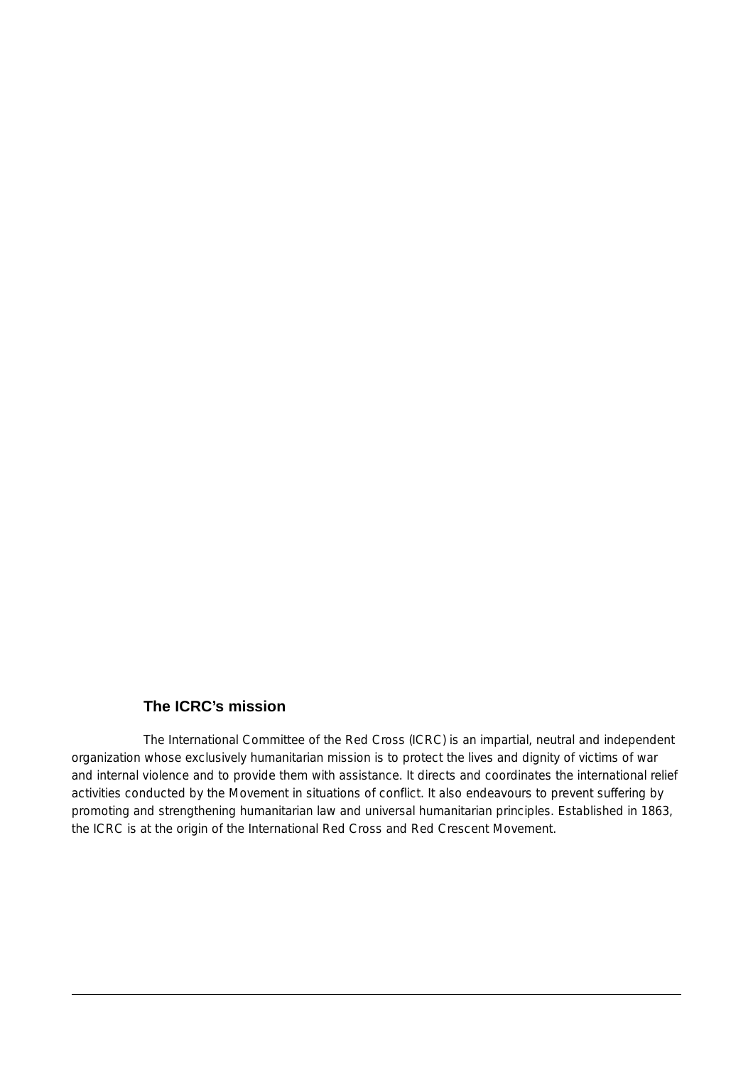## The ICRC's mission

The International Committee of the Red Cross (ICRC) is an impartial, neutral and independent organization whose exclusively humanitarian mission is to protect the lives and dignity of victims of war and internal violence and to provide them with assistance. It directs and coordinates the international relief activities conducted by the Movement in situations of conflict. It also endeavours to prevent suffering by promoting and strengthening humanitarian law and universal humanitarian principles. Established in 1863, the ICRC is at the origin of the International Red Cross and Red Crescent Movement.